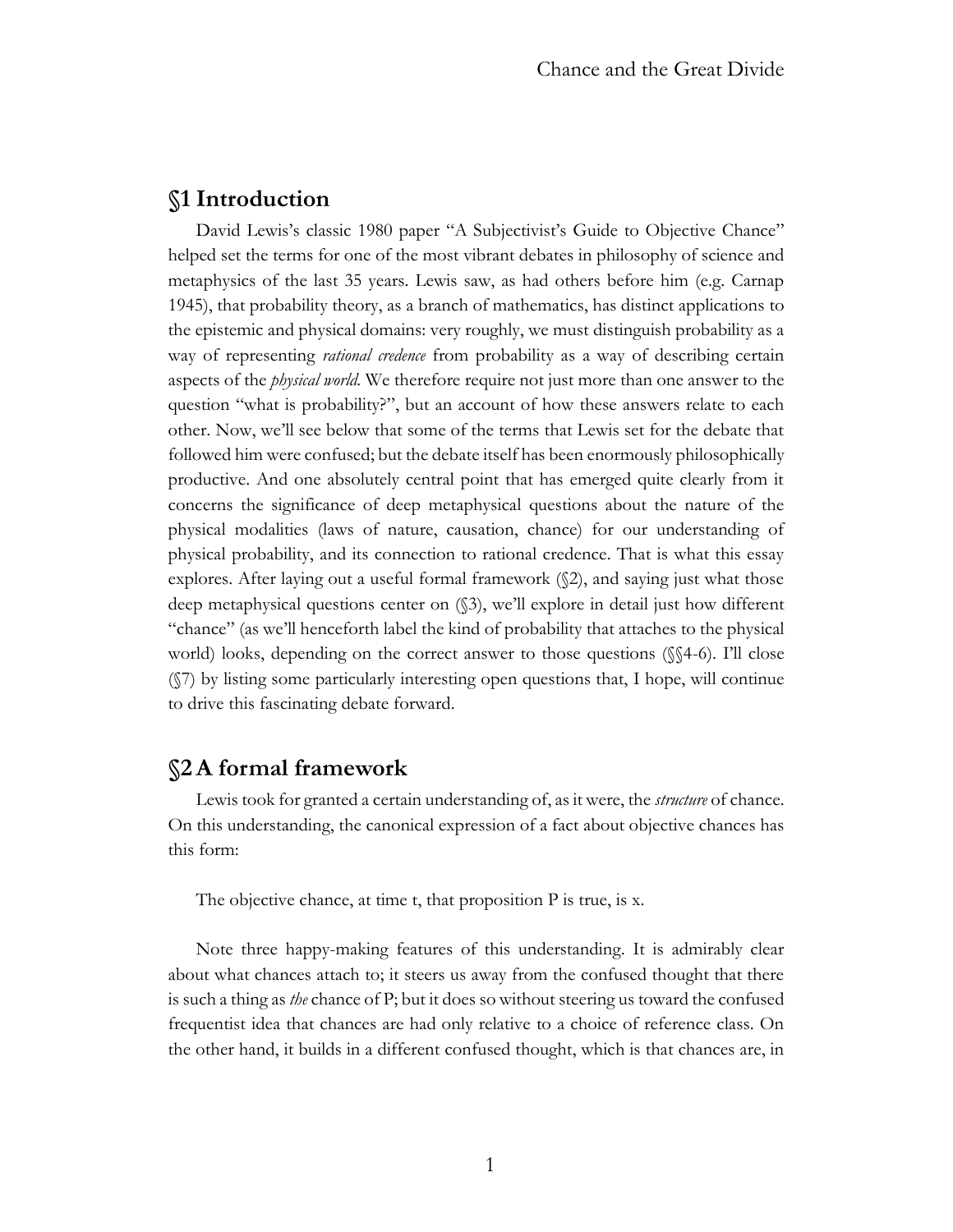## §1 Introduction

David Lewis's classic 1980 paper "A Subjectivist's Guide to Objective Chance" helped set the terms for one of the most vibrant debates in philosophy of science and metaphysics of the last 35 years. Lewis saw, as had others before him (e.g. Carnap 1945), that probability theory, as a branch of mathematics, has distinct applications to the epistemic and physical domains: very roughly, we must distinguish probability as a way of representing *rational credence* from probability as a way of describing certain aspects of the *physical world*. We therefore require not just more than one answer to the question "what is probability?", but an account of how these answers relate to each other. Now, we'll see below that some of the terms that Lewis set for the debate that followed him were confused; but the debate itself has been enormously philosophically productive. And one absolutely central point that has emerged quite clearly from it concerns the significance of deep metaphysical questions about the nature of the physical modalities (laws of nature, causation, chance) for our understanding of physical probability, and its connection to rational credence. That is what this essay explores. After laying out a useful formal framework (§2), and saying just what those deep metaphysical questions center on (§3), we'll explore in detail just how different "chance" (as we'll henceforth label the kind of probability that attaches to the physical world) looks, depending on the correct answer to those questions (§§4-6). I'll close (§7) by listing some particularly interesting open questions that, I hope, will continue to drive this fascinating debate forward.

## §2 A formal framework

Lewis took for granted a certain understanding of, as it were, the *structure* of chance. On this understanding, the canonical expression of a fact about objective chances has this form:

The objective chance, at time t, that proposition P is true, is x.

Note three happy-making features of this understanding. It is admirably clear about what chances attach to; it steers us away from the confused thought that there is such a thing as *the* chance of P; but it does so without steering us toward the confused frequentist idea that chances are had only relative to a choice of reference class. On the other hand, it builds in a different confused thought, which is that chances are, in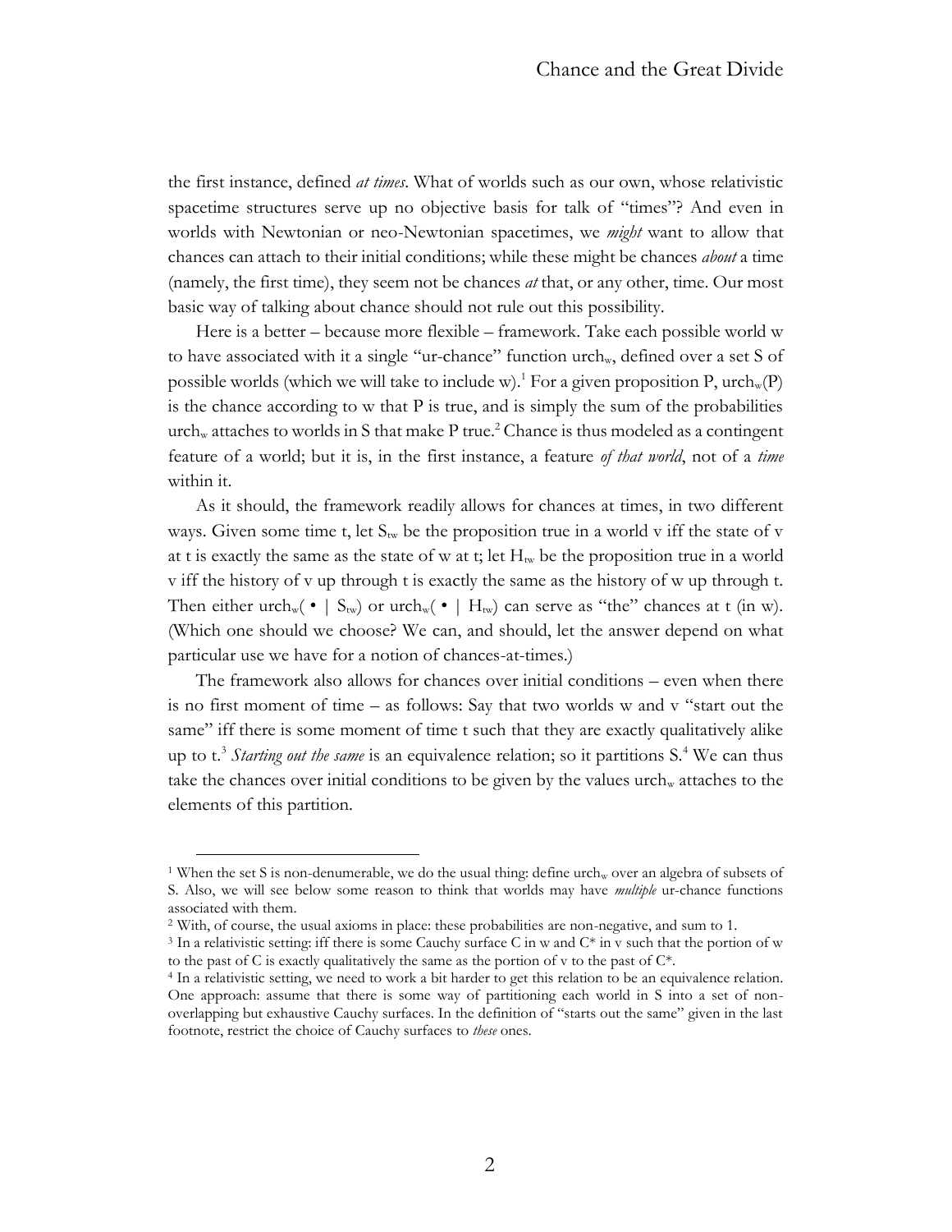the first instance, defined *at times*. What of worlds such as our own, whose relativistic spacetime structures serve up no objective basis for talk of "times"? And even in worlds with Newtonian or neo-Newtonian spacetimes, we *might* want to allow that chances can attach to their initial conditions; while these might be chances *about* a time (namely, the first time), they seem not be chances *at* that, or any other, time. Our most basic way of talking about chance should not rule out this possibility.

Here is a better – because more flexible – framework. Take each possible world w to have associated with it a single "ur-chance" function $urch_w$, defined over a set S of possible worlds (which we will take to include w).[1] For a given proposition P, $urch_w(P)$ is the chance according to w that P is true, and is simply the sum of the probabilities $urch_w$ attaches to worlds in S that make P true.[2] Chance is thus modeled as a contingent feature of a world; but it is, in the first instance, a feature *of that world*, not of a *time* within it.

As it should, the framework readily allows for chances at times, in two different ways. Given some time t, let $S_{tw}$ be the proposition true in a world v iff the state of v at t is exactly the same as the state of w at t; let $H_{tw}$ be the proposition true in a world v iff the history of v up through t is exactly the same as the history of w up through t. Then either $urch_w( \bullet \mid S_{tw})$ or $urch_w( \bullet \mid H_{tw})$ can serve as "the" chances at t (in w). (Which one should we choose? We can, and should, let the answer depend on what particular use we have for a notion of chances-at-times.)

The framework also allows for chances over initial conditions – even when there is no first moment of time – as follows: Say that two worlds w and v "start out the same" iff there is some moment of time t such that they are exactly qualitatively alike up to t.[3] *Starting out the same* is an equivalence relation; so it partitions S.[4] We can thus take the chances over initial conditions to be given by the values $urch_w$ attaches to the elements of this partition.

[1] When the set S is non-denumerable, we do the usual thing: define $urch_w$ over an algebra of subsets of S. Also, we will see below some reason to think that worlds may have *multiple* ur-chance functions associated with them.

[2] With, of course, the usual axioms in place: these probabilities are non-negative, and sum to 1.

[3] In a relativistic setting: iff there is some Cauchy surface C in w and C* in v such that the portion of w to the past of C is exactly qualitatively the same as the portion of v to the past of C*.

[4] In a relativistic setting, we need to work a bit harder to get this relation to be an equivalence relation. One approach: assume that there is some way of partitioning each world in S into a set of non-overlapping but exhaustive Cauchy surfaces. In the definition of "starts out the same" given in the last footnote, restrict the choice of Cauchy surfaces to *these* ones.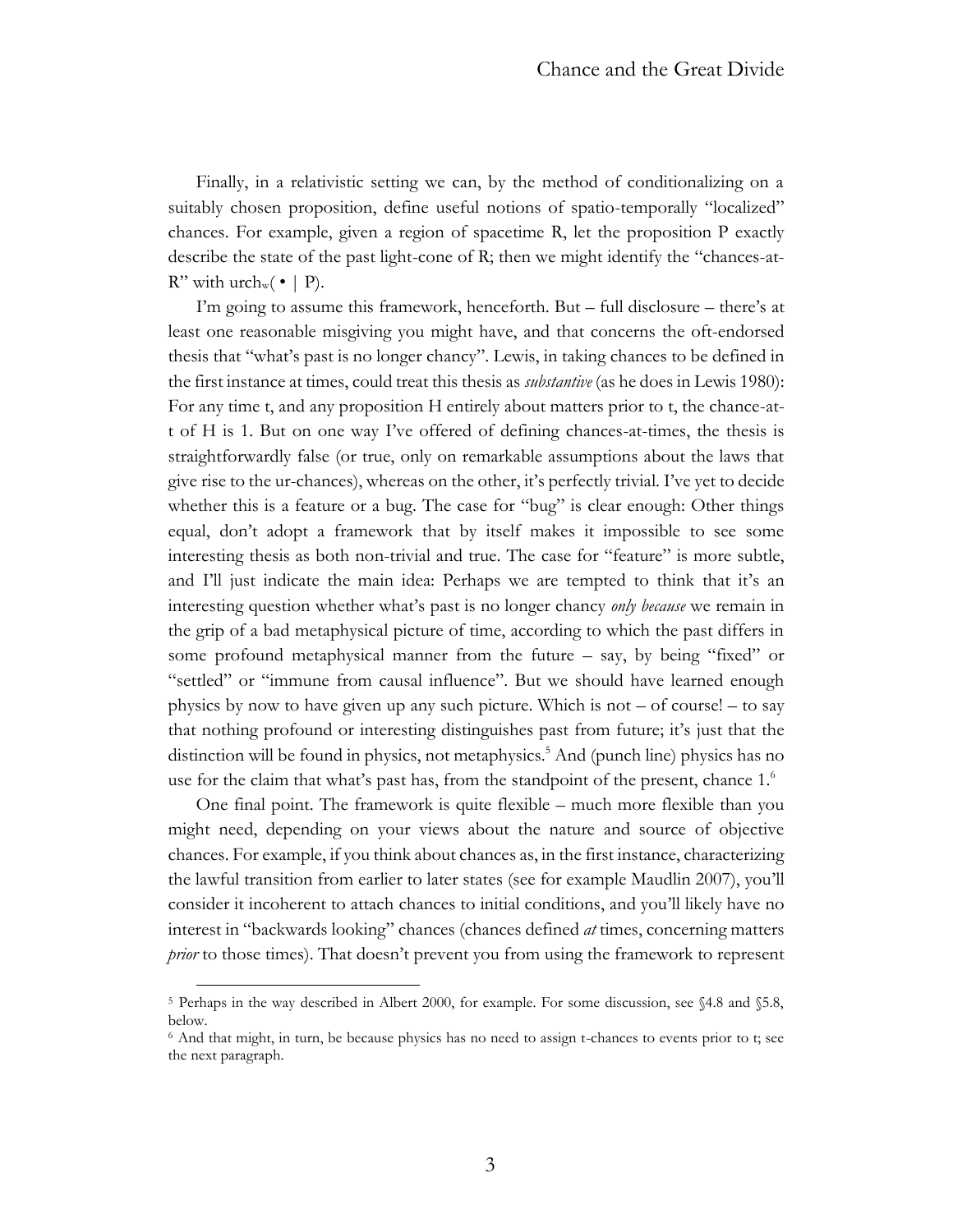Finally, in a relativistic setting we can, by the method of conditionalizing on a suitably chosen proposition, define useful notions of spatio-temporally "localized" chances. For example, given a region of spacetime R, let the proposition P exactly describe the state of the past light-cone of R; then we might identify the "chances-at-R" with $urch_w(\bullet \mid P)$.

I'm going to assume this framework, henceforth. But – full disclosure – there's at least one reasonable misgiving you might have, and that concerns the oft-endorsed thesis that "what's past is no longer chancy". Lewis, in taking chances to be defined in the first instance at times, could treat this thesis as *substantive* (as he does in Lewis 1980): For any time t, and any proposition H entirely about matters prior to t, the chance-at-t of H is 1. But on one way I've offered of defining chances-at-times, the thesis is straightforwardly false (or true, only on remarkable assumptions about the laws that give rise to the ur-chances), whereas on the other, it's perfectly trivial. I've yet to decide whether this is a feature or a bug. The case for "bug" is clear enough: Other things equal, don't adopt a framework that by itself makes it impossible to see some interesting thesis as both non-trivial and true. The case for "feature" is more subtle, and I'll just indicate the main idea: Perhaps we are tempted to think that it's an interesting question whether what's past is no longer chancy *only because* we remain in the grip of a bad metaphysical picture of time, according to which the past differs in some profound metaphysical manner from the future – say, by being "fixed" or "settled" or "immune from causal influence". But we should have learned enough physics by now to have given up any such picture. Which is not – of course! – to say that nothing profound or interesting distinguishes past from future; it's just that the distinction will be found in physics, not metaphysics.[5] And (punch line) physics has no use for the claim that what's past has, from the standpoint of the present, chance 1.[6]

One final point. The framework is quite flexible – much more flexible than you might need, depending on your views about the nature and source of objective chances. For example, if you think about chances as, in the first instance, characterizing the lawful transition from earlier to later states (see for example Maudlin 2007), you'll consider it incoherent to attach chances to initial conditions, and you'll likely have no interest in "backwards looking" chances (chances defined *at* times, concerning matters *prior* to those times). That doesn't prevent you from using the framework to represent

[5] Perhaps in the way described in Albert 2000, for example. For some discussion, see §4.8 and §5.8, below.

[6] And that might, in turn, be because physics has no need to assign t-chances to events prior to t; see the next paragraph.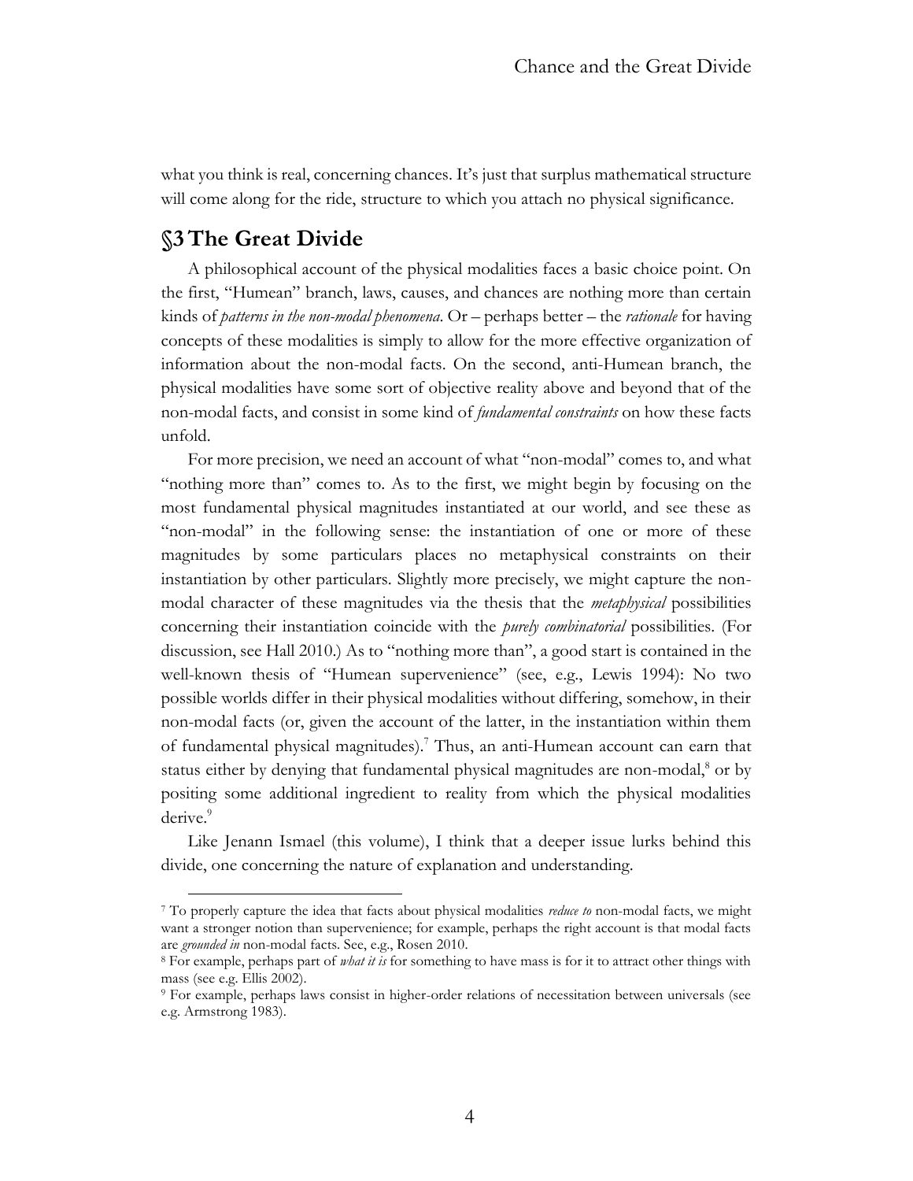what you think is real, concerning chances. It's just that surplus mathematical structure will come along for the ride, structure to which you attach no physical significance.

## §3 The Great Divide

A philosophical account of the physical modalities faces a basic choice point. On the first, "Humean" branch, laws, causes, and chances are nothing more than certain kinds of *patterns in the non-modal phenomena*. Or – perhaps better – the *rationale* for having concepts of these modalities is simply to allow for the more effective organization of information about the non-modal facts. On the second, anti-Humean branch, the physical modalities have some sort of objective reality above and beyond that of the non-modal facts, and consist in some kind of *fundamental constraints* on how these facts unfold.

For more precision, we need an account of what "non-modal" comes to, and what "nothing more than" comes to. As to the first, we might begin by focusing on the most fundamental physical magnitudes instantiated at our world, and see these as "non-modal" in the following sense: the instantiation of one or more of these magnitudes by some particulars places no metaphysical constraints on their instantiation by other particulars. Slightly more precisely, we might capture the non-modal character of these magnitudes via the thesis that the *metaphysical* possibilities concerning their instantiation coincide with the *purely combinatorial* possibilities. (For discussion, see Hall 2010.) As to "nothing more than", a good start is contained in the well-known thesis of "Humean supervenience" (see, e.g., Lewis 1994): No two possible worlds differ in their physical modalities without differing, somehow, in their non-modal facts (or, given the account of the latter, in the instantiation within them of fundamental physical magnitudes).[7] Thus, an anti-Humean account can earn that status either by denying that fundamental physical magnitudes are non-modal,[8] or by positing some additional ingredient to reality from which the physical modalities derive.[9]

Like Jenann Ismael (this volume), I think that a deeper issue lurks behind this divide, one concerning the nature of explanation and understanding.

---

[7] To properly capture the idea that facts about physical modalities *reduce to* non-modal facts, we might want a stronger notion than supervenience; for example, perhaps the right account is that modal facts are *grounded in* non-modal facts. See, e.g., Rosen 2010.

[8] For example, perhaps part of *what it is* for something to have mass is for it to attract other things with mass (see e.g. Ellis 2002).

[9] For example, perhaps laws consist in higher-order relations of necessitation between universals (see e.g. Armstrong 1983).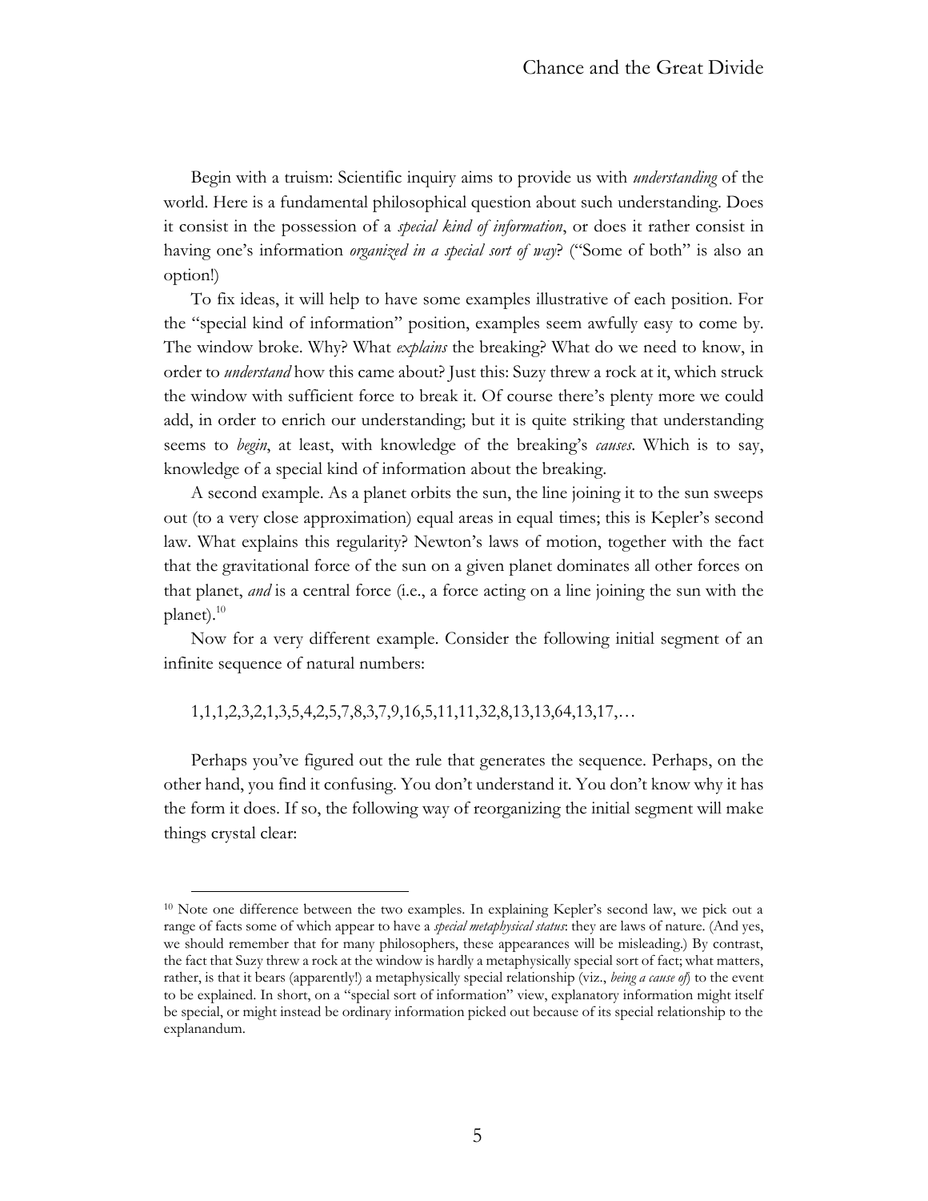Begin with a truism: Scientific inquiry aims to provide us with *understanding* of the world. Here is a fundamental philosophical question about such understanding. Does it consist in the possession of a *special kind of information*, or does it rather consist in having one's information *organized in a special sort of way*? ("Some of both" is also an option!)

To fix ideas, it will help to have some examples illustrative of each position. For the "special kind of information" position, examples seem awfully easy to come by. The window broke. Why? What *explains* the breaking? What do we need to know, in order to *understand* how this came about? Just this: Suzy threw a rock at it, which struck the window with sufficient force to break it. Of course there's plenty more we could add, in order to enrich our understanding; but it is quite striking that understanding seems to *begin*, at least, with knowledge of the breaking's *causes*. Which is to say, knowledge of a special kind of information about the breaking.

A second example. As a planet orbits the sun, the line joining it to the sun sweeps out (to a very close approximation) equal areas in equal times; this is Kepler's second law. What explains this regularity? Newton's laws of motion, together with the fact that the gravitational force of the sun on a given planet dominates all other forces on that planet, *and* is a central force (i.e., a force acting on a line joining the sun with the planet).[10]

Now for a very different example. Consider the following initial segment of an infinite sequence of natural numbers:

1,1,1,2,3,2,1,3,5,4,2,5,7,8,3,7,9,16,5,11,11,32,8,13,13,64,13,17,…

Perhaps you've figured out the rule that generates the sequence. Perhaps, on the other hand, you find it confusing. You don't understand it. You don't know why it has the form it does. If so, the following way of reorganizing the initial segment will make things crystal clear:

[10] Note one difference between the two examples. In explaining Kepler's second law, we pick out a range of facts some of which appear to have a *special metaphysical status*: they are laws of nature. (And yes, we should remember that for many philosophers, these appearances will be misleading.) By contrast, the fact that Suzy threw a rock at the window is hardly a metaphysically special sort of fact; what matters, rather, is that it bears (apparently!) a metaphysically special relationship (viz., *being a cause of*) to the event to be explained. In short, on a "special sort of information" view, explanatory information might itself be special, or might instead be ordinary information picked out because of its special relationship to the explanandum.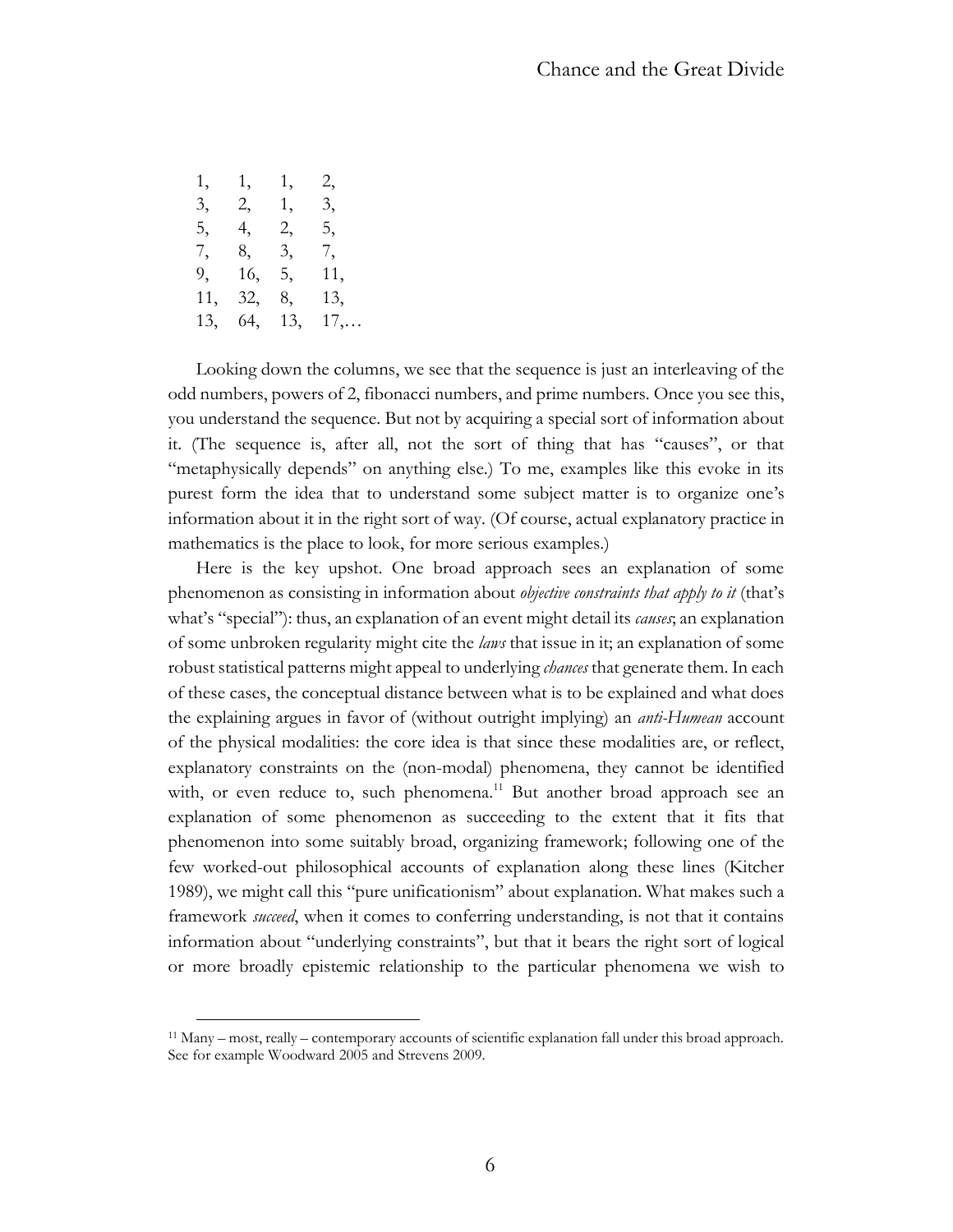| | | | |
|---|---|---|---|
| 1, | 1, | 1, | 2, |
| 3, | 2, | 1, | 3, |
| 5, | 4, | 2, | 5, |
| 7, | 8, | 3, | 7, |
| 9, | 16, | 5, | 11, |
| 11, | 32, | 8, | 13, |
| 13, | 64, | 13, | 17,… |

Looking down the columns, we see that the sequence is just an interleaving of the odd numbers, powers of 2, fibonacci numbers, and prime numbers. Once you see this, you understand the sequence. But not by acquiring a special sort of information about it. (The sequence is, after all, not the sort of thing that has "causes", or that "metaphysically depends" on anything else.) To me, examples like this evoke in its purest form the idea that to understand some subject matter is to organize one's information about it in the right sort of way. (Of course, actual explanatory practice in mathematics is the place to look, for more serious examples.)

Here is the key upshot. One broad approach sees an explanation of some phenomenon as consisting in information about *objective constraints that apply to it* (that's what's "special"): thus, an explanation of an event might detail its *causes*; an explanation of some unbroken regularity might cite the *laws* that issue in it; an explanation of some robust statistical patterns might appeal to underlying *chances* that generate them. In each of these cases, the conceptual distance between what is to be explained and what does the explaining argues in favor of (without outright implying) an *anti-Humean* account of the physical modalities: the core idea is that since these modalities are, or reflect, explanatory constraints on the (non-modal) phenomena, they cannot be identified with, or even reduce to, such phenomena.[11] But another broad approach see an explanation of some phenomenon as succeeding to the extent that it fits that phenomenon into some suitably broad, organizing framework; following one of the few worked-out philosophical accounts of explanation along these lines (Kitcher 1989), we might call this "pure unificationism" about explanation. What makes such a framework *succeed*, when it comes to conferring understanding, is not that it contains information about "underlying constraints", but that it bears the right sort of logical or more broadly epistemic relationship to the particular phenomena we wish to

[11] Many – most, really – contemporary accounts of scientific explanation fall under this broad approach. See for example Woodward 2005 and Strevens 2009.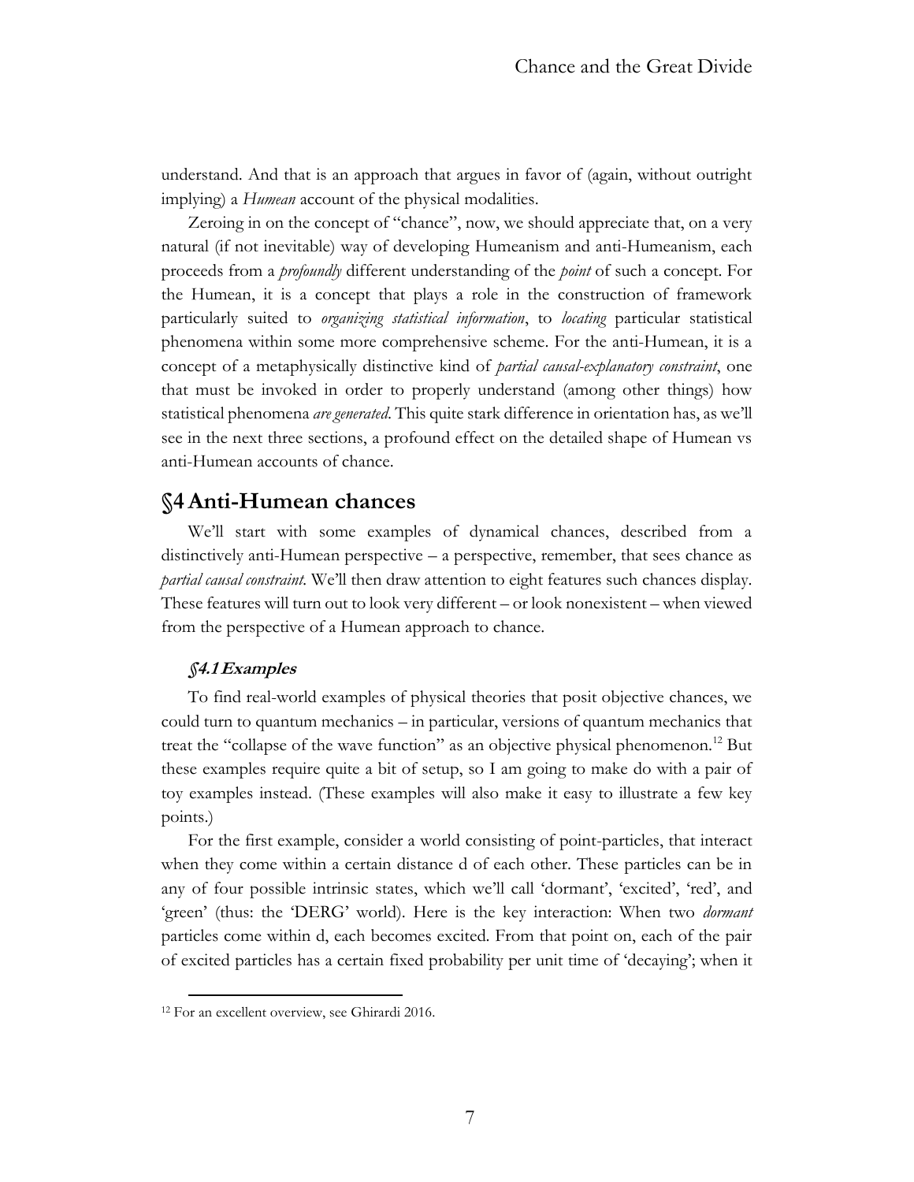understand. And that is an approach that argues in favor of (again, without outright implying) a *Humean* account of the physical modalities.

Zeroing in on the concept of "chance", now, we should appreciate that, on a very natural (if not inevitable) way of developing Humeanism and anti-Humeanism, each proceeds from a *profoundly* different understanding of the *point* of such a concept. For the Humean, it is a concept that plays a role in the construction of framework particularly suited to *organizing statistical information*, to *locating* particular statistical phenomena within some more comprehensive scheme. For the anti-Humean, it is a concept of a metaphysically distinctive kind of *partial causal-explanatory constraint*, one that must be invoked in order to properly understand (among other things) how statistical phenomena *are generated*. This quite stark difference in orientation has, as we'll see in the next three sections, a profound effect on the detailed shape of Humean vs anti-Humean accounts of chance.

## §4 Anti-Humean chances

We'll start with some examples of dynamical chances, described from a distinctively anti-Humean perspective – a perspective, remember, that sees chance as *partial causal constraint*. We'll then draw attention to eight features such chances display. These features will turn out to look very different – or look nonexistent – when viewed from the perspective of a Humean approach to chance.

### *§4.1 Examples*

To find real-world examples of physical theories that posit objective chances, we could turn to quantum mechanics – in particular, versions of quantum mechanics that treat the "collapse of the wave function" as an objective physical phenomenon.[12] But these examples require quite a bit of setup, so I am going to make do with a pair of toy examples instead. (These examples will also make it easy to illustrate a few key points.)

For the first example, consider a world consisting of point-particles, that interact when they come within a certain distance d of each other. These particles can be in any of four possible intrinsic states, which we'll call 'dormant', 'excited', 'red', and 'green' (thus: the 'DERG' world). Here is the key interaction: When two *dormant* particles come within d, each becomes excited. From that point on, each of the pair of excited particles has a certain fixed probability per unit time of 'decaying'; when it

[12] For an excellent overview, see Ghirardi 2016.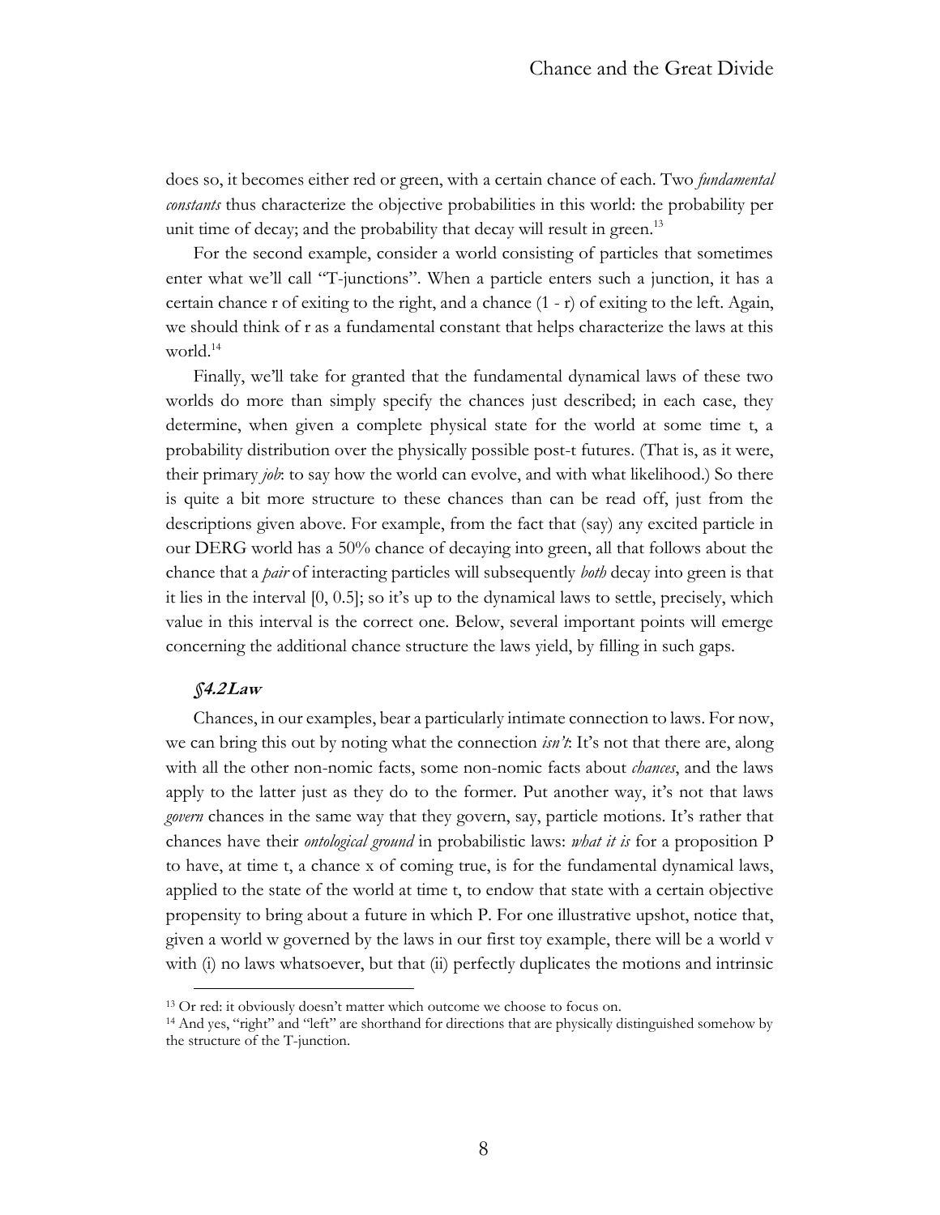does so, it becomes either red or green, with a certain chance of each. Two *fundamental constants* thus characterize the objective probabilities in this world: the probability per unit time of decay; and the probability that decay will result in green.[13]

For the second example, consider a world consisting of particles that sometimes enter what we'll call "T-junctions". When a particle enters such a junction, it has a certain chance r of exiting to the right, and a chance (1 - r) of exiting to the left. Again, we should think of r as a fundamental constant that helps characterize the laws at this world.[14]

Finally, we'll take for granted that the fundamental dynamical laws of these two worlds do more than simply specify the chances just described; in each case, they determine, when given a complete physical state for the world at some time t, a probability distribution over the physically possible post-t futures. (That is, as it were, their primary *job*: to say how the world can evolve, and with what likelihood.) So there is quite a bit more structure to these chances than can be read off, just from the descriptions given above. For example, from the fact that (say) any excited particle in our DERG world has a 50% chance of decaying into green, all that follows about the chance that a *pair* of interacting particles will subsequently *both* decay into green is that it lies in the interval [0, 0.5]; so it's up to the dynamical laws to settle, precisely, which value in this interval is the correct one. Below, several important points will emerge concerning the additional chance structure the laws yield, by filling in such gaps.

### *§4.2 Law*

Chances, in our examples, bear a particularly intimate connection to laws. For now, we can bring this out by noting what the connection *isn't*: It's not that there are, along with all the other non-nomic facts, some non-nomic facts about *chances*, and the laws apply to the latter just as they do to the former. Put another way, it's not that laws *govern* chances in the same way that they govern, say, particle motions. It's rather that chances have their *ontological ground* in probabilistic laws: *what it is* for a proposition P to have, at time t, a chance x of coming true, is for the fundamental dynamical laws, applied to the state of the world at time t, to endow that state with a certain objective propensity to bring about a future in which P. For one illustrative upshot, notice that, given a world w governed by the laws in our first toy example, there will be a world v with (i) no laws whatsoever, but that (ii) perfectly duplicates the motions and intrinsic

---

[13] Or red: it obviously doesn't matter which outcome we choose to focus on.

[14] And yes, "right" and "left" are shorthand for directions that are physically distinguished somehow by the structure of the T-junction.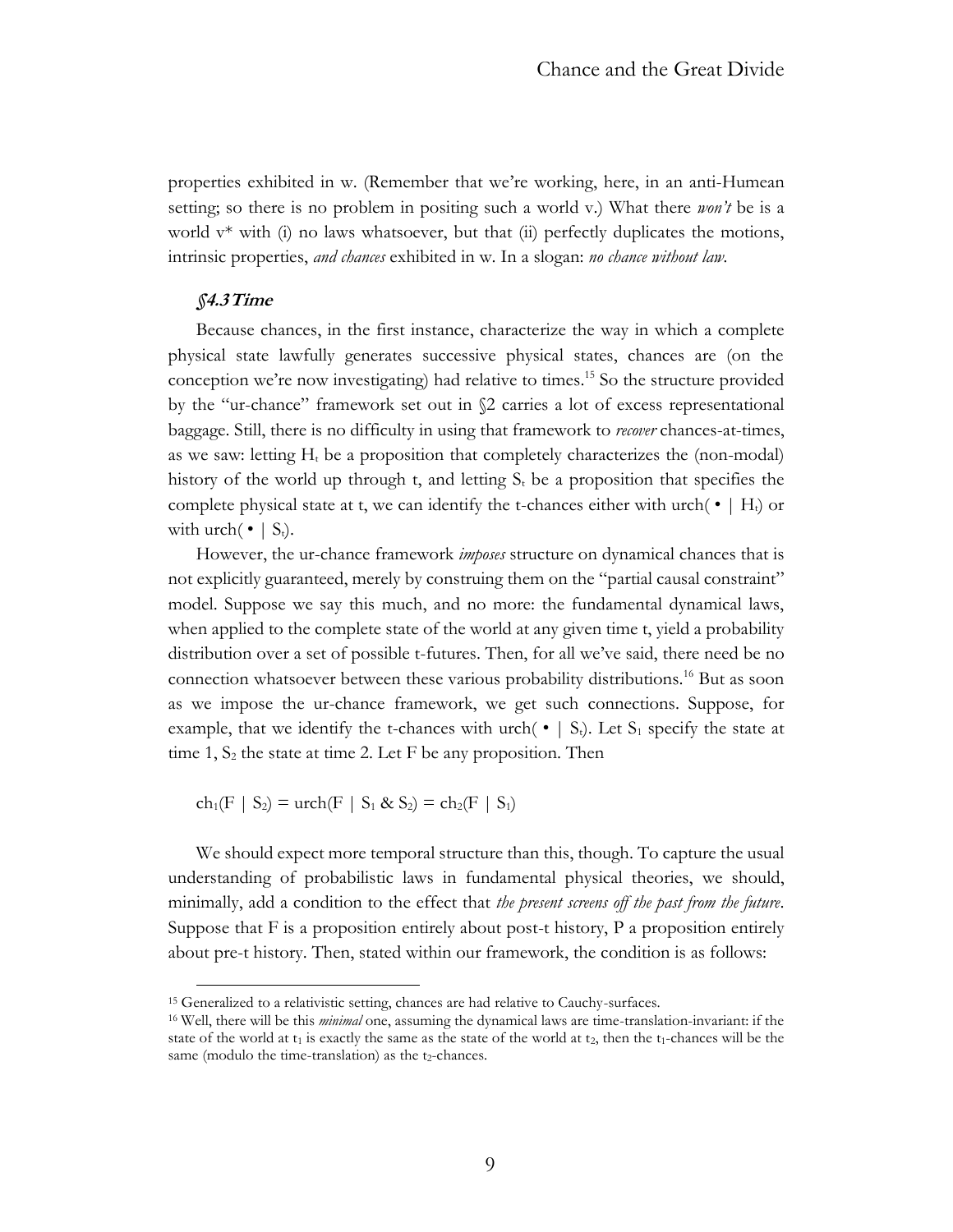properties exhibited in w. (Remember that we're working, here, in an anti-Humean setting; so there is no problem in positing such a world v.) What there *won't* be is a world v* with (i) no laws whatsoever, but that (ii) perfectly duplicates the motions, intrinsic properties, *and chances* exhibited in w. In a slogan: *no chance without law*.

### *§4.3 Time*

Because chances, in the first instance, characterize the way in which a complete physical state lawfully generates successive physical states, chances are (on the conception we're now investigating) had relative to times.[15] So the structure provided by the "ur-chance" framework set out in §2 carries a lot of excess representational baggage. Still, there is no difficulty in using that framework to *recover* chances-at-times, as we saw: letting $H_t$ be a proposition that completely characterizes the (non-modal) history of the world up through t, and letting $S_t$ be a proposition that specifies the complete physical state at t, we can identify the t-chances either with $\text{urch}(\bullet \mid H_t)$ or with $\text{urch}(\bullet \mid S_t)$.

However, the ur-chance framework *imposes* structure on dynamical chances that is not explicitly guaranteed, merely by construing them on the "partial causal constraint" model. Suppose we say this much, and no more: the fundamental dynamical laws, when applied to the complete state of the world at any given time t, yield a probability distribution over a set of possible t-futures. Then, for all we've said, there need be no connection whatsoever between these various probability distributions.[16] But as soon as we impose the ur-chance framework, we get such connections. Suppose, for example, that we identify the t-chances with $\text{urch}(\bullet \mid S_t)$. Let $S_1$ specify the state at time 1, $S_2$ the state at time 2. Let F be any proposition. Then

$$ch_1(F \mid S_2) = \text{urch}(F \mid S_1 \,\&\, S_2) = ch_2(F \mid S_1)$$

We should expect more temporal structure than this, though. To capture the usual understanding of probabilistic laws in fundamental physical theories, we should, minimally, add a condition to the effect that *the present screens off the past from the future*. Suppose that F is a proposition entirely about post-t history, P a proposition entirely about pre-t history. Then, stated within our framework, the condition is as follows:

---

[15] Generalized to a relativistic setting, chances are had relative to Cauchy-surfaces.

[16] Well, there will be this *minimal* one, assuming the dynamical laws are time-translation-invariant: if the state of the world at $t_1$ is exactly the same as the state of the world at $t_2$, then the $t_1$-chances will be the same (modulo the time-translation) as the $t_2$-chances.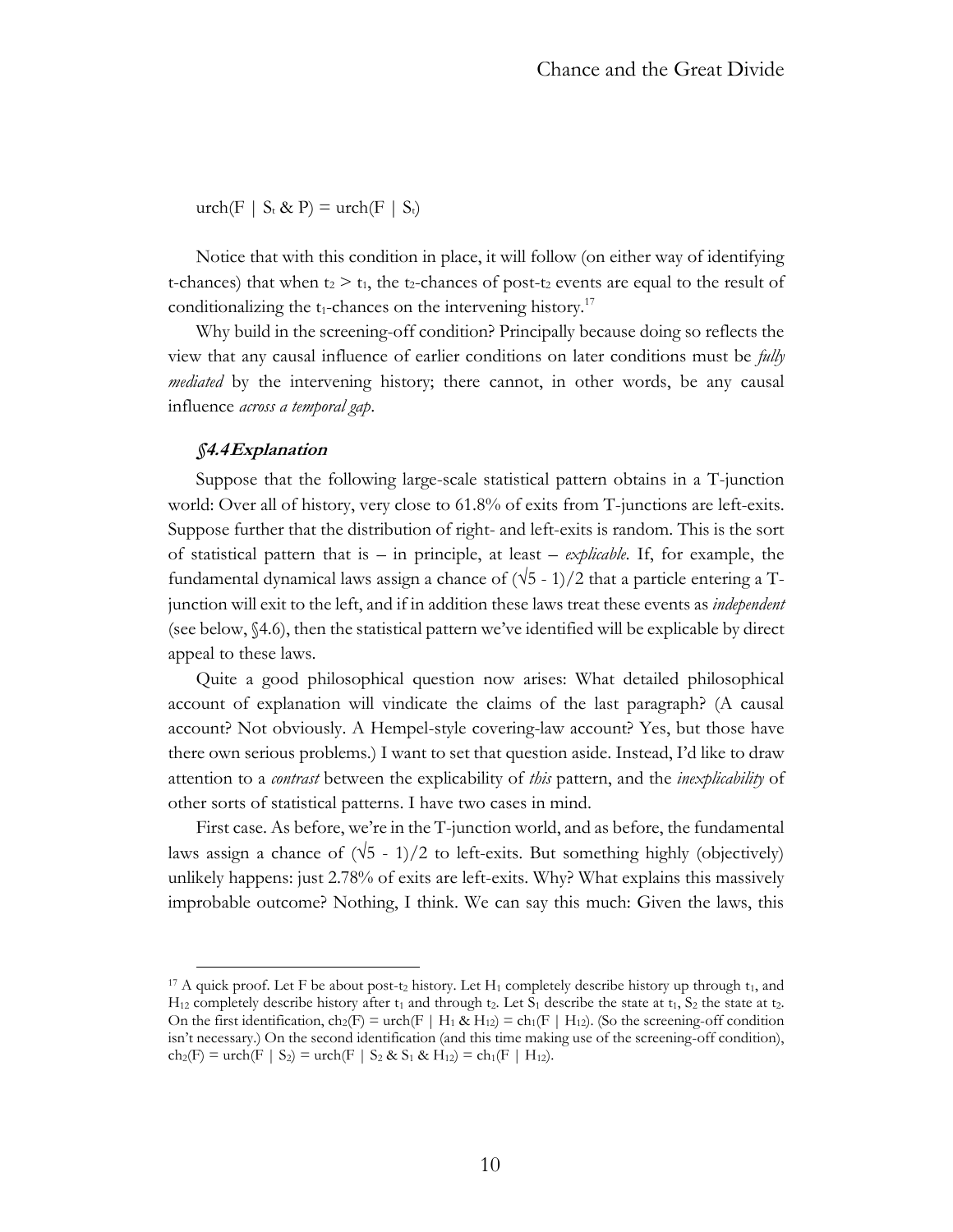$$\text{urch}(F \mid S_t \,\&\, P) = \text{urch}(F \mid S_t)$$

Notice that with this condition in place, it will follow (on either way of identifying t-chances) that when $t_2 > t_1$, the $t_2$-chances of post-$t_2$ events are equal to the result of conditionalizing the $t_1$-chances on the intervening history.[17]

Why build in the screening-off condition? Principally because doing so reflects the view that any causal influence of earlier conditions on later conditions must be *fully mediated* by the intervening history; there cannot, in other words, be any causal influence *across a temporal gap*.

### *§4.4 Explanation*

Suppose that the following large-scale statistical pattern obtains in a T-junction world: Over all of history, very close to 61.8% of exits from T-junctions are left-exits. Suppose further that the distribution of right- and left-exits is random. This is the sort of statistical pattern that is – in principle, at least – *explicable*. If, for example, the fundamental dynamical laws assign a chance of $(\sqrt{5} - 1)/2$ that a particle entering a T-junction will exit to the left, and if in addition these laws treat these events as *independent* (see below, §4.6), then the statistical pattern we've identified will be explicable by direct appeal to these laws.

Quite a good philosophical question now arises: What detailed philosophical account of explanation will vindicate the claims of the last paragraph? (A causal account? Not obviously. A Hempel-style covering-law account? Yes, but those have there own serious problems.) I want to set that question aside. Instead, I'd like to draw attention to a *contrast* between the explicability of *this* pattern, and the *inexplicability* of other sorts of statistical patterns. I have two cases in mind.

First case. As before, we're in the T-junction world, and as before, the fundamental laws assign a chance of $(\sqrt{5} - 1)/2$ to left-exits. But something highly (objectively) unlikely happens: just 2.78% of exits are left-exits. Why? What explains this massively improbable outcome? Nothing, I think. We can say this much: Given the laws, this

---

[17] A quick proof. Let F be about post-$t_2$ history. Let $H_1$ completely describe history up through $t_1$, and $H_{12}$ completely describe history after $t_1$ and through $t_2$. Let $S_1$ describe the state at $t_1$, $S_2$ the state at $t_2$. On the first identification, $ch_2(F) = \text{urch}(F \mid H_1 \,\&\, H_{12}) = ch_1(F \mid H_{12})$. (So the screening-off condition isn't necessary.) On the second identification (and this time making use of the screening-off condition), $ch_2(F) = \text{urch}(F \mid S_2) = \text{urch}(F \mid S_2 \,\&\, S_1 \,\&\, H_{12}) = ch_1(F \mid H_{12})$.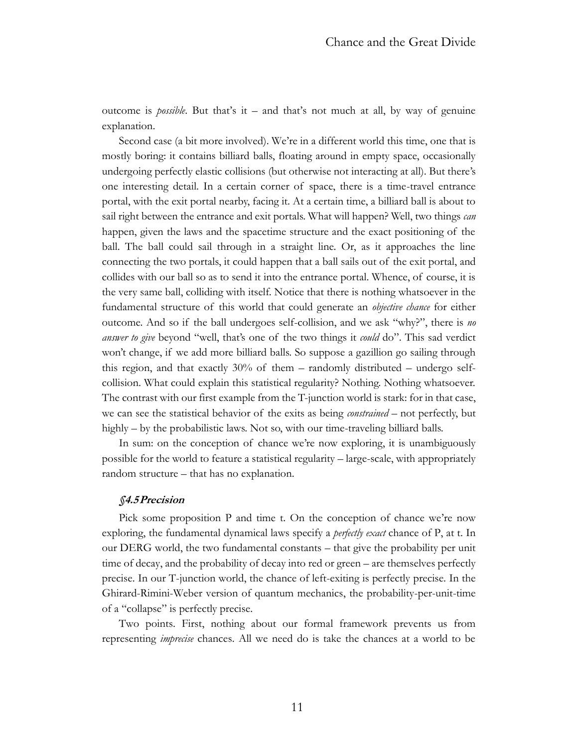outcome is *possible*. But that's it – and that's not much at all, by way of genuine explanation.

Second case (a bit more involved). We're in a different world this time, one that is mostly boring: it contains billiard balls, floating around in empty space, occasionally undergoing perfectly elastic collisions (but otherwise not interacting at all). But there's one interesting detail. In a certain corner of space, there is a time-travel entrance portal, with the exit portal nearby, facing it. At a certain time, a billiard ball is about to sail right between the entrance and exit portals. What will happen? Well, two things *can* happen, given the laws and the spacetime structure and the exact positioning of the ball. The ball could sail through in a straight line. Or, as it approaches the line connecting the two portals, it could happen that a ball sails out of the exit portal, and collides with our ball so as to send it into the entrance portal. Whence, of course, it is the very same ball, colliding with itself. Notice that there is nothing whatsoever in the fundamental structure of this world that could generate an *objective chance* for either outcome. And so if the ball undergoes self-collision, and we ask "why?", there is *no answer to give* beyond "well, that's one of the two things it *could* do". This sad verdict won't change, if we add more billiard balls. So suppose a gazillion go sailing through this region, and that exactly 30% of them – randomly distributed – undergo self-collision. What could explain this statistical regularity? Nothing. Nothing whatsoever. The contrast with our first example from the T-junction world is stark: for in that case, we can see the statistical behavior of the exits as being *constrained* – not perfectly, but highly – by the probabilistic laws. Not so, with our time-traveling billiard balls.

In sum: on the conception of chance we're now exploring, it is unambiguously possible for the world to feature a statistical regularity – large-scale, with appropriately random structure – that has no explanation.

### *§4.5 Precision*

Pick some proposition P and time t. On the conception of chance we're now exploring, the fundamental dynamical laws specify a *perfectly exact* chance of P, at t. In our DERG world, the two fundamental constants – that give the probability per unit time of decay, and the probability of decay into red or green – are themselves perfectly precise. In our T-junction world, the chance of left-exiting is perfectly precise. In the Ghirard-Rimini-Weber version of quantum mechanics, the probability-per-unit-time of a "collapse" is perfectly precise.

Two points. First, nothing about our formal framework prevents us from representing *imprecise* chances. All we need do is take the chances at a world to be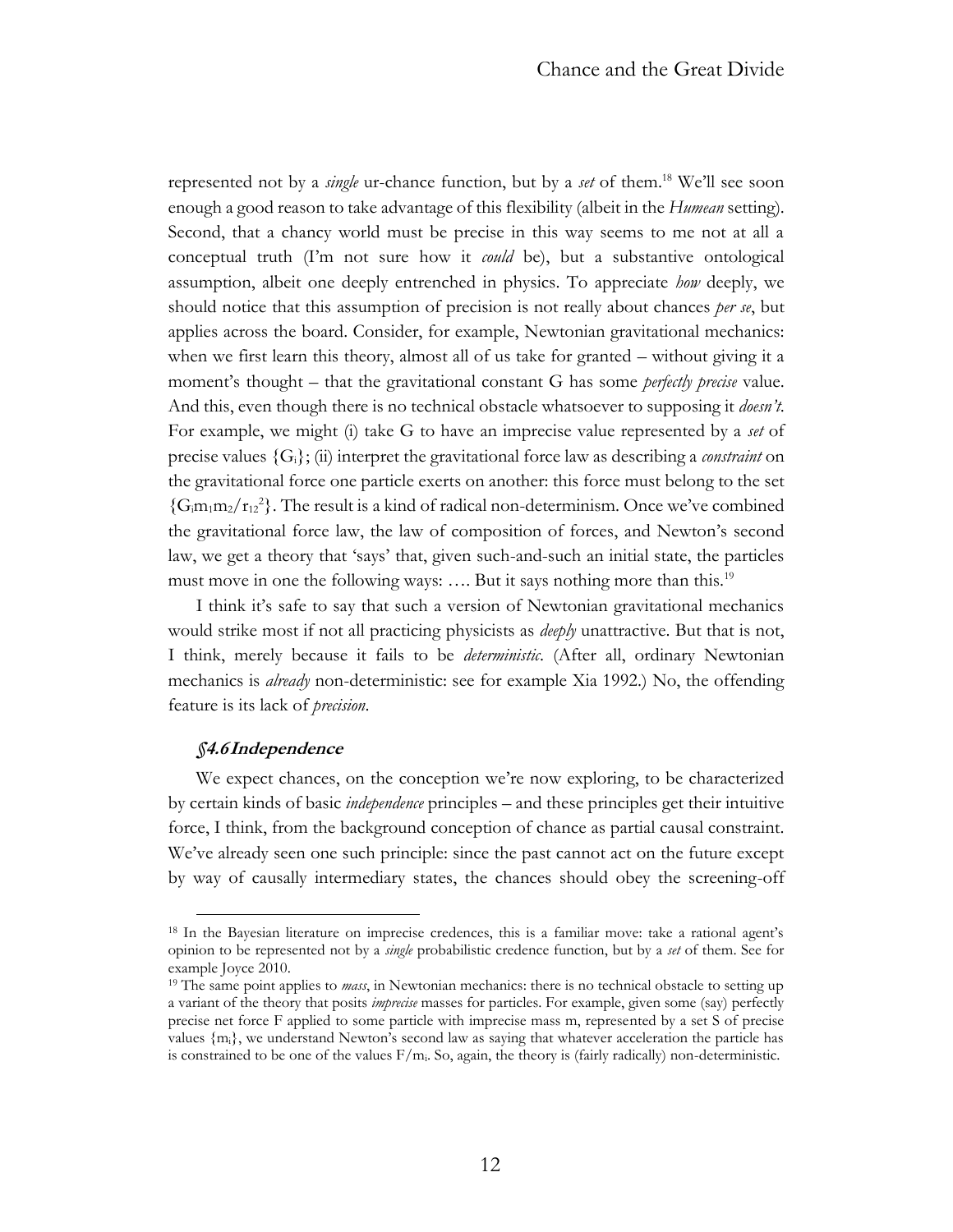represented not by a *single* ur-chance function, but by a *set* of them.[18] We'll see soon enough a good reason to take advantage of this flexibility (albeit in the *Humean* setting). Second, that a chancy world must be precise in this way seems to me not at all a conceptual truth (I'm not sure how it *could* be), but a substantive ontological assumption, albeit one deeply entrenched in physics. To appreciate *how* deeply, we should notice that this assumption of precision is not really about chances *per se*, but applies across the board. Consider, for example, Newtonian gravitational mechanics: when we first learn this theory, almost all of us take for granted – without giving it a moment's thought – that the gravitational constant G has some *perfectly precise* value. And this, even though there is no technical obstacle whatsoever to supposing it *doesn't*. For example, we might (i) take G to have an imprecise value represented by a *set* of precise values $\{G_i\}$; (ii) interpret the gravitational force law as describing a *constraint* on the gravitational force one particle exerts on another: this force must belong to the set $\{G_i m_1 m_2/r_{12}^2\}$. The result is a kind of radical non-determinism. Once we've combined the gravitational force law, the law of composition of forces, and Newton's second law, we get a theory that 'says' that, given such-and-such an initial state, the particles must move in one the following ways: …. But it says nothing more than this.[19]

I think it's safe to say that such a version of Newtonian gravitational mechanics would strike most if not all practicing physicists as *deeply* unattractive. But that is not, I think, merely because it fails to be *deterministic*. (After all, ordinary Newtonian mechanics is *already* non-deterministic: see for example Xia 1992.) No, the offending feature is its lack of *precision*.

### *§4.6 Independence*

We expect chances, on the conception we're now exploring, to be characterized by certain kinds of basic *independence* principles – and these principles get their intuitive force, I think, from the background conception of chance as partial causal constraint. We've already seen one such principle: since the past cannot act on the future except by way of causally intermediary states, the chances should obey the screening-off

[18] In the Bayesian literature on imprecise credences, this is a familiar move: take a rational agent's opinion to be represented not by a *single* probabilistic credence function, but by a *set* of them. See for example Joyce 2010.

[19] The same point applies to *mass*, in Newtonian mechanics: there is no technical obstacle to setting up a variant of the theory that posits *imprecise* masses for particles. For example, given some (say) perfectly precise net force F applied to some particle with imprecise mass m, represented by a set S of precise values $\{m_i\}$, we understand Newton's second law as saying that whatever acceleration the particle has is constrained to be one of the values $F/m_i$. So, again, the theory is (fairly radically) non-deterministic.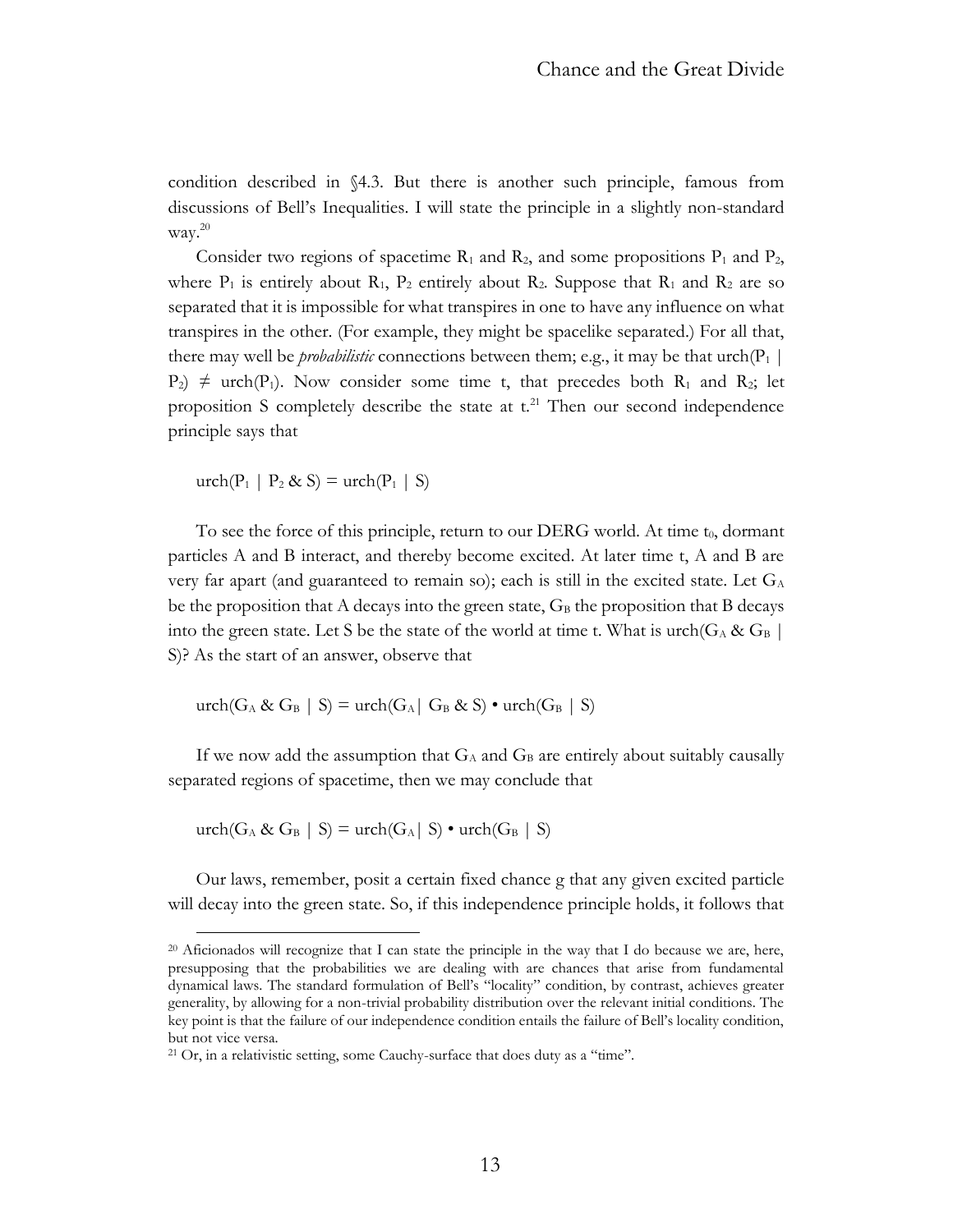condition described in §4.3. But there is another such principle, famous from discussions of Bell's Inequalities. I will state the principle in a slightly non-standard way.[20]

Consider two regions of spacetime $R_1$ and $R_2$, and some propositions $P_1$ and $P_2$, where $P_1$ is entirely about $R_1$, $P_2$ entirely about $R_2$. Suppose that $R_1$ and $R_2$ are so separated that it is impossible for what transpires in one to have any influence on what transpires in the other. (For example, they might be spacelike separated.) For all that, there may well be *probabilistic* connections between them; e.g., it may be that $\text{urch}(P_1 \mid P_2) \neq \text{urch}(P_1)$. Now consider some time t, that precedes both $R_1$ and $R_2$; let proposition S completely describe the state at t.[21] Then our second independence principle says that

$$\text{urch}(P_1 \mid P_2 \,\&\, S) = \text{urch}(P_1 \mid S)$$

To see the force of this principle, return to our DERG world. At time $t_0$, dormant particles A and B interact, and thereby become excited. At later time t, A and B are very far apart (and guaranteed to remain so); each is still in the excited state. Let $G_A$ be the proposition that A decays into the green state, $G_B$ the proposition that B decays into the green state. Let S be the state of the world at time t. What is $\text{urch}(G_A \,\&\, G_B \mid S)$? As the start of an answer, observe that

$$\text{urch}(G_A \,\&\, G_B \mid S) = \text{urch}(G_A \mid G_B \,\&\, S) \bullet \text{urch}(G_B \mid S)$$

If we now add the assumption that $G_A$ and $G_B$ are entirely about suitably causally separated regions of spacetime, then we may conclude that

$$\text{urch}(G_A \,\&\, G_B \mid S) = \text{urch}(G_A \mid S) \bullet \text{urch}(G_B \mid S)$$

Our laws, remember, posit a certain fixed chance g that any given excited particle will decay into the green state. So, if this independence principle holds, it follows that

---

[20] Aficionados will recognize that I can state the principle in the way that I do because we are, here, presupposing that the probabilities we are dealing with are chances that arise from fundamental dynamical laws. The standard formulation of Bell's "locality" condition, by contrast, achieves greater generality, by allowing for a non-trivial probability distribution over the relevant initial conditions. The key point is that the failure of our independence condition entails the failure of Bell's locality condition, but not vice versa.

[21] Or, in a relativistic setting, some Cauchy-surface that does duty as a "time".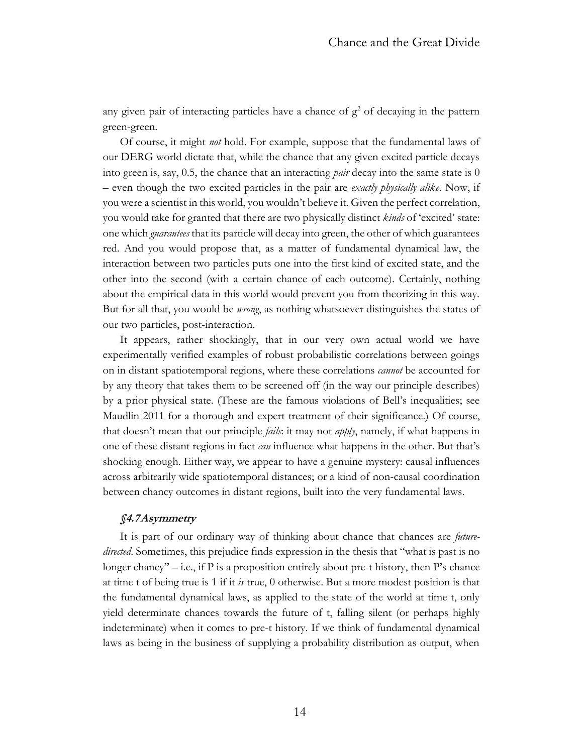any given pair of interacting particles have a chance of $g^2$ of decaying in the pattern green-green.

Of course, it might *not* hold. For example, suppose that the fundamental laws of our DERG world dictate that, while the chance that any given excited particle decays into green is, say, 0.5, the chance that an interacting *pair* decay into the same state is 0 – even though the two excited particles in the pair are *exactly physically alike*. Now, if you were a scientist in this world, you wouldn't believe it. Given the perfect correlation, you would take for granted that there are two physically distinct *kinds* of 'excited' state: one which *guarantees* that its particle will decay into green, the other of which guarantees red. And you would propose that, as a matter of fundamental dynamical law, the interaction between two particles puts one into the first kind of excited state, and the other into the second (with a certain chance of each outcome). Certainly, nothing about the empirical data in this world would prevent you from theorizing in this way. But for all that, you would be *wrong*, as nothing whatsoever distinguishes the states of our two particles, post-interaction.

It appears, rather shockingly, that in our very own actual world we have experimentally verified examples of robust probabilistic correlations between goings on in distant spatiotemporal regions, where these correlations *cannot* be accounted for by any theory that takes them to be screened off (in the way our principle describes) by a prior physical state. (These are the famous violations of Bell's inequalities; see Maudlin 2011 for a thorough and expert treatment of their significance.) Of course, that doesn't mean that our principle *fails*: it may not *apply*, namely, if what happens in one of these distant regions in fact *can* influence what happens in the other. But that's shocking enough. Either way, we appear to have a genuine mystery: causal influences across arbitrarily wide spatiotemporal distances; or a kind of non-causal coordination between chancy outcomes in distant regions, built into the very fundamental laws.

### *§4.7 Asymmetry*

It is part of our ordinary way of thinking about chance that chances are *future-directed*. Sometimes, this prejudice finds expression in the thesis that "what is past is no longer chancy" – i.e., if P is a proposition entirely about pre-t history, then P's chance at time t of being true is 1 if it *is* true, 0 otherwise. But a more modest position is that the fundamental dynamical laws, as applied to the state of the world at time t, only yield determinate chances towards the future of t, falling silent (or perhaps highly indeterminate) when it comes to pre-t history. If we think of fundamental dynamical laws as being in the business of supplying a probability distribution as output, when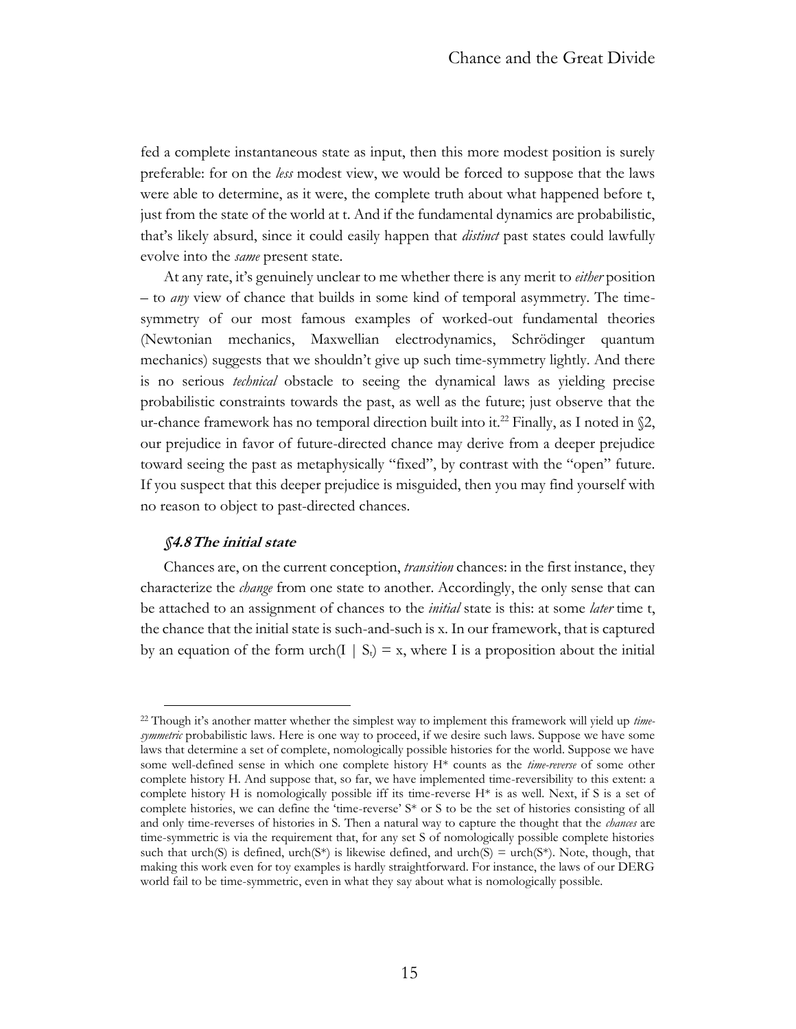fed a complete instantaneous state as input, then this more modest position is surely preferable: for on the *less* modest view, we would be forced to suppose that the laws were able to determine, as it were, the complete truth about what happened before t, just from the state of the world at t. And if the fundamental dynamics are probabilistic, that's likely absurd, since it could easily happen that *distinct* past states could lawfully evolve into the *same* present state.

At any rate, it's genuinely unclear to me whether there is any merit to *either* position – to *any* view of chance that builds in some kind of temporal asymmetry. The time-symmetry of our most famous examples of worked-out fundamental theories (Newtonian mechanics, Maxwellian electrodynamics, Schrödinger quantum mechanics) suggests that we shouldn't give up such time-symmetry lightly. And there is no serious *technical* obstacle to seeing the dynamical laws as yielding precise probabilistic constraints towards the past, as well as the future; just observe that the ur-chance framework has no temporal direction built into it.[22] Finally, as I noted in §2, our prejudice in favor of future-directed chance may derive from a deeper prejudice toward seeing the past as metaphysically "fixed", by contrast with the "open" future. If you suspect that this deeper prejudice is misguided, then you may find yourself with no reason to object to past-directed chances.

### *§4.8 The initial state*

Chances are, on the current conception, *transition* chances: in the first instance, they characterize the *change* from one state to another. Accordingly, the only sense that can be attached to an assignment of chances to the *initial* state is this: at some *later* time t, the chance that the initial state is such-and-such is x. In our framework, that is captured by an equation of the form $\text{urch}(I \mid S_t) = x$, where I is a proposition about the initial

---

[22] Though it's another matter whether the simplest way to implement this framework will yield up *time-symmetric* probabilistic laws. Here is one way to proceed, if we desire such laws. Suppose we have some laws that determine a set of complete, nomologically possible histories for the world. Suppose we have some well-defined sense in which one complete history H* counts as the *time-reverse* of some other complete history H. And suppose that, so far, we have implemented time-reversibility to this extent: a complete history H is nomologically possible iff its time-reverse H* is as well. Next, if S is a set of complete histories, we can define the 'time-reverse' S* or S to be the set of histories consisting of all and only time-reverses of histories in S. Then a natural way to capture the thought that the *chances* are time-symmetric is via the requirement that, for any set S of nomologically possible complete histories such that urch(S) is defined, urch(S*) is likewise defined, and urch(S) = urch(S*). Note, though, that making this work even for toy examples is hardly straightforward. For instance, the laws of our DERG world fail to be time-symmetric, even in what they say about what is nomologically possible.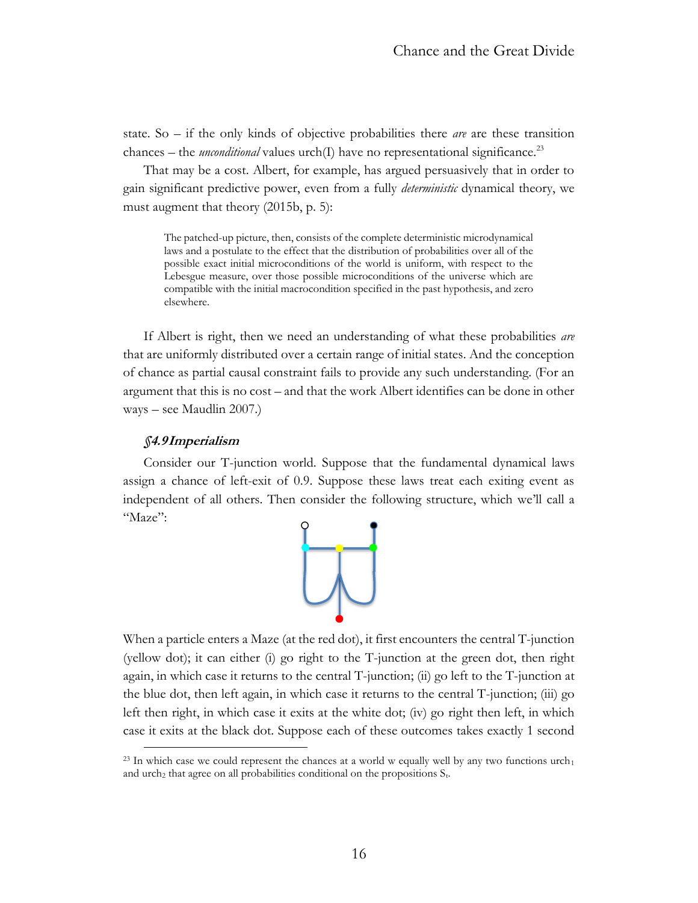state. So – if the only kinds of objective probabilities there *are* are these transition chances – the *unconditional* values urch(I) have no representational significance.[23]

That may be a cost. Albert, for example, has argued persuasively that in order to gain significant predictive power, even from a fully *deterministic* dynamical theory, we must augment that theory (2015b, p. 5):

> The patched-up picture, then, consists of the complete deterministic microdynamical laws and a postulate to the effect that the distribution of probabilities over all of the possible exact initial microconditions of the world is uniform, with respect to the Lebesgue measure, over those possible microconditions of the universe which are compatible with the initial macrocondition specified in the past hypothesis, and zero elsewhere.

If Albert is right, then we need an understanding of what these probabilities *are* that are uniformly distributed over a certain range of initial states. And the conception of chance as partial causal constraint fails to provide any such understanding. (For an argument that this is no cost – and that the work Albert identifies can be done in other ways – see Maudlin 2007.)

### *§4.9 Imperialism*

Consider our T-junction world. Suppose that the fundamental dynamical laws assign a chance of left-exit of 0.9. Suppose these laws treat each exiting event as independent of all others. Then consider the following structure, which we'll call a "Maze":

When a particle enters a Maze (at the red dot), it first encounters the central T-junction (yellow dot); it can either (i) go right to the T-junction at the green dot, then right again, in which case it returns to the central T-junction; (ii) go left to the T-junction at the blue dot, then left again, in which case it returns to the central T-junction; (iii) go left then right, in which case it exits at the white dot; (iv) go right then left, in which case it exits at the black dot. Suppose each of these outcomes takes exactly 1 second

[23] In which case we could represent the chances at a world w equally well by any two functions $urch_1$ and $urch_2$ that agree on all probabilities conditional on the propositions $S_t$.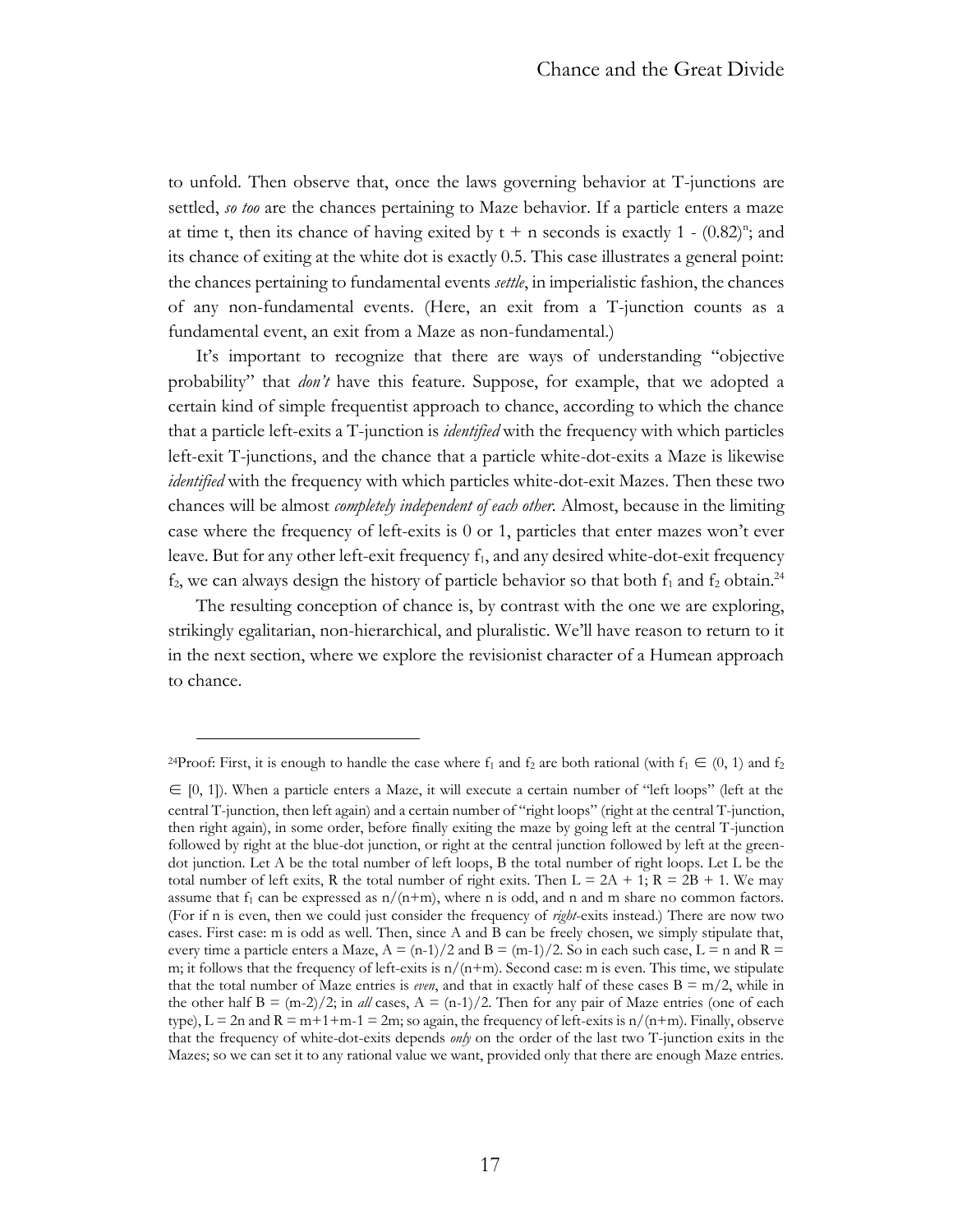to unfold. Then observe that, once the laws governing behavior at T-junctions are settled, *so too* are the chances pertaining to Maze behavior. If a particle enters a maze at time t, then its chance of having exited by t + n seconds is exactly $1 - (0.82)^n$; and its chance of exiting at the white dot is exactly 0.5. This case illustrates a general point: the chances pertaining to fundamental events *settle*, in imperialistic fashion, the chances of any non-fundamental events. (Here, an exit from a T-junction counts as a fundamental event, an exit from a Maze as non-fundamental.)

It's important to recognize that there are ways of understanding "objective probability" that *don't* have this feature. Suppose, for example, that we adopted a certain kind of simple frequentist approach to chance, according to which the chance that a particle left-exits a T-junction is *identified* with the frequency with which particles left-exit T-junctions, and the chance that a particle white-dot-exits a Maze is likewise *identified* with the frequency with which particles white-dot-exit Mazes. Then these two chances will be almost *completely independent of each other*. Almost, because in the limiting case where the frequency of left-exits is 0 or 1, particles that enter mazes won't ever leave. But for any other left-exit frequency $f_1$, and any desired white-dot-exit frequency $f_2$, we can always design the history of particle behavior so that both $f_1$ and $f_2$ obtain.[24]

The resulting conception of chance is, by contrast with the one we are exploring, strikingly egalitarian, non-hierarchical, and pluralistic. We'll have reason to return to it in the next section, where we explore the revisionist character of a Humean approach to chance.

---

[24]Proof: First, it is enough to handle the case where $f_1$ and $f_2$ are both rational (with $f_1 \in (0, 1)$ and $f_2 \in [0, 1]$). When a particle enters a Maze, it will execute a certain number of "left loops" (left at the central T-junction, then left again) and a certain number of "right loops" (right at the central T-junction, then right again), in some order, before finally exiting the maze by going left at the central T-junction followed by right at the blue-dot junction, or right at the central junction followed by left at the green-dot junction. Let A be the total number of left loops, B the total number of right loops. Let L be the total number of left exits, R the total number of right exits. Then $L = 2A + 1$; $R = 2B + 1$. We may assume that $f_1$ can be expressed as $n/(n+m)$, where n is odd, and n and m share no common factors. (For if n is even, then we could just consider the frequency of *right*-exits instead.) There are now two cases. First case: m is odd as well. Then, since A and B can be freely chosen, we simply stipulate that, every time a particle enters a Maze, $A = (n-1)/2$ and $B = (m-1)/2$. So in each such case, $L = n$ and $R = m$; it follows that the frequency of left-exits is $n/(n+m)$. Second case: m is even. This time, we stipulate that the total number of Maze entries is *even*, and that in exactly half of these cases $B = m/2$, while in the other half $B = (m-2)/2$; in *all* cases, $A = (n-1)/2$. Then for any pair of Maze entries (one of each type), $L = 2n$ and $R = m+1+m-1 = 2m$; so again, the frequency of left-exits is $n/(n+m)$. Finally, observe that the frequency of white-dot-exits depends *only* on the order of the last two T-junction exits in the Mazes; so we can set it to any rational value we want, provided only that there are enough Maze entries.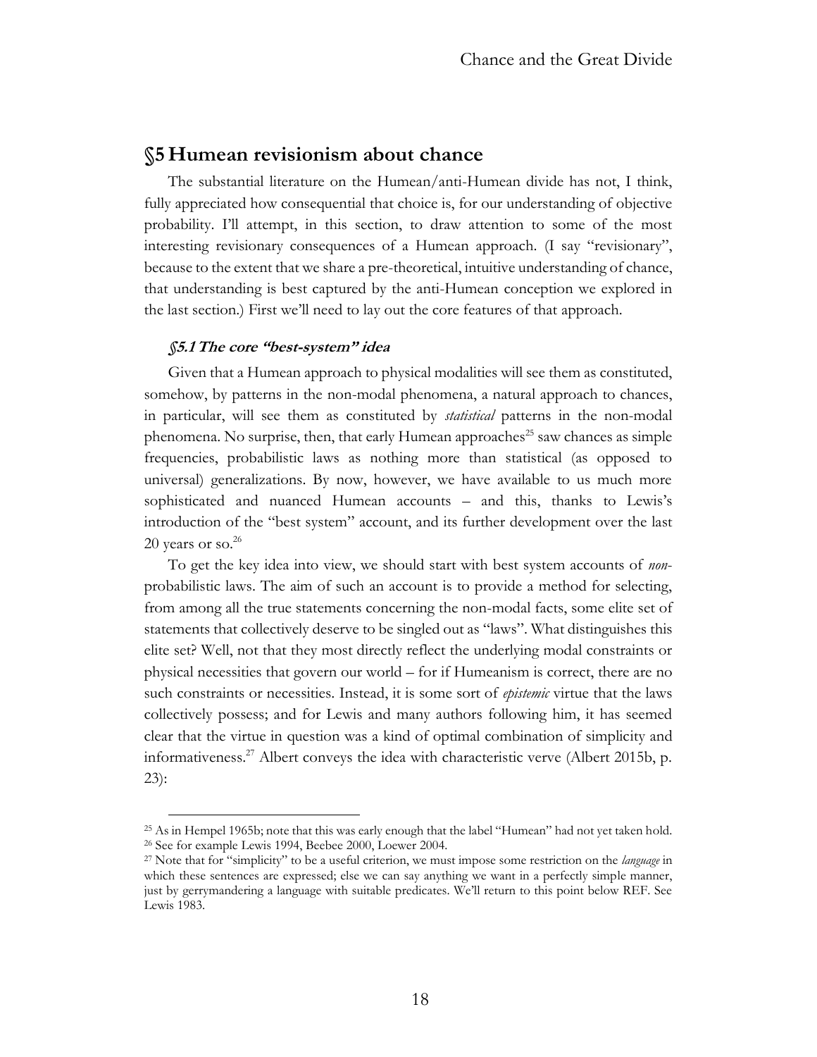## §5 Humean revisionism about chance

The substantial literature on the Humean/anti-Humean divide has not, I think, fully appreciated how consequential that choice is, for our understanding of objective probability. I'll attempt, in this section, to draw attention to some of the most interesting revisionary consequences of a Humean approach. (I say "revisionary", because to the extent that we share a pre-theoretical, intuitive understanding of chance, that understanding is best captured by the anti-Humean conception we explored in the last section.) First we'll need to lay out the core features of that approach.

### *§5.1 The core "best-system" idea*

Given that a Humean approach to physical modalities will see them as constituted, somehow, by patterns in the non-modal phenomena, a natural approach to chances, in particular, will see them as constituted by *statistical* patterns in the non-modal phenomena. No surprise, then, that early Humean approaches[25] saw chances as simple frequencies, probabilistic laws as nothing more than statistical (as opposed to universal) generalizations. By now, however, we have available to us much more sophisticated and nuanced Humean accounts – and this, thanks to Lewis's introduction of the "best system" account, and its further development over the last 20 years or so.[26]

To get the key idea into view, we should start with best system accounts of *non*-probabilistic laws. The aim of such an account is to provide a method for selecting, from among all the true statements concerning the non-modal facts, some elite set of statements that collectively deserve to be singled out as "laws". What distinguishes this elite set? Well, not that they most directly reflect the underlying modal constraints or physical necessities that govern our world – for if Humeanism is correct, there are no such constraints or necessities. Instead, it is some sort of *epistemic* virtue that the laws collectively possess; and for Lewis and many authors following him, it has seemed clear that the virtue in question was a kind of optimal combination of simplicity and informativeness.[27] Albert conveys the idea with characteristic verve (Albert 2015b, p. 23):

---

[25] As in Hempel 1965b; note that this was early enough that the label "Humean" had not yet taken hold.

[26] See for example Lewis 1994, Beebee 2000, Loewer 2004.

[27] Note that for "simplicity" to be a useful criterion, we must impose some restriction on the *language* in which these sentences are expressed; else we can say anything we want in a perfectly simple manner, just by gerrymandering a language with suitable predicates. We'll return to this point below REF. See Lewis 1983.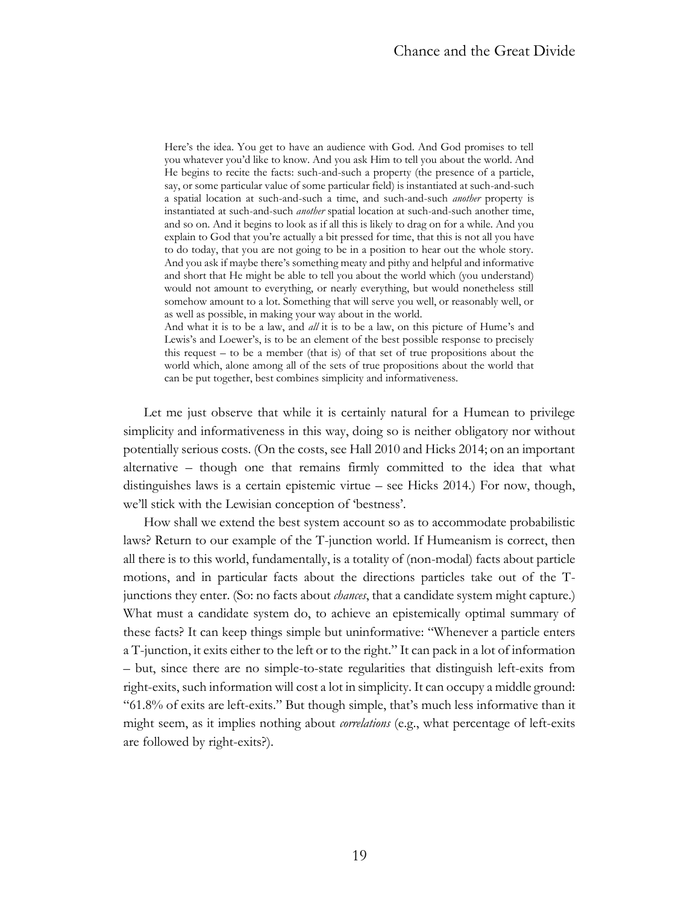> Here's the idea. You get to have an audience with God. And God promises to tell you whatever you'd like to know. And you ask Him to tell you about the world. And He begins to recite the facts: such-and-such a property (the presence of a particle, say, or some particular value of some particular field) is instantiated at such-and-such a spatial location at such-and-such a time, and such-and-such *another* property is instantiated at such-and-such *another* spatial location at such-and-such another time, and so on. And it begins to look as if all this is likely to drag on for a while. And you explain to God that you're actually a bit pressed for time, that this is not all you have to do today, that you are not going to be in a position to hear out the whole story. And you ask if maybe there's something meaty and pithy and helpful and informative and short that He might be able to tell you about the world which (you understand) would not amount to everything, or nearly everything, but would nonetheless still somehow amount to a lot. Something that will serve you well, or reasonably well, or as well as possible, in making your way about in the world.
>
> And what it is to be a law, and *all* it is to be a law, on this picture of Hume's and Lewis's and Loewer's, is to be an element of the best possible response to precisely this request – to be a member (that is) of that set of true propositions about the world which, alone among all of the sets of true propositions about the world that can be put together, best combines simplicity and informativeness.

Let me just observe that while it is certainly natural for a Humean to privilege simplicity and informativeness in this way, doing so is neither obligatory nor without potentially serious costs. (On the costs, see Hall 2010 and Hicks 2014; on an important alternative – though one that remains firmly committed to the idea that what distinguishes laws is a certain epistemic virtue – see Hicks 2014.) For now, though, we'll stick with the Lewisian conception of 'bestness'.

How shall we extend the best system account so as to accommodate probabilistic laws? Return to our example of the T-junction world. If Humeanism is correct, then all there is to this world, fundamentally, is a totality of (non-modal) facts about particle motions, and in particular facts about the directions particles take out of the T-junctions they enter. (So: no facts about *chances*, that a candidate system might capture.) What must a candidate system do, to achieve an epistemically optimal summary of these facts? It can keep things simple but uninformative: "Whenever a particle enters a T-junction, it exits either to the left or to the right." It can pack in a lot of information – but, since there are no simple-to-state regularities that distinguish left-exits from right-exits, such information will cost a lot in simplicity. It can occupy a middle ground: "61.8% of exits are left-exits." But though simple, that's much less informative than it might seem, as it implies nothing about *correlations* (e.g., what percentage of left-exits are followed by right-exits?).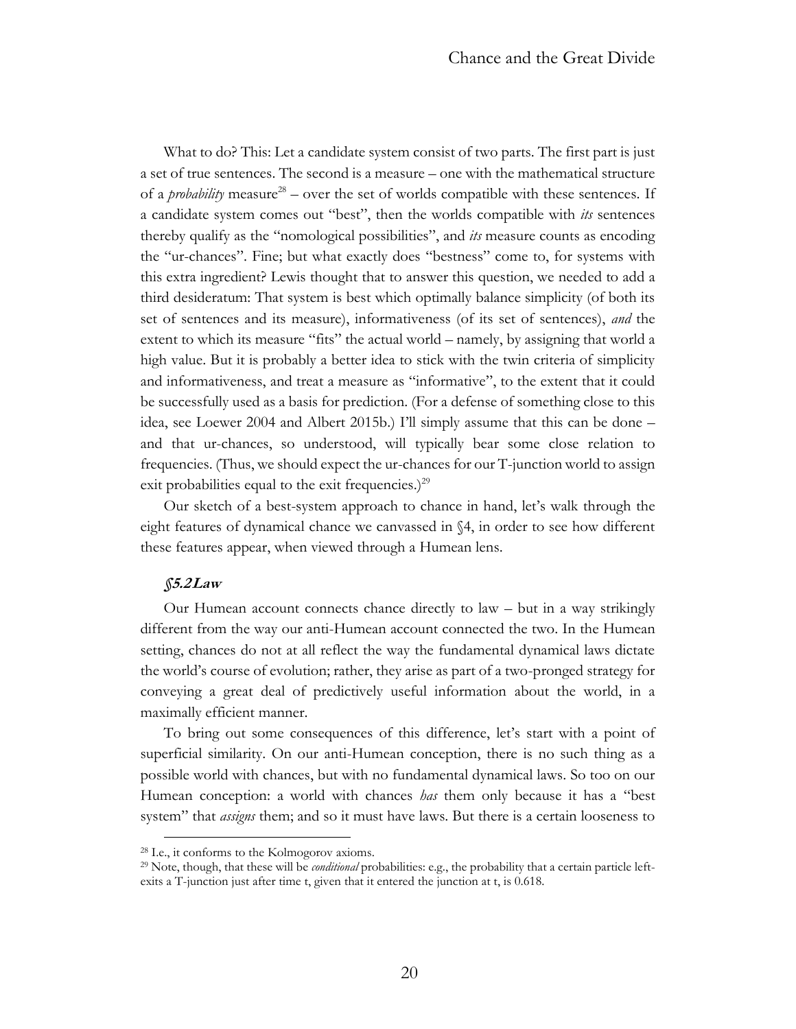What to do? This: Let a candidate system consist of two parts. The first part is just a set of true sentences. The second is a measure – one with the mathematical structure of a *probability* measure[28] – over the set of worlds compatible with these sentences. If a candidate system comes out "best", then the worlds compatible with *its* sentences thereby qualify as the "nomological possibilities", and *its* measure counts as encoding the "ur-chances". Fine; but what exactly does "bestness" come to, for systems with this extra ingredient? Lewis thought that to answer this question, we needed to add a third desideratum: That system is best which optimally balance simplicity (of both its set of sentences and its measure), informativeness (of its set of sentences), *and* the extent to which its measure "fits" the actual world – namely, by assigning that world a high value. But it is probably a better idea to stick with the twin criteria of simplicity and informativeness, and treat a measure as "informative", to the extent that it could be successfully used as a basis for prediction. (For a defense of something close to this idea, see Loewer 2004 and Albert 2015b.) I'll simply assume that this can be done – and that ur-chances, so understood, will typically bear some close relation to frequencies. (Thus, we should expect the ur-chances for our T-junction world to assign exit probabilities equal to the exit frequencies.)[29]

Our sketch of a best-system approach to chance in hand, let's walk through the eight features of dynamical chance we canvassed in §4, in order to see how different these features appear, when viewed through a Humean lens.

### ***§5.2 Law***

Our Humean account connects chance directly to law – but in a way strikingly different from the way our anti-Humean account connected the two. In the Humean setting, chances do not at all reflect the way the fundamental dynamical laws dictate the world's course of evolution; rather, they arise as part of a two-pronged strategy for conveying a great deal of predictively useful information about the world, in a maximally efficient manner.

To bring out some consequences of this difference, let's start with a point of superficial similarity. On our anti-Humean conception, there is no such thing as a possible world with chances, but with no fundamental dynamical laws. So too on our Humean conception: a world with chances *has* them only because it has a "best system" that *assigns* them; and so it must have laws. But there is a certain looseness to

[28] I.e., it conforms to the Kolmogorov axioms.

[29] Note, though, that these will be *conditional* probabilities: e.g., the probability that a certain particle left-exits a T-junction just after time t, given that it entered the junction at t, is 0.618.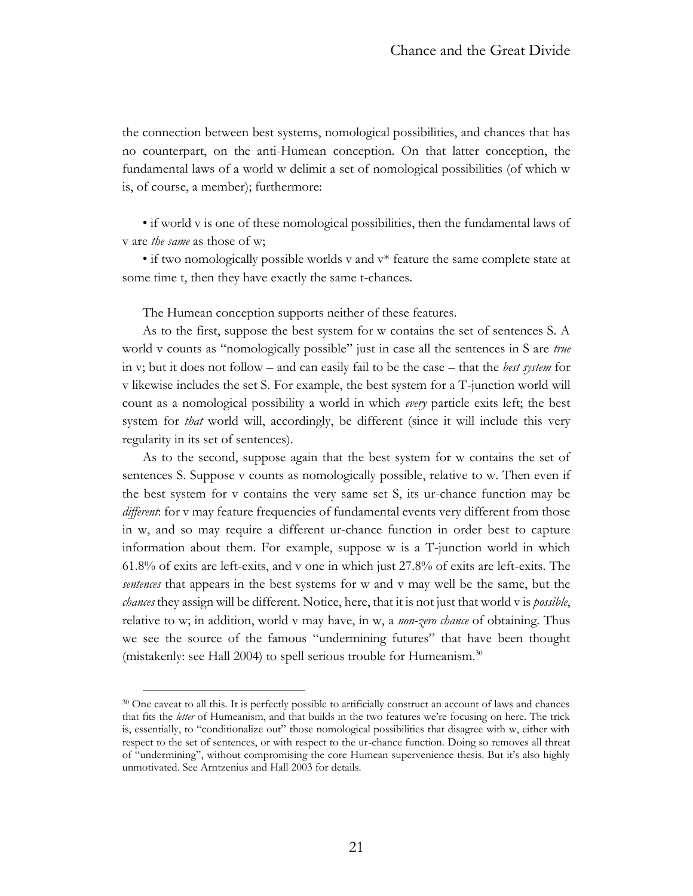the connection between best systems, nomological possibilities, and chances that has no counterpart, on the anti-Humean conception. On that latter conception, the fundamental laws of a world w delimit a set of nomological possibilities (of which w is, of course, a member); furthermore:

- if world v is one of these nomological possibilities, then the fundamental laws of v are *the same* as those of w;
- if two nomologically possible worlds v and v* feature the same complete state at some time t, then they have exactly the same t-chances.

The Humean conception supports neither of these features.

As to the first, suppose the best system for w contains the set of sentences S. A world v counts as "nomologically possible" just in case all the sentences in S are *true* in v; but it does not follow – and can easily fail to be the case – that the *best system* for v likewise includes the set S. For example, the best system for a T-junction world will count as a nomological possibility a world in which *every* particle exits left; the best system for *that* world will, accordingly, be different (since it will include this very regularity in its set of sentences).

As to the second, suppose again that the best system for w contains the set of sentences S. Suppose v counts as nomologically possible, relative to w. Then even if the best system for v contains the very same set S, its ur-chance function may be *different*: for v may feature frequencies of fundamental events very different from those in w, and so may require a different ur-chance function in order best to capture information about them. For example, suppose w is a T-junction world in which 61.8% of exits are left-exits, and v one in which just 27.8% of exits are left-exits. The *sentences* that appears in the best systems for w and v may well be the same, but the *chances* they assign will be different. Notice, here, that it is not just that world v is *possible*, relative to w; in addition, world v may have, in w, a *non-zero chance* of obtaining. Thus we see the source of the famous "undermining futures" that have been thought (mistakenly: see Hall 2004) to spell serious trouble for Humeanism.[30]

---

[30] One caveat to all this. It is perfectly possible to artificially construct an account of laws and chances that fits the *letter* of Humeanism, and that builds in the two features we're focusing on here. The trick is, essentially, to "conditionalize out" those nomological possibilities that disagree with w, either with respect to the set of sentences, or with respect to the ur-chance function. Doing so removes all threat of "undermining", without compromising the core Humean supervenience thesis. But it's also highly unmotivated. See Arntzenius and Hall 2003 for details.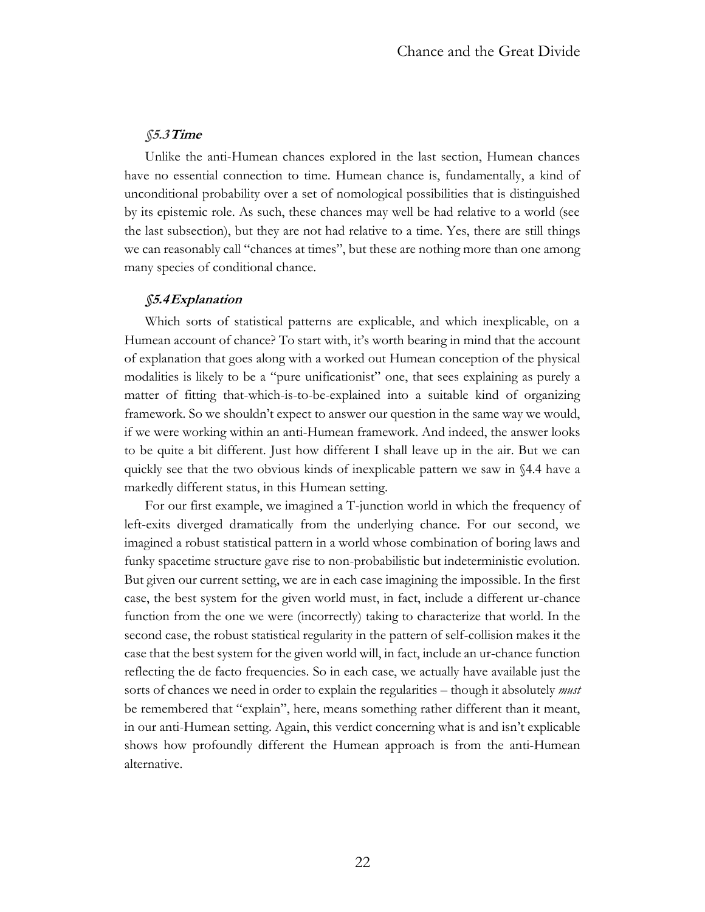### *§5.3 Time*

Unlike the anti-Humean chances explored in the last section, Humean chances have no essential connection to time. Humean chance is, fundamentally, a kind of unconditional probability over a set of nomological possibilities that is distinguished by its epistemic role. As such, these chances may well be had relative to a world (see the last subsection), but they are not had relative to a time. Yes, there are still things we can reasonably call "chances at times", but these are nothing more than one among many species of conditional chance.

### *§5.4 Explanation*

Which sorts of statistical patterns are explicable, and which inexplicable, on a Humean account of chance? To start with, it's worth bearing in mind that the account of explanation that goes along with a worked out Humean conception of the physical modalities is likely to be a "pure unificationist" one, that sees explaining as purely a matter of fitting that-which-is-to-be-explained into a suitable kind of organizing framework. So we shouldn't expect to answer our question in the same way we would, if we were working within an anti-Humean framework. And indeed, the answer looks to be quite a bit different. Just how different I shall leave up in the air. But we can quickly see that the two obvious kinds of inexplicable pattern we saw in §4.4 have a markedly different status, in this Humean setting.

For our first example, we imagined a T-junction world in which the frequency of left-exits diverged dramatically from the underlying chance. For our second, we imagined a robust statistical pattern in a world whose combination of boring laws and funky spacetime structure gave rise to non-probabilistic but indeterministic evolution. But given our current setting, we are in each case imagining the impossible. In the first case, the best system for the given world must, in fact, include a different ur-chance function from the one we were (incorrectly) taking to characterize that world. In the second case, the robust statistical regularity in the pattern of self-collision makes it the case that the best system for the given world will, in fact, include an ur-chance function reflecting the de facto frequencies. So in each case, we actually have available just the sorts of chances we need in order to explain the regularities – though it absolutely *must* be remembered that "explain", here, means something rather different than it meant, in our anti-Humean setting. Again, this verdict concerning what is and isn't explicable shows how profoundly different the Humean approach is from the anti-Humean alternative.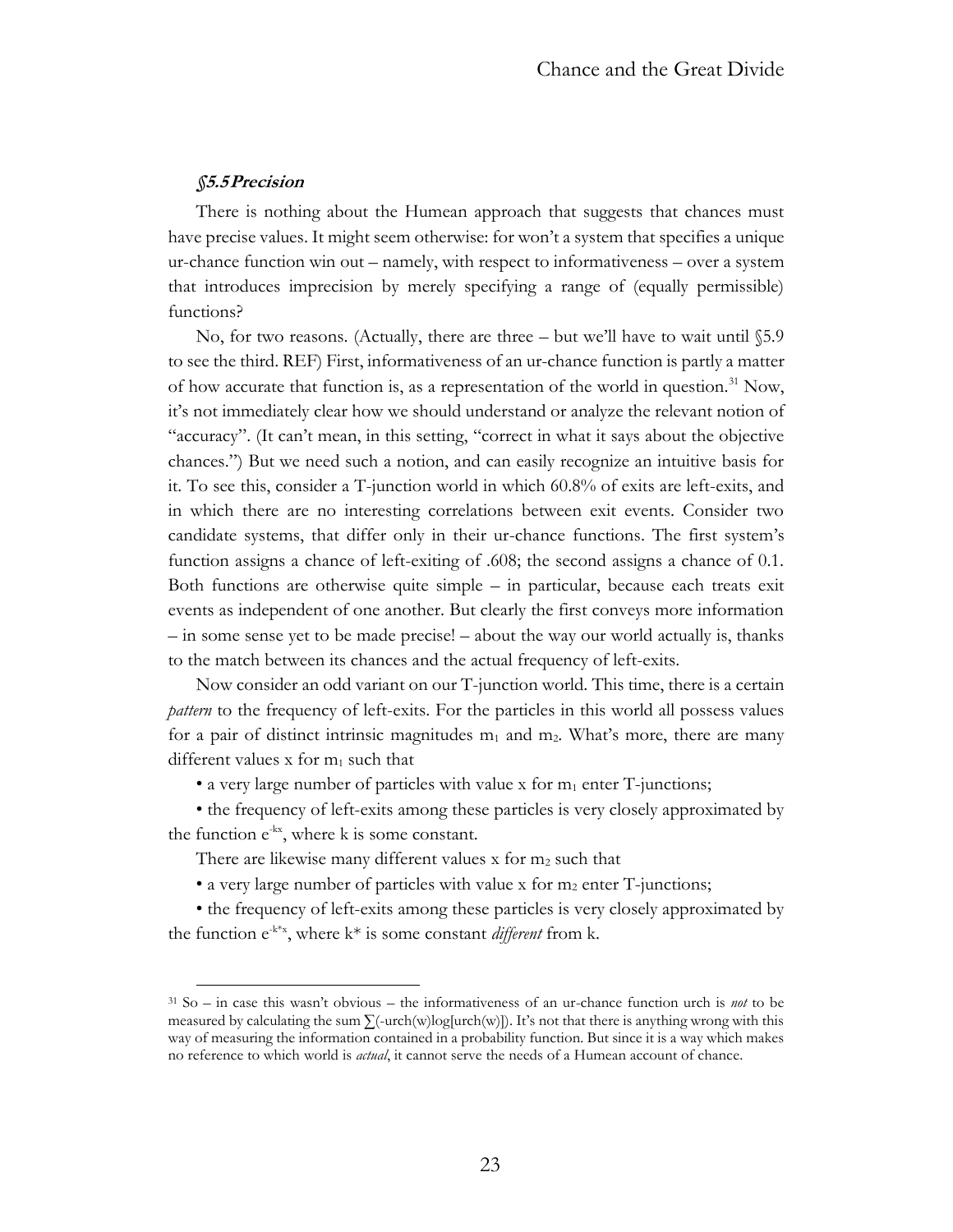### *§5.5 Precision*

There is nothing about the Humean approach that suggests that chances must have precise values. It might seem otherwise: for won't a system that specifies a unique ur-chance function win out – namely, with respect to informativeness – over a system that introduces imprecision by merely specifying a range of (equally permissible) functions?

No, for two reasons. (Actually, there are three – but we'll have to wait until §5.9 to see the third. REF) First, informativeness of an ur-chance function is partly a matter of how accurate that function is, as a representation of the world in question.[31] Now, it's not immediately clear how we should understand or analyze the relevant notion of "accuracy". (It can't mean, in this setting, "correct in what it says about the objective chances.") But we need such a notion, and can easily recognize an intuitive basis for it. To see this, consider a T-junction world in which 60.8% of exits are left-exits, and in which there are no interesting correlations between exit events. Consider two candidate systems, that differ only in their ur-chance functions. The first system's function assigns a chance of left-exiting of .608; the second assigns a chance of 0.1. Both functions are otherwise quite simple – in particular, because each treats exit events as independent of one another. But clearly the first conveys more information – in some sense yet to be made precise! – about the way our world actually is, thanks to the match between its chances and the actual frequency of left-exits.

Now consider an odd variant on our T-junction world. This time, there is a certain *pattern* to the frequency of left-exits. For the particles in this world all possess values for a pair of distinct intrinsic magnitudes $m_1$ and $m_2$. What's more, there are many different values x for $m_1$ such that

- a very large number of particles with value x for $m_1$ enter T-junctions;
- the frequency of left-exits among these particles is very closely approximated by the function $e^{-kx}$, where k is some constant.

There are likewise many different values x for $m_2$ such that

- a very large number of particles with value x for $m_2$ enter T-junctions;
- the frequency of left-exits among these particles is very closely approximated by the function $e^{-k^*x}$, where k* is some constant *different* from k.

[31] So – in case this wasn't obvious – the informativeness of an ur-chance function urch is *not* to be measured by calculating the sum $\sum(-\text{urch}(w)\log[\text{urch}(w)])$. It's not that there is anything wrong with this way of measuring the information contained in a probability function. But since it is a way which makes no reference to which world is *actual*, it cannot serve the needs of a Humean account of chance.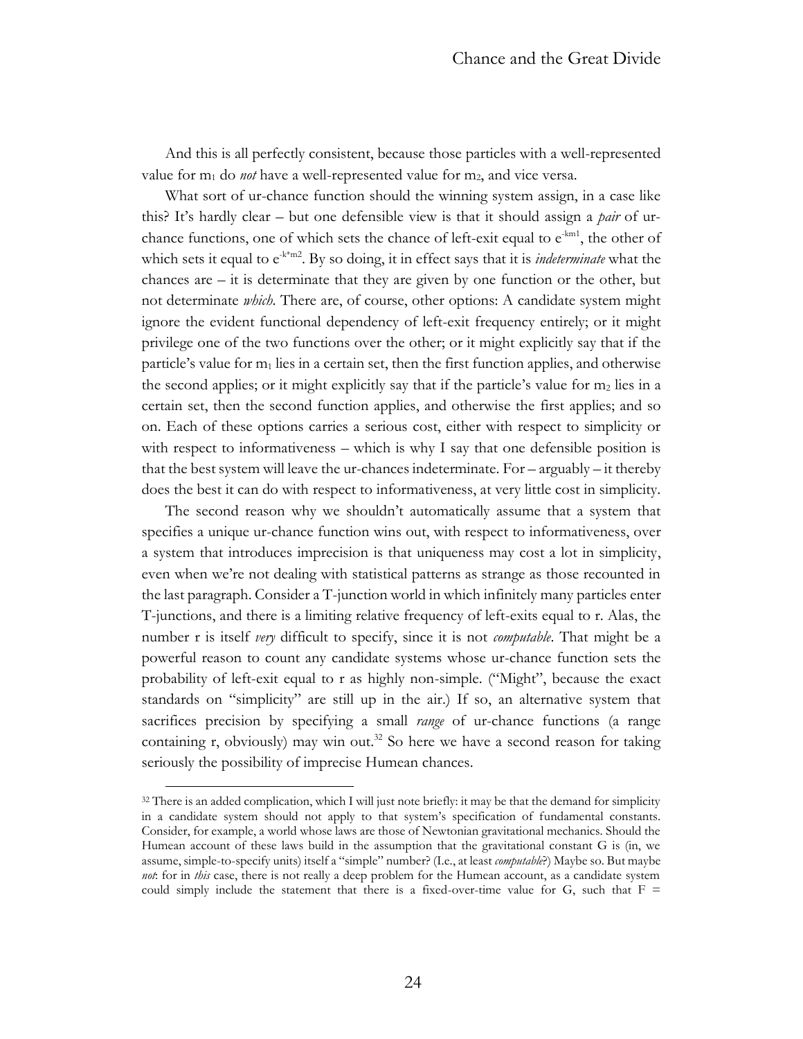And this is all perfectly consistent, because those particles with a well-represented value for $m_1$ do *not* have a well-represented value for $m_2$, and vice versa.

What sort of ur-chance function should the winning system assign, in a case like this? It's hardly clear – but one defensible view is that it should assign a *pair* of ur-chance functions, one of which sets the chance of left-exit equal to $e^{-km1}$, the other of which sets it equal to $e^{-k^*m2}$. By so doing, it in effect says that it is *indeterminate* what the chances are – it is determinate that they are given by one function or the other, but not determinate *which*. There are, of course, other options: A candidate system might ignore the evident functional dependency of left-exit frequency entirely; or it might privilege one of the two functions over the other; or it might explicitly say that if the particle's value for $m_1$ lies in a certain set, then the first function applies, and otherwise the second applies; or it might explicitly say that if the particle's value for $m_2$ lies in a certain set, then the second function applies, and otherwise the first applies; and so on. Each of these options carries a serious cost, either with respect to simplicity or with respect to informativeness – which is why I say that one defensible position is that the best system will leave the ur-chances indeterminate. For – arguably – it thereby does the best it can do with respect to informativeness, at very little cost in simplicity.

The second reason why we shouldn't automatically assume that a system that specifies a unique ur-chance function wins out, with respect to informativeness, over a system that introduces imprecision is that uniqueness may cost a lot in simplicity, even when we're not dealing with statistical patterns as strange as those recounted in the last paragraph. Consider a T-junction world in which infinitely many particles enter T-junctions, and there is a limiting relative frequency of left-exits equal to r. Alas, the number r is itself *very* difficult to specify, since it is not *computable*. That might be a powerful reason to count any candidate systems whose ur-chance function sets the probability of left-exit equal to r as highly non-simple. ("Might", because the exact standards on "simplicity" are still up in the air.) If so, an alternative system that sacrifices precision by specifying a small *range* of ur-chance functions (a range containing r, obviously) may win out.[32] So here we have a second reason for taking seriously the possibility of imprecise Humean chances.

---

[32] There is an added complication, which I will just note briefly: it may be that the demand for simplicity in a candidate system should not apply to that system's specification of fundamental constants. Consider, for example, a world whose laws are those of Newtonian gravitational mechanics. Should the Humean account of these laws build in the assumption that the gravitational constant G is (in, we assume, simple-to-specify units) itself a "simple" number? (I.e., at least *computable*?) Maybe so. But maybe *not*: for in *this* case, there is not really a deep problem for the Humean account, as a candidate system could simply include the statement that there is a fixed-over-time value for G, such that F =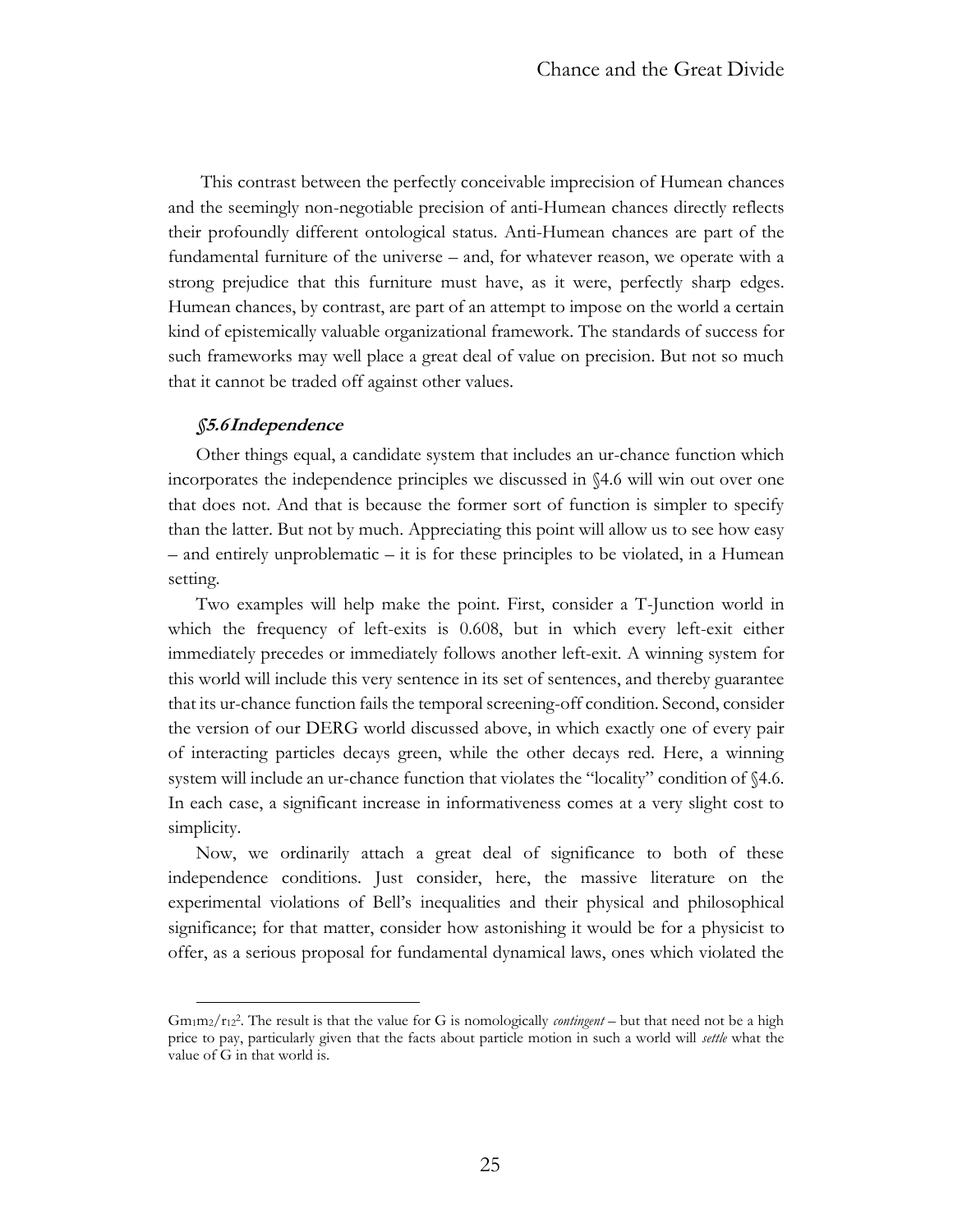This contrast between the perfectly conceivable imprecision of Humean chances and the seemingly non-negotiable precision of anti-Humean chances directly reflects their profoundly different ontological status. Anti-Humean chances are part of the fundamental furniture of the universe – and, for whatever reason, we operate with a strong prejudice that this furniture must have, as it were, perfectly sharp edges. Humean chances, by contrast, are part of an attempt to impose on the world a certain kind of epistemically valuable organizational framework. The standards of success for such frameworks may well place a great deal of value on precision. But not so much that it cannot be traded off against other values.

### *§5.6 Independence*

Other things equal, a candidate system that includes an ur-chance function which incorporates the independence principles we discussed in §4.6 will win out over one that does not. And that is because the former sort of function is simpler to specify than the latter. But not by much. Appreciating this point will allow us to see how easy – and entirely unproblematic – it is for these principles to be violated, in a Humean setting.

Two examples will help make the point. First, consider a T-Junction world in which the frequency of left-exits is 0.608, but in which every left-exit either immediately precedes or immediately follows another left-exit. A winning system for this world will include this very sentence in its set of sentences, and thereby guarantee that its ur-chance function fails the temporal screening-off condition. Second, consider the version of our DERG world discussed above, in which exactly one of every pair of interacting particles decays green, while the other decays red. Here, a winning system will include an ur-chance function that violates the "locality" condition of §4.6. In each case, a significant increase in informativeness comes at a very slight cost to simplicity.

Now, we ordinarily attach a great deal of significance to both of these independence conditions. Just consider, here, the massive literature on the experimental violations of Bell's inequalities and their physical and philosophical significance; for that matter, consider how astonishing it would be for a physicist to offer, as a serious proposal for fundamental dynamical laws, ones which violated the

---

$Gm_1m_2/r_{12}^2$. The result is that the value for G is nomologically *contingent* – but that need not be a high price to pay, particularly given that the facts about particle motion in such a world will *settle* what the value of G in that world is.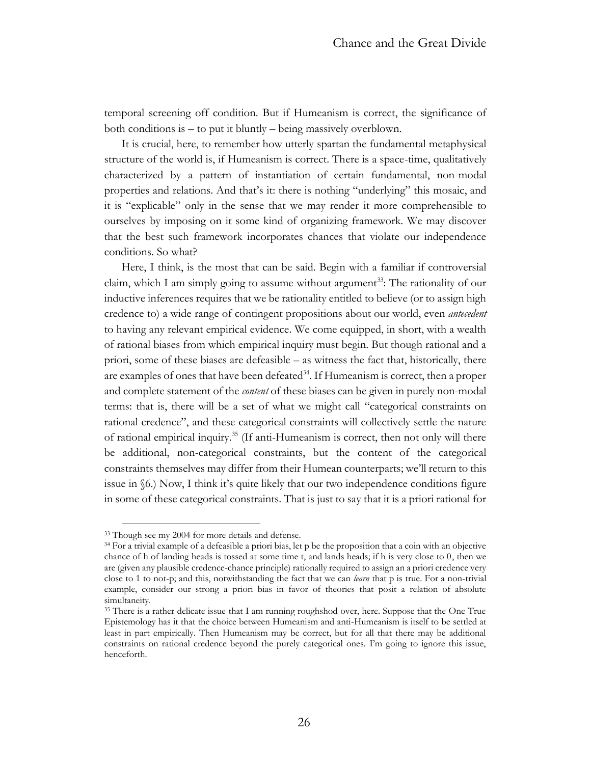temporal screening off condition. But if Humeanism is correct, the significance of both conditions is – to put it bluntly – being massively overblown.

It is crucial, here, to remember how utterly spartan the fundamental metaphysical structure of the world is, if Humeanism is correct. There is a space-time, qualitatively characterized by a pattern of instantiation of certain fundamental, non-modal properties and relations. And that's it: there is nothing "underlying" this mosaic, and it is "explicable" only in the sense that we may render it more comprehensible to ourselves by imposing on it some kind of organizing framework. We may discover that the best such framework incorporates chances that violate our independence conditions. So what?

Here, I think, is the most that can be said. Begin with a familiar if controversial claim, which I am simply going to assume without argument[33]: The rationality of our inductive inferences requires that we be rationality entitled to believe (or to assign high credence to) a wide range of contingent propositions about our world, even *antecedent* to having any relevant empirical evidence. We come equipped, in short, with a wealth of rational biases from which empirical inquiry must begin. But though rational and a priori, some of these biases are defeasible – as witness the fact that, historically, there are examples of ones that have been defeated[34]. If Humeanism is correct, then a proper and complete statement of the *content* of these biases can be given in purely non-modal terms: that is, there will be a set of what we might call "categorical constraints on rational credence", and these categorical constraints will collectively settle the nature of rational empirical inquiry.[35] (If anti-Humeanism is correct, then not only will there be additional, non-categorical constraints, but the content of the categorical constraints themselves may differ from their Humean counterparts; we'll return to this issue in §6.) Now, I think it's quite likely that our two independence conditions figure in some of these categorical constraints. That is just to say that it is a priori rational for

[33] Though see my 2004 for more details and defense.

[34] For a trivial example of a defeasible a priori bias, let p be the proposition that a coin with an objective chance of h of landing heads is tossed at some time t, and lands heads; if h is very close to 0, then we are (given any plausible credence-chance principle) rationally required to assign an a priori credence very close to 1 to not-p; and this, notwithstanding the fact that we can *learn* that p is true. For a non-trivial example, consider our strong a priori bias in favor of theories that posit a relation of absolute simultaneity.

[35] There is a rather delicate issue that I am running roughshod over, here. Suppose that the One True Epistemology has it that the choice between Humeanism and anti-Humeanism is itself to be settled at least in part empirically. Then Humeanism may be correct, but for all that there may be additional constraints on rational credence beyond the purely categorical ones. I'm going to ignore this issue, henceforth.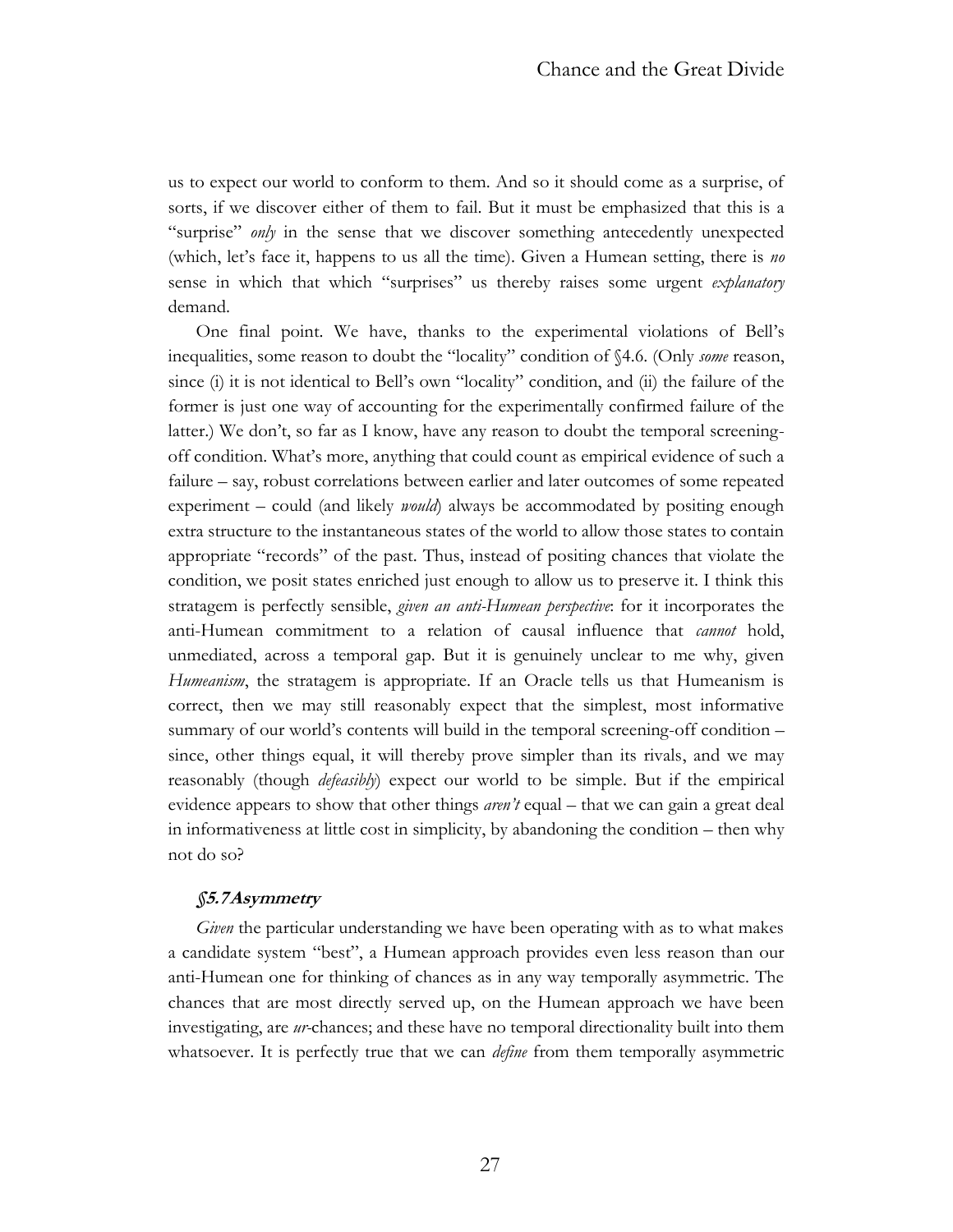us to expect our world to conform to them. And so it should come as a surprise, of sorts, if we discover either of them to fail. But it must be emphasized that this is a "surprise" *only* in the sense that we discover something antecedently unexpected (which, let's face it, happens to us all the time). Given a Humean setting, there is *no* sense in which that which "surprises" us thereby raises some urgent *explanatory* demand.

One final point. We have, thanks to the experimental violations of Bell's inequalities, some reason to doubt the "locality" condition of §4.6. (Only *some* reason, since (i) it is not identical to Bell's own "locality" condition, and (ii) the failure of the former is just one way of accounting for the experimentally confirmed failure of the latter.) We don't, so far as I know, have any reason to doubt the temporal screening-off condition. What's more, anything that could count as empirical evidence of such a failure – say, robust correlations between earlier and later outcomes of some repeated experiment – could (and likely *would*) always be accommodated by positing enough extra structure to the instantaneous states of the world to allow those states to contain appropriate "records" of the past. Thus, instead of positing chances that violate the condition, we posit states enriched just enough to allow us to preserve it. I think this stratagem is perfectly sensible, *given an anti-Humean perspective*: for it incorporates the anti-Humean commitment to a relation of causal influence that *cannot* hold, unmediated, across a temporal gap. But it is genuinely unclear to me why, given *Humeanism*, the stratagem is appropriate. If an Oracle tells us that Humeanism is correct, then we may still reasonably expect that the simplest, most informative summary of our world's contents will build in the temporal screening-off condition – since, other things equal, it will thereby prove simpler than its rivals, and we may reasonably (though *defeasibly*) expect our world to be simple. But if the empirical evidence appears to show that other things *aren't* equal – that we can gain a great deal in informativeness at little cost in simplicity, by abandoning the condition – then why not do so?

### §5.7 Asymmetry

*Given* the particular understanding we have been operating with as to what makes a candidate system "best", a Humean approach provides even less reason than our anti-Humean one for thinking of chances as in any way temporally asymmetric. The chances that are most directly served up, on the Humean approach we have been investigating, are *ur*-chances; and these have no temporal directionality built into them whatsoever. It is perfectly true that we can *define* from them temporally asymmetric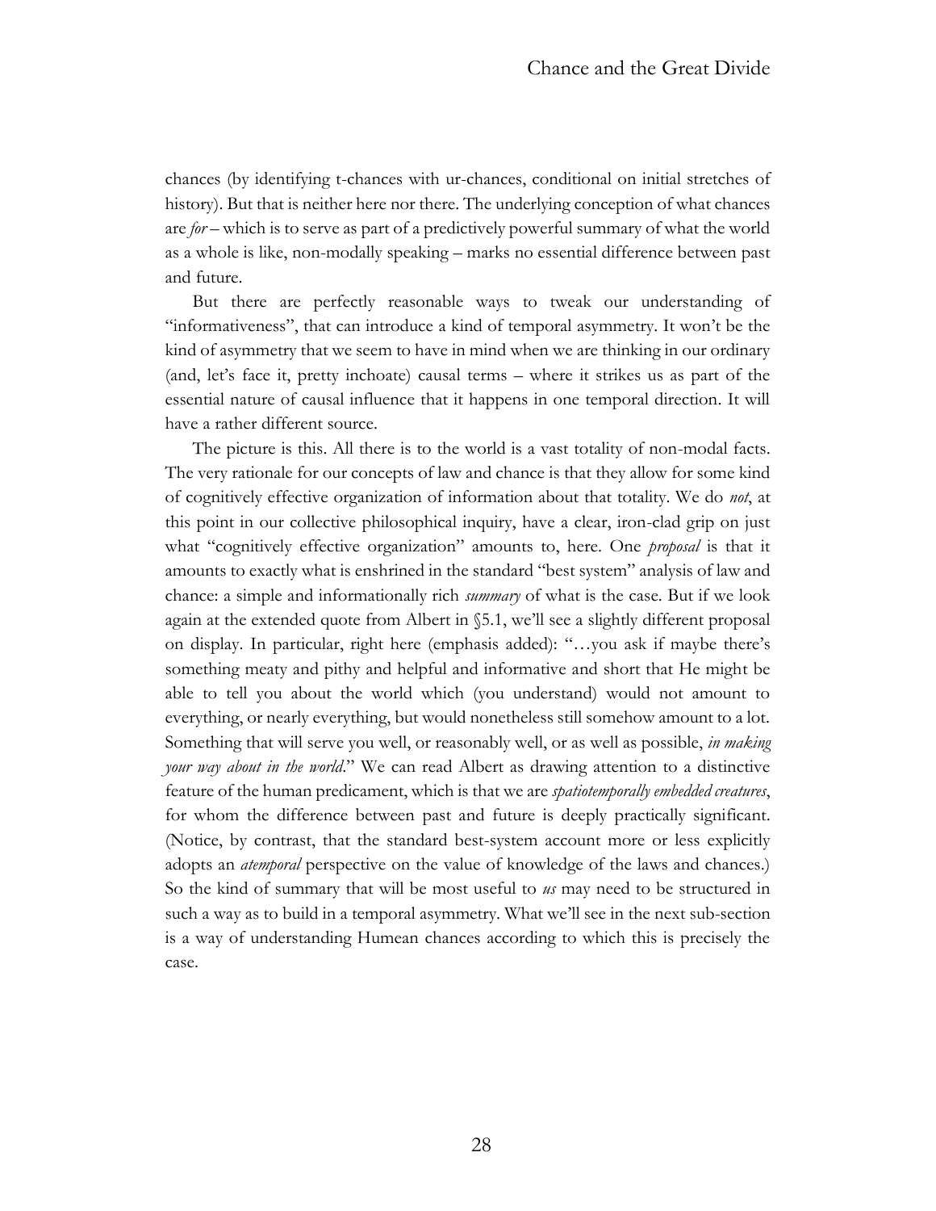chances (by identifying t-chances with ur-chances, conditional on initial stretches of history). But that is neither here nor there. The underlying conception of what chances are *for* – which is to serve as part of a predictively powerful summary of what the world as a whole is like, non-modally speaking – marks no essential difference between past and future.

But there are perfectly reasonable ways to tweak our understanding of "informativeness", that can introduce a kind of temporal asymmetry. It won't be the kind of asymmetry that we seem to have in mind when we are thinking in our ordinary (and, let's face it, pretty inchoate) causal terms – where it strikes us as part of the essential nature of causal influence that it happens in one temporal direction. It will have a rather different source.

The picture is this. All there is to the world is a vast totality of non-modal facts. The very rationale for our concepts of law and chance is that they allow for some kind of cognitively effective organization of information about that totality. We do *not*, at this point in our collective philosophical inquiry, have a clear, iron-clad grip on just what "cognitively effective organization" amounts to, here. One *proposal* is that it amounts to exactly what is enshrined in the standard "best system" analysis of law and chance: a simple and informationally rich *summary* of what is the case. But if we look again at the extended quote from Albert in §5.1, we'll see a slightly different proposal on display. In particular, right here (emphasis added): "…you ask if maybe there's something meaty and pithy and helpful and informative and short that He might be able to tell you about the world which (you understand) would not amount to everything, or nearly everything, but would nonetheless still somehow amount to a lot. Something that will serve you well, or reasonably well, or as well as possible, *in making your way about in the world*." We can read Albert as drawing attention to a distinctive feature of the human predicament, which is that we are *spatiotemporally embedded creatures*, for whom the difference between past and future is deeply practically significant. (Notice, by contrast, that the standard best-system account more or less explicitly adopts an *atemporal* perspective on the value of knowledge of the laws and chances.) So the kind of summary that will be most useful to *us* may need to be structured in such a way as to build in a temporal asymmetry. What we'll see in the next sub-section is a way of understanding Humean chances according to which this is precisely the case.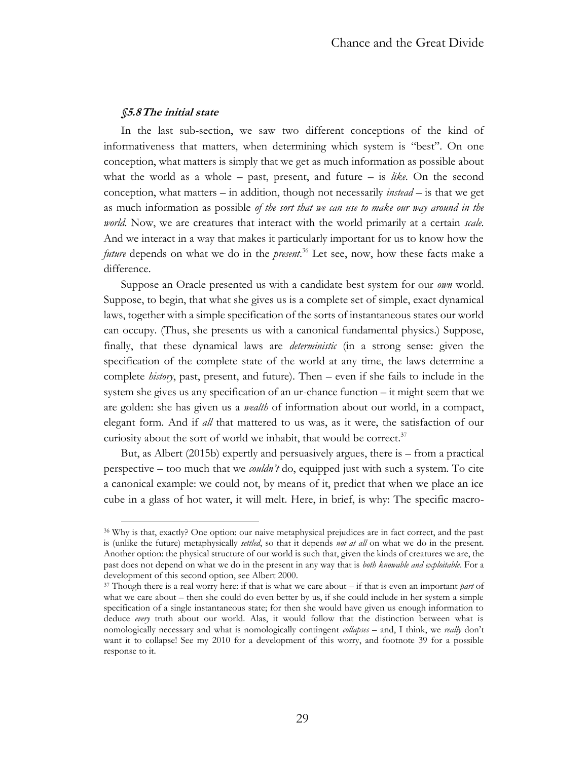### *§5.8 The initial state*

In the last sub-section, we saw two different conceptions of the kind of informativeness that matters, when determining which system is "best". On one conception, what matters is simply that we get as much information as possible about what the world as a whole – past, present, and future – is *like*. On the second conception, what matters – in addition, though not necessarily *instead* – is that we get as much information as possible *of the sort that we can use to make our way around in the world*. Now, we are creatures that interact with the world primarily at a certain *scale*. And we interact in a way that makes it particularly important for us to know how the *future* depends on what we do in the *present*.[36] Let see, now, how these facts make a difference.

Suppose an Oracle presented us with a candidate best system for our *own* world. Suppose, to begin, that what she gives us is a complete set of simple, exact dynamical laws, together with a simple specification of the sorts of instantaneous states our world can occupy. (Thus, she presents us with a canonical fundamental physics.) Suppose, finally, that these dynamical laws are *deterministic* (in a strong sense: given the specification of the complete state of the world at any time, the laws determine a complete *history*, past, present, and future). Then – even if she fails to include in the system she gives us any specification of an ur-chance function – it might seem that we are golden: she has given us a *wealth* of information about our world, in a compact, elegant form. And if *all* that mattered to us was, as it were, the satisfaction of our curiosity about the sort of world we inhabit, that would be correct.[37]

But, as Albert (2015b) expertly and persuasively argues, there is – from a practical perspective – too much that we *couldn't* do, equipped just with such a system. To cite a canonical example: we could not, by means of it, predict that when we place an ice cube in a glass of hot water, it will melt. Here, in brief, is why: The specific macro-

---

[36] Why is that, exactly? One option: our naive metaphysical prejudices are in fact correct, and the past is (unlike the future) metaphysically *settled*, so that it depends *not at all* on what we do in the present. Another option: the physical structure of our world is such that, given the kinds of creatures we are, the past does not depend on what we do in the present in any way that is *both knowable and exploitable*. For a development of this second option, see Albert 2000.

[37] Though there is a real worry here: if that is what we care about – if that is even an important *part* of what we care about – then she could do even better by us, if she could include in her system a simple specification of a single instantaneous state; for then she would have given us enough information to deduce *every* truth about our world. Alas, it would follow that the distinction between what is nomologically necessary and what is nomologically contingent *collapses* – and, I think, we *really* don't want it to collapse! See my 2010 for a development of this worry, and footnote 39 for a possible response to it.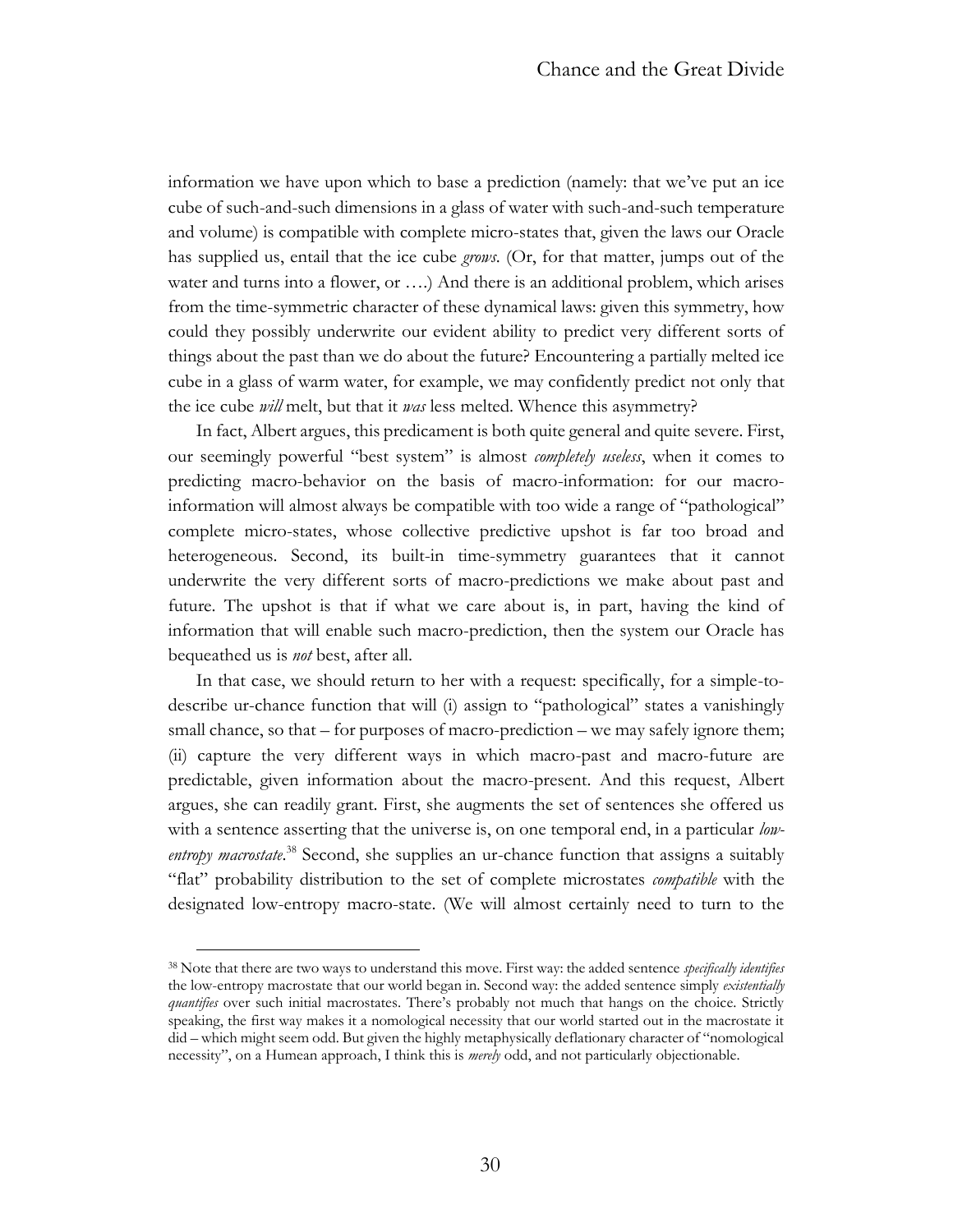information we have upon which to base a prediction (namely: that we've put an ice cube of such-and-such dimensions in a glass of water with such-and-such temperature and volume) is compatible with complete micro-states that, given the laws our Oracle has supplied us, entail that the ice cube *grows*. (Or, for that matter, jumps out of the water and turns into a flower, or ….) And there is an additional problem, which arises from the time-symmetric character of these dynamical laws: given this symmetry, how could they possibly underwrite our evident ability to predict very different sorts of things about the past than we do about the future? Encountering a partially melted ice cube in a glass of warm water, for example, we may confidently predict not only that the ice cube *will* melt, but that it *was* less melted. Whence this asymmetry?

In fact, Albert argues, this predicament is both quite general and quite severe. First, our seemingly powerful "best system" is almost *completely useless*, when it comes to predicting macro-behavior on the basis of macro-information: for our macro-information will almost always be compatible with too wide a range of "pathological" complete micro-states, whose collective predictive upshot is far too broad and heterogeneous. Second, its built-in time-symmetry guarantees that it cannot underwrite the very different sorts of macro-predictions we make about past and future. The upshot is that if what we care about is, in part, having the kind of information that will enable such macro-prediction, then the system our Oracle has bequeathed us is *not* best, after all.

In that case, we should return to her with a request: specifically, for a simple-to-describe ur-chance function that will (i) assign to "pathological" states a vanishingly small chance, so that – for purposes of macro-prediction – we may safely ignore them; (ii) capture the very different ways in which macro-past and macro-future are predictable, given information about the macro-present. And this request, Albert argues, she can readily grant. First, she augments the set of sentences she offered us with a sentence asserting that the universe is, on one temporal end, in a particular *low-entropy macrostate*.[38] Second, she supplies an ur-chance function that assigns a suitably "flat" probability distribution to the set of complete microstates *compatible* with the designated low-entropy macro-state. (We will almost certainly need to turn to the

[38] Note that there are two ways to understand this move. First way: the added sentence *specifically identifies* the low-entropy macrostate that our world began in. Second way: the added sentence simply *existentially quantifies* over such initial macrostates. There's probably not much that hangs on the choice. Strictly speaking, the first way makes it a nomological necessity that our world started out in the macrostate it did – which might seem odd. But given the highly metaphysically deflationary character of "nomological necessity", on a Humean approach, I think this is *merely* odd, and not particularly objectionable.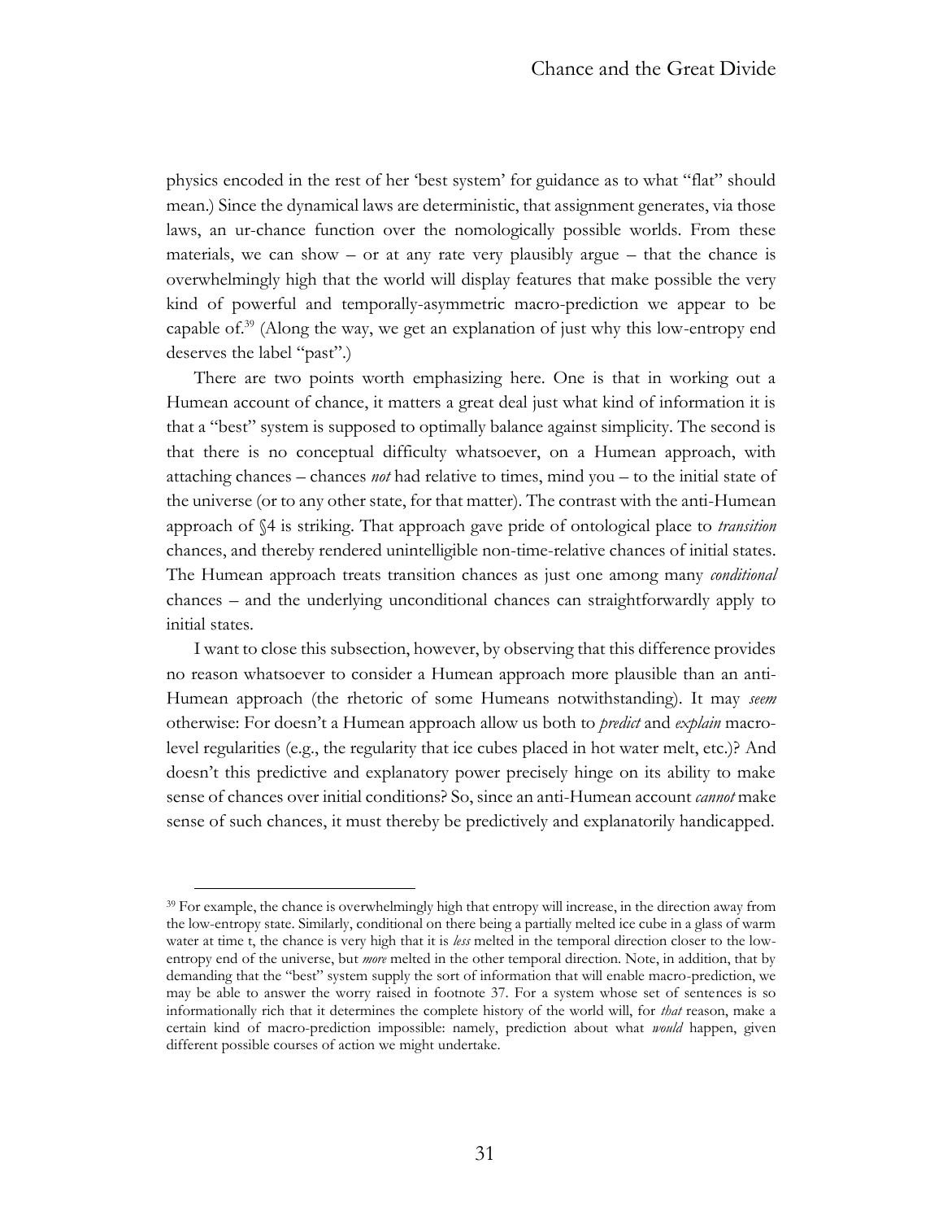physics encoded in the rest of her 'best system' for guidance as to what "flat" should mean.) Since the dynamical laws are deterministic, that assignment generates, via those laws, an ur-chance function over the nomologically possible worlds. From these materials, we can show – or at any rate very plausibly argue – that the chance is overwhelmingly high that the world will display features that make possible the very kind of powerful and temporally-asymmetric macro-prediction we appear to be capable of.[39] (Along the way, we get an explanation of just why this low-entropy end deserves the label "past".)

There are two points worth emphasizing here. One is that in working out a Humean account of chance, it matters a great deal just what kind of information it is that a "best" system is supposed to optimally balance against simplicity. The second is that there is no conceptual difficulty whatsoever, on a Humean approach, with attaching chances – chances *not* had relative to times, mind you – to the initial state of the universe (or to any other state, for that matter). The contrast with the anti-Humean approach of §4 is striking. That approach gave pride of ontological place to *transition* chances, and thereby rendered unintelligible non-time-relative chances of initial states. The Humean approach treats transition chances as just one among many *conditional* chances – and the underlying unconditional chances can straightforwardly apply to initial states.

I want to close this subsection, however, by observing that this difference provides no reason whatsoever to consider a Humean approach more plausible than an anti-Humean approach (the rhetoric of some Humeans notwithstanding). It may *seem* otherwise: For doesn't a Humean approach allow us both to *predict* and *explain* macro-level regularities (e.g., the regularity that ice cubes placed in hot water melt, etc.)? And doesn't this predictive and explanatory power precisely hinge on its ability to make sense of chances over initial conditions? So, since an anti-Humean account *cannot* make sense of such chances, it must thereby be predictively and explanatorily handicapped.

[39] For example, the chance is overwhelmingly high that entropy will increase, in the direction away from the low-entropy state. Similarly, conditional on there being a partially melted ice cube in a glass of warm water at time t, the chance is very high that it is *less* melted in the temporal direction closer to the low-entropy end of the universe, but *more* melted in the other temporal direction. Note, in addition, that by demanding that the "best" system supply the sort of information that will enable macro-prediction, we may be able to answer the worry raised in footnote 37. For a system whose set of sentences is so informationally rich that it determines the complete history of the world will, for *that* reason, make a certain kind of macro-prediction impossible: namely, prediction about what *would* happen, given different possible courses of action we might undertake.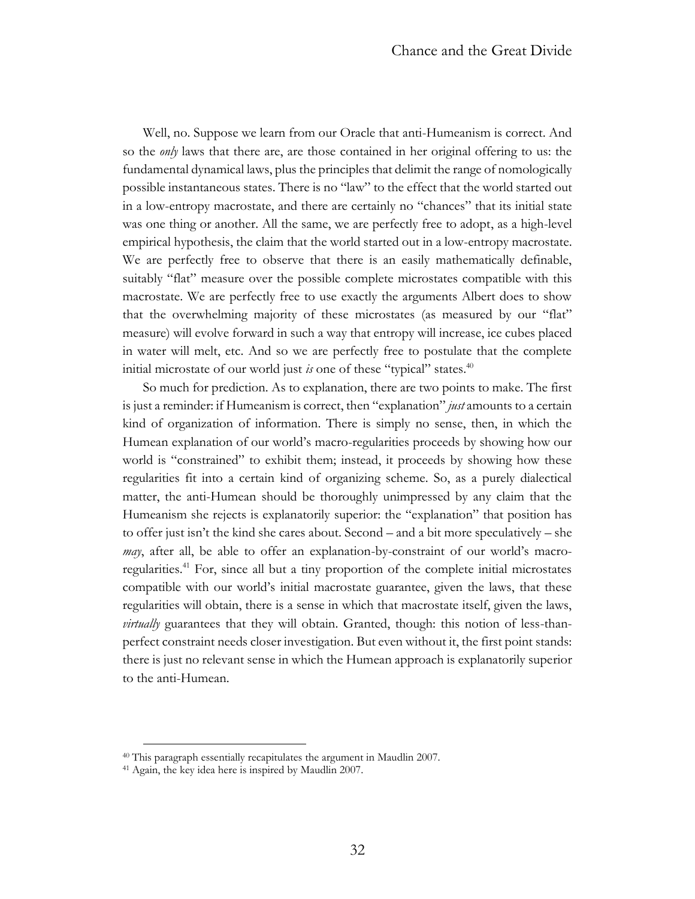Well, no. Suppose we learn from our Oracle that anti-Humeanism is correct. And so the *only* laws that there are, are those contained in her original offering to us: the fundamental dynamical laws, plus the principles that delimit the range of nomologically possible instantaneous states. There is no "law" to the effect that the world started out in a low-entropy macrostate, and there are certainly no "chances" that its initial state was one thing or another. All the same, we are perfectly free to adopt, as a high-level empirical hypothesis, the claim that the world started out in a low-entropy macrostate. We are perfectly free to observe that there is an easily mathematically definable, suitably "flat" measure over the possible complete microstates compatible with this macrostate. We are perfectly free to use exactly the arguments Albert does to show that the overwhelming majority of these microstates (as measured by our "flat" measure) will evolve forward in such a way that entropy will increase, ice cubes placed in water will melt, etc. And so we are perfectly free to postulate that the complete initial microstate of our world just *is* one of these "typical" states.[40]

So much for prediction. As to explanation, there are two points to make. The first is just a reminder: if Humeanism is correct, then "explanation" *just* amounts to a certain kind of organization of information. There is simply no sense, then, in which the Humean explanation of our world's macro-regularities proceeds by showing how our world is "constrained" to exhibit them; instead, it proceeds by showing how these regularities fit into a certain kind of organizing scheme. So, as a purely dialectical matter, the anti-Humean should be thoroughly unimpressed by any claim that the Humeanism she rejects is explanatorily superior: the "explanation" that position has to offer just isn't the kind she cares about. Second – and a bit more speculatively – she *may*, after all, be able to offer an explanation-by-constraint of our world's macro-regularities.[41] For, since all but a tiny proportion of the complete initial microstates compatible with our world's initial macrostate guarantee, given the laws, that these regularities will obtain, there is a sense in which that macrostate itself, given the laws, *virtually* guarantees that they will obtain. Granted, though: this notion of less-than-perfect constraint needs closer investigation. But even without it, the first point stands: there is just no relevant sense in which the Humean approach is explanatorily superior to the anti-Humean.

---

[40] This paragraph essentially recapitulates the argument in Maudlin 2007.

[41] Again, the key idea here is inspired by Maudlin 2007.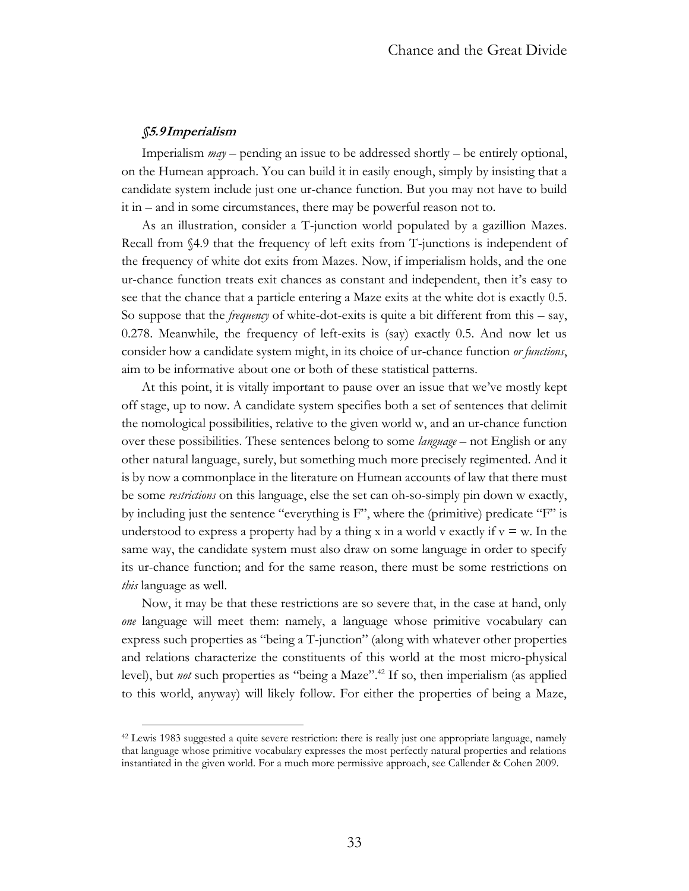### *§5.9 Imperialism*

Imperialism *may* – pending an issue to be addressed shortly – be entirely optional, on the Humean approach. You can build it in easily enough, simply by insisting that a candidate system include just one ur-chance function. But you may not have to build it in – and in some circumstances, there may be powerful reason not to.

As an illustration, consider a T-junction world populated by a gazillion Mazes. Recall from §4.9 that the frequency of left exits from T-junctions is independent of the frequency of white dot exits from Mazes. Now, if imperialism holds, and the one ur-chance function treats exit chances as constant and independent, then it's easy to see that the chance that a particle entering a Maze exits at the white dot is exactly 0.5. So suppose that the *frequency* of white-dot-exits is quite a bit different from this – say, 0.278. Meanwhile, the frequency of left-exits is (say) exactly 0.5. And now let us consider how a candidate system might, in its choice of ur-chance function *or functions*, aim to be informative about one or both of these statistical patterns.

At this point, it is vitally important to pause over an issue that we've mostly kept off stage, up to now. A candidate system specifies both a set of sentences that delimit the nomological possibilities, relative to the given world w, and an ur-chance function over these possibilities. These sentences belong to some *language* – not English or any other natural language, surely, but something much more precisely regimented. And it is by now a commonplace in the literature on Humean accounts of law that there must be some *restrictions* on this language, else the set can oh-so-simply pin down w exactly, by including just the sentence "everything is F", where the (primitive) predicate "F" is understood to express a property had by a thing x in a world v exactly if v = w. In the same way, the candidate system must also draw on some language in order to specify its ur-chance function; and for the same reason, there must be some restrictions on *this* language as well.

Now, it may be that these restrictions are so severe that, in the case at hand, only *one* language will meet them: namely, a language whose primitive vocabulary can express such properties as "being a T-junction" (along with whatever other properties and relations characterize the constituents of this world at the most micro-physical level), but *not* such properties as "being a Maze".[42] If so, then imperialism (as applied to this world, anyway) will likely follow. For either the properties of being a Maze,

---

[42] Lewis 1983 suggested a quite severe restriction: there is really just one appropriate language, namely that language whose primitive vocabulary expresses the most perfectly natural properties and relations instantiated in the given world. For a much more permissive approach, see Callender & Cohen 2009.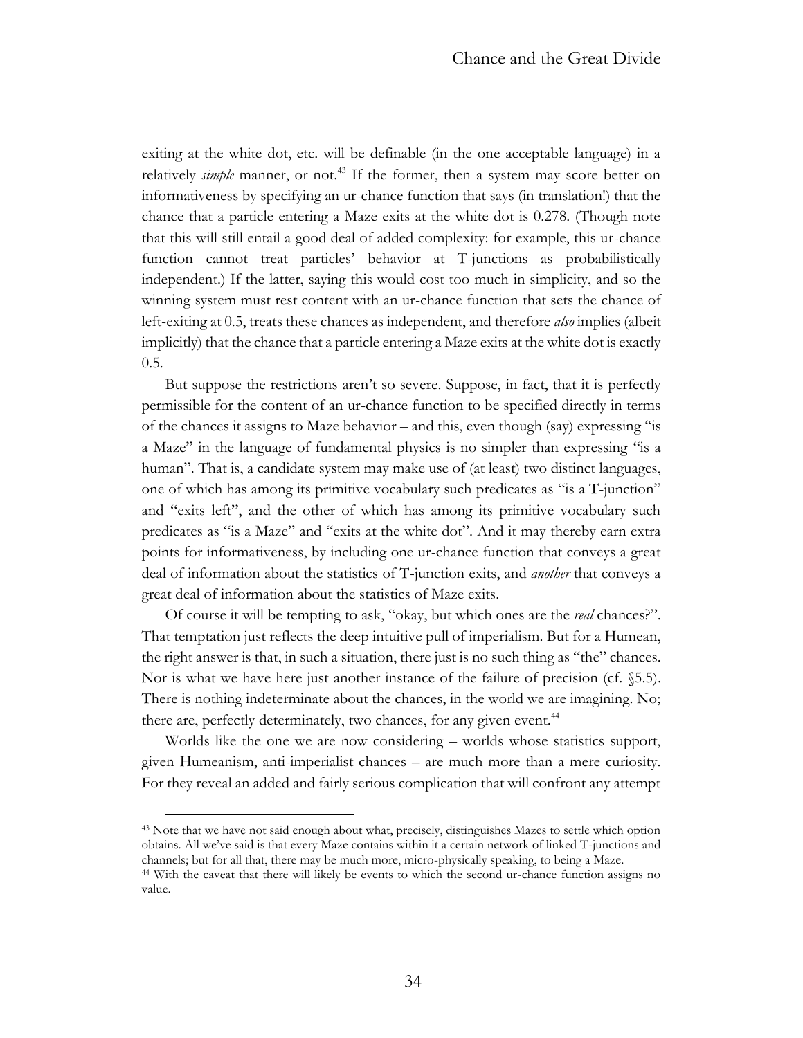exiting at the white dot, etc. will be definable (in the one acceptable language) in a relatively *simple* manner, or not.[43] If the former, then a system may score better on informativeness by specifying an ur-chance function that says (in translation!) that the chance that a particle entering a Maze exits at the white dot is 0.278. (Though note that this will still entail a good deal of added complexity: for example, this ur-chance function cannot treat particles' behavior at T-junctions as probabilistically independent.) If the latter, saying this would cost too much in simplicity, and so the winning system must rest content with an ur-chance function that sets the chance of left-exiting at 0.5, treats these chances as independent, and therefore *also* implies (albeit implicitly) that the chance that a particle entering a Maze exits at the white dot is exactly 0.5.

But suppose the restrictions aren't so severe. Suppose, in fact, that it is perfectly permissible for the content of an ur-chance function to be specified directly in terms of the chances it assigns to Maze behavior – and this, even though (say) expressing "is a Maze" in the language of fundamental physics is no simpler than expressing "is a human". That is, a candidate system may make use of (at least) two distinct languages, one of which has among its primitive vocabulary such predicates as "is a T-junction" and "exits left", and the other of which has among its primitive vocabulary such predicates as "is a Maze" and "exits at the white dot". And it may thereby earn extra points for informativeness, by including one ur-chance function that conveys a great deal of information about the statistics of T-junction exits, and *another* that conveys a great deal of information about the statistics of Maze exits.

Of course it will be tempting to ask, "okay, but which ones are the *real* chances?". That temptation just reflects the deep intuitive pull of imperialism. But for a Humean, the right answer is that, in such a situation, there just is no such thing as "the" chances. Nor is what we have here just another instance of the failure of precision (cf. §5.5). There is nothing indeterminate about the chances, in the world we are imagining. No; there are, perfectly determinately, two chances, for any given event.[44]

Worlds like the one we are now considering – worlds whose statistics support, given Humeanism, anti-imperialist chances – are much more than a mere curiosity. For they reveal an added and fairly serious complication that will confront any attempt

---

[43] Note that we have not said enough about what, precisely, distinguishes Mazes to settle which option obtains. All we've said is that every Maze contains within it a certain network of linked T-junctions and channels; but for all that, there may be much more, micro-physically speaking, to being a Maze.

[44] With the caveat that there will likely be events to which the second ur-chance function assigns no value.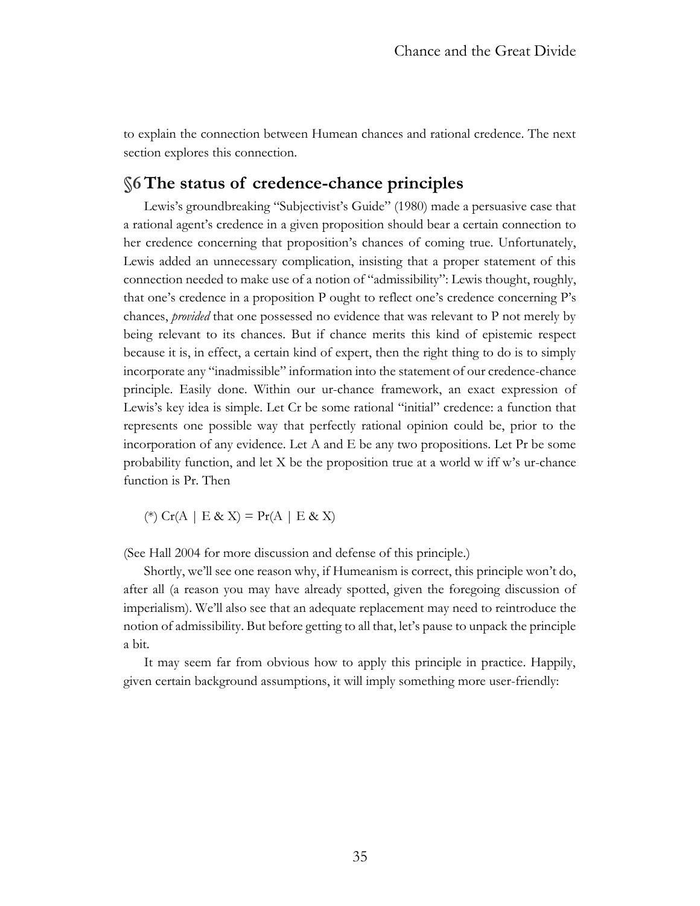to explain the connection between Humean chances and rational credence. The next section explores this connection.

## §6 The status of credence-chance principles

Lewis's groundbreaking "Subjectivist's Guide" (1980) made a persuasive case that a rational agent's credence in a given proposition should bear a certain connection to her credence concerning that proposition's chances of coming true. Unfortunately, Lewis added an unnecessary complication, insisting that a proper statement of this connection needed to make use of a notion of "admissibility": Lewis thought, roughly, that one's credence in a proposition P ought to reflect one's credence concerning P's chances, *provided* that one possessed no evidence that was relevant to P not merely by being relevant to its chances. But if chance merits this kind of epistemic respect because it is, in effect, a certain kind of expert, then the right thing to do is to simply incorporate any "inadmissible" information into the statement of our credence-chance principle. Easily done. Within our ur-chance framework, an exact expression of Lewis's key idea is simple. Let Cr be some rational "initial" credence: a function that represents one possible way that perfectly rational opinion could be, prior to the incorporation of any evidence. Let A and E be any two propositions. Let Pr be some probability function, and let X be the proposition true at a world w iff w's ur-chance function is Pr. Then

(*) $Cr(A \mid E \,\&\, X) = Pr(A \mid E \,\&\, X)$

(See Hall 2004 for more discussion and defense of this principle.)

Shortly, we'll see one reason why, if Humeanism is correct, this principle won't do, after all (a reason you may have already spotted, given the foregoing discussion of imperialism). We'll also see that an adequate replacement may need to reintroduce the notion of admissibility. But before getting to all that, let's pause to unpack the principle a bit.

It may seem far from obvious how to apply this principle in practice. Happily, given certain background assumptions, it will imply something more user-friendly: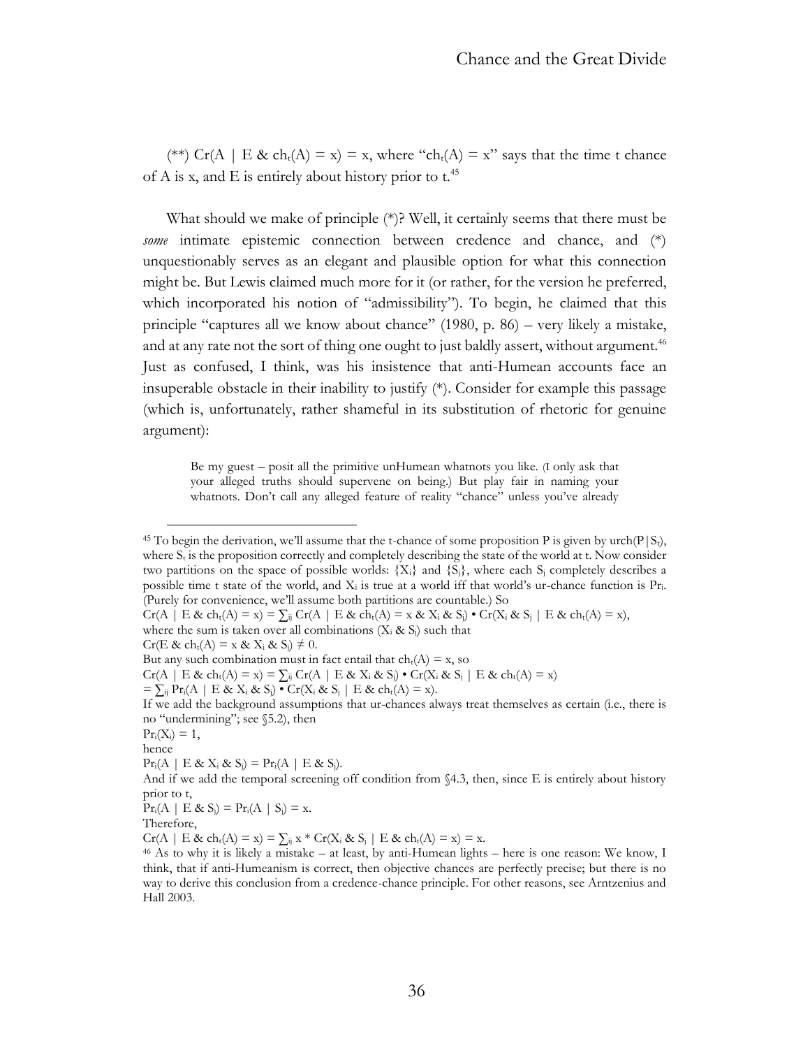(**) $Cr(A \mid E \,\&\, ch_t(A) = x) = x$, where "$ch_t(A) = x$" says that the time t chance of A is x, and E is entirely about history prior to t.[45]

What should we make of principle (*)? Well, it certainly seems that there must be *some* intimate epistemic connection between credence and chance, and (*) unquestionably serves as an elegant and plausible option for what this connection might be. But Lewis claimed much more for it (or rather, for the version he preferred, which incorporated his notion of "admissibility"). To begin, he claimed that this principle "captures all we know about chance" (1980, p. 86) – very likely a mistake, and at any rate not the sort of thing one ought to just baldly assert, without argument.[46] Just as confused, I think, was his insistence that anti-Humean accounts face an insuperable obstacle in their inability to justify (*). Consider for example this passage (which is, unfortunately, rather shameful in its substitution of rhetoric for genuine argument):

> Be my guest – posit all the primitive unHumean whatnots you like. (I only ask that your alleged truths should supervene on being.) But play fair in naming your whatnots. Don't call any alleged feature of reality "chance" unless you've already

---

[45] To begin the derivation, we'll assume that the t-chance of some proposition P is given by $urch(P|S_t)$, where $S_t$ is the proposition correctly and completely describing the state of the world at t. Now consider two partitions on the space of possible worlds: $\{X_i\}$ and $\{S_j\}$, where each $S_j$ completely describes a possible time t state of the world, and $X_i$ is true at a world iff that world's ur-chance function is $Pr_i$. (Purely for convenience, we'll assume both partitions are countable.) So

$Cr(A \mid E \,\&\, ch_t(A) = x) = \sum_{ij} Cr(A \mid E \,\&\, ch_t(A) = x \,\&\, X_i \,\&\, S_j) \bullet Cr(X_i \,\&\, S_j \mid E \,\&\, ch_t(A) = x)$,

where the sum is taken over all combinations ($X_i \,\&\, S_j$) such that

$Cr(E \,\&\, ch_t(A) = x \,\&\, X_i \,\&\, S_j) \neq 0$.

But any such combination must in fact entail that $ch_t(A) = x$, so

$Cr(A \mid E \,\&\, ch_t(A) = x) = \sum_{ij} Cr(A \mid E \,\&\, X_i \,\&\, S_j) \bullet Cr(X_i \,\&\, S_j \mid E \,\&\, ch_t(A) = x)$

$= \sum_{ij} Pr_i(A \mid E \,\&\, X_i \,\&\, S_j) \bullet Cr(X_i \,\&\, S_j \mid E \,\&\, ch_t(A) = x)$.

If we add the background assumptions that ur-chances always treat themselves as certain (i.e., there is no "undermining"; see §5.2), then

$Pr_i(X_i) = 1$,

hence

$Pr_i(A \mid E \,\&\, X_i \,\&\, S_j) = Pr_i(A \mid E \,\&\, S_j)$.

And if we add the temporal screening off condition from §4.3, then, since E is entirely about history prior to t,

$Pr_i(A \mid E \,\&\, S_j) = Pr_i(A \mid S_j) = x$.

Therefore,

$Cr(A \mid E \,\&\, ch_t(A) = x) = \sum_{ij} x * Cr(X_i \,\&\, S_j \mid E \,\&\, ch_t(A) = x) = x$.

[46] As to why it is likely a mistake – at least, by anti-Humean lights – here is one reason: We know, I think, that if anti-Humeanism is correct, then objective chances are perfectly precise; but there is no way to derive this conclusion from a credence-chance principle. For other reasons, see Arntzenius and Hall 2003.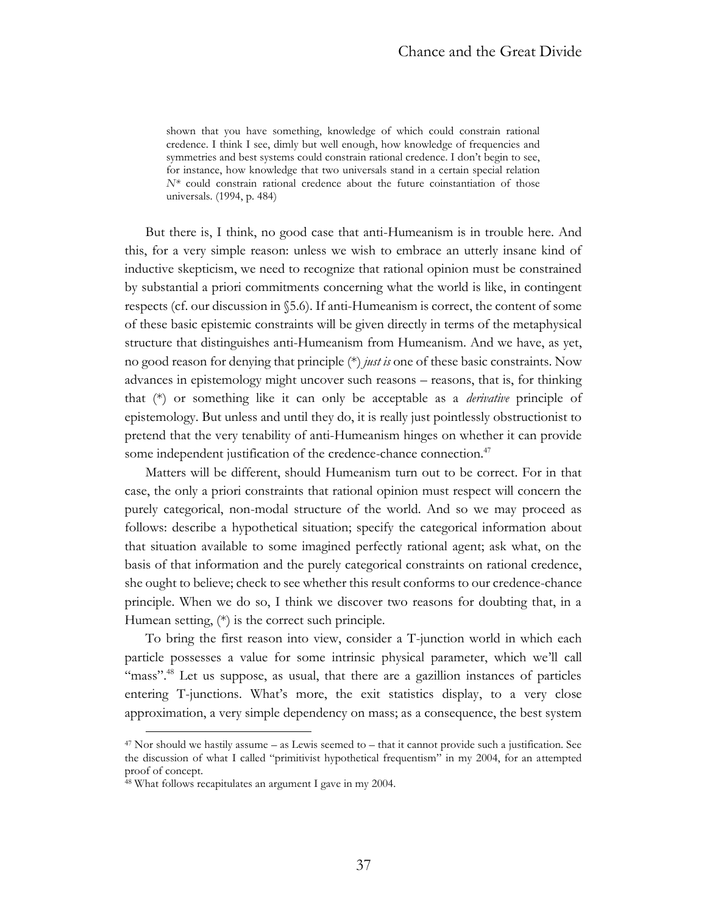> shown that you have something, knowledge of which could constrain rational credence. I think I see, dimly but well enough, how knowledge of frequencies and symmetries and best systems could constrain rational credence. I don't begin to see, for instance, how knowledge that two universals stand in a certain special relation $N^*$ could constrain rational credence about the future coinstantiation of those universals. (1994, p. 484)

But there is, I think, no good case that anti-Humeanism is in trouble here. And this, for a very simple reason: unless we wish to embrace an utterly insane kind of inductive skepticism, we need to recognize that rational opinion must be constrained by substantial a priori commitments concerning what the world is like, in contingent respects (cf. our discussion in §5.6). If anti-Humeanism is correct, the content of some of these basic epistemic constraints will be given directly in terms of the metaphysical structure that distinguishes anti-Humeanism from Humeanism. And we have, as yet, no good reason for denying that principle (*) *just is* one of these basic constraints. Now advances in epistemology might uncover such reasons – reasons, that is, for thinking that (*) or something like it can only be acceptable as a *derivative* principle of epistemology. But unless and until they do, it is really just pointlessly obstructionist to pretend that the very tenability of anti-Humeanism hinges on whether it can provide some independent justification of the credence-chance connection.[47]

Matters will be different, should Humeanism turn out to be correct. For in that case, the only a priori constraints that rational opinion must respect will concern the purely categorical, non-modal structure of the world. And so we may proceed as follows: describe a hypothetical situation; specify the categorical information about that situation available to some imagined perfectly rational agent; ask what, on the basis of that information and the purely categorical constraints on rational credence, she ought to believe; check to see whether this result conforms to our credence-chance principle. When we do so, I think we discover two reasons for doubting that, in a Humean setting, (*) is the correct such principle.

To bring the first reason into view, consider a T-junction world in which each particle possesses a value for some intrinsic physical parameter, which we'll call "mass".[48] Let us suppose, as usual, that there are a gazillion instances of particles entering T-junctions. What's more, the exit statistics display, to a very close approximation, a very simple dependency on mass; as a consequence, the best system

---

[47] Nor should we hastily assume – as Lewis seemed to – that it cannot provide such a justification. See the discussion of what I called "primitivist hypothetical frequentism" in my 2004, for an attempted proof of concept.

[48] What follows recapitulates an argument I gave in my 2004.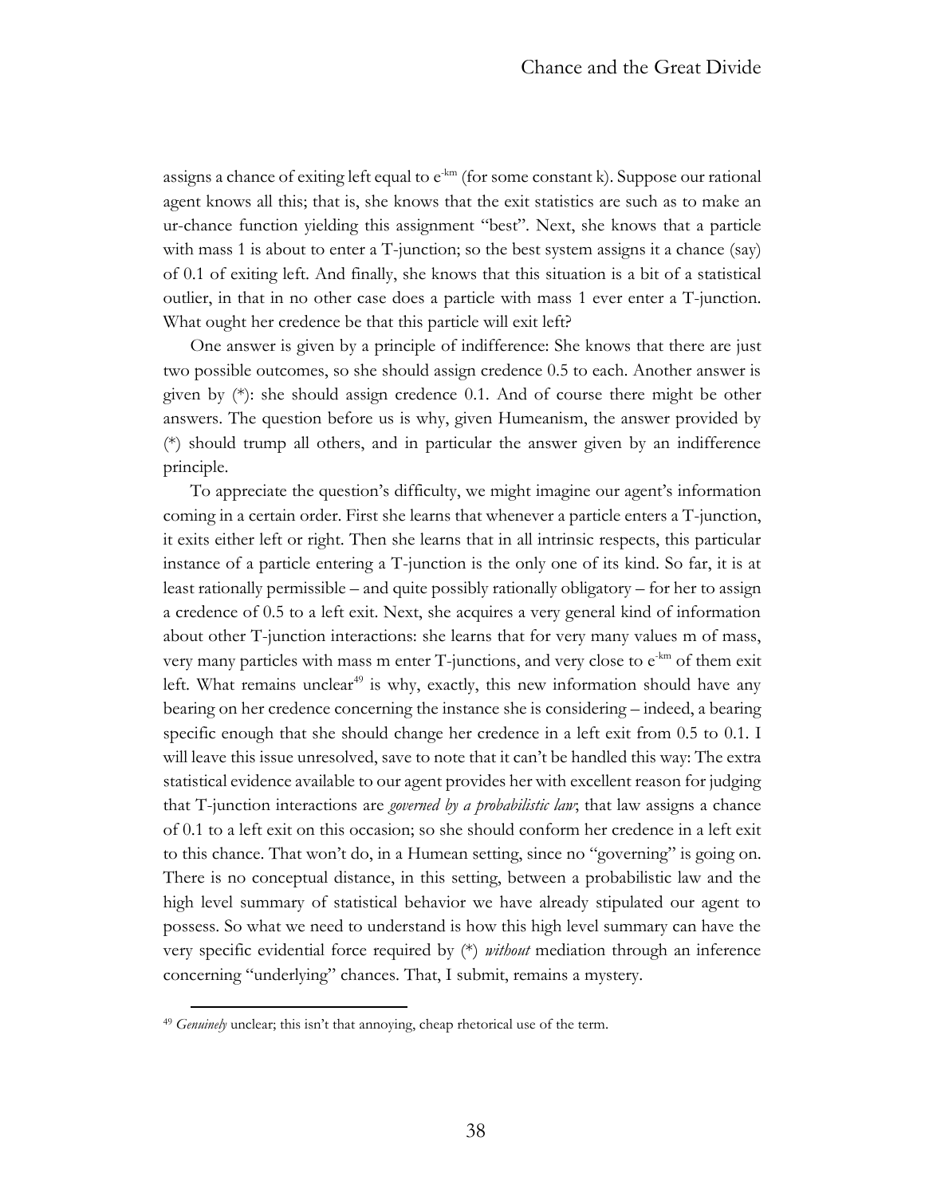assigns a chance of exiting left equal to $e^{-km}$ (for some constant k). Suppose our rational agent knows all this; that is, she knows that the exit statistics are such as to make an ur-chance function yielding this assignment "best". Next, she knows that a particle with mass 1 is about to enter a T-junction; so the best system assigns it a chance (say) of 0.1 of exiting left. And finally, she knows that this situation is a bit of a statistical outlier, in that in no other case does a particle with mass 1 ever enter a T-junction. What ought her credence be that this particle will exit left?

One answer is given by a principle of indifference: She knows that there are just two possible outcomes, so she should assign credence 0.5 to each. Another answer is given by (*): she should assign credence 0.1. And of course there might be other answers. The question before us is why, given Humeanism, the answer provided by (*) should trump all others, and in particular the answer given by an indifference principle.

To appreciate the question's difficulty, we might imagine our agent's information coming in a certain order. First she learns that whenever a particle enters a T-junction, it exits either left or right. Then she learns that in all intrinsic respects, this particular instance of a particle entering a T-junction is the only one of its kind. So far, it is at least rationally permissible – and quite possibly rationally obligatory – for her to assign a credence of 0.5 to a left exit. Next, she acquires a very general kind of information about other T-junction interactions: she learns that for very many values m of mass, very many particles with mass m enter T-junctions, and very close to $e^{-km}$ of them exit left. What remains unclear[49] is why, exactly, this new information should have any bearing on her credence concerning the instance she is considering – indeed, a bearing specific enough that she should change her credence in a left exit from 0.5 to 0.1. I will leave this issue unresolved, save to note that it can't be handled this way: The extra statistical evidence available to our agent provides her with excellent reason for judging that T-junction interactions are *governed by a probabilistic law*; that law assigns a chance of 0.1 to a left exit on this occasion; so she should conform her credence in a left exit to this chance. That won't do, in a Humean setting, since no "governing" is going on. There is no conceptual distance, in this setting, between a probabilistic law and the high level summary of statistical behavior we have already stipulated our agent to possess. So what we need to understand is how this high level summary can have the very specific evidential force required by (*) *without* mediation through an inference concerning "underlying" chances. That, I submit, remains a mystery.

[49] *Genuinely* unclear; this isn't that annoying, cheap rhetorical use of the term.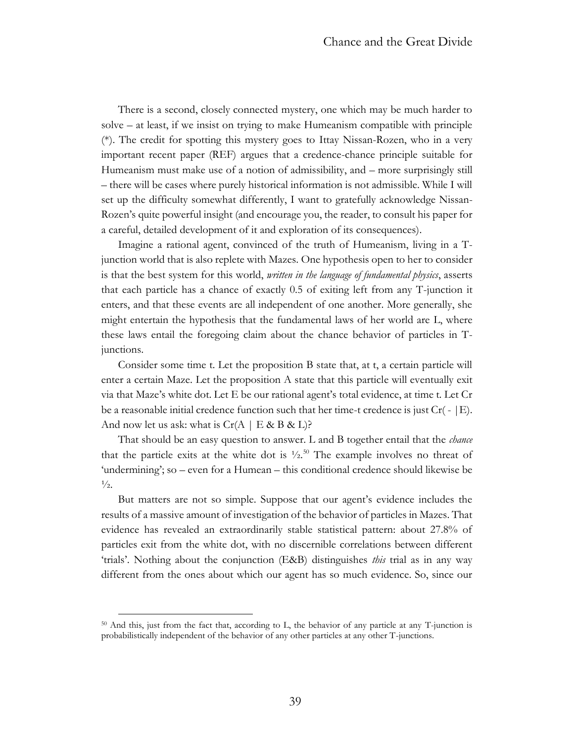There is a second, closely connected mystery, one which may be much harder to solve – at least, if we insist on trying to make Humeanism compatible with principle (*). The credit for spotting this mystery goes to Ittay Nissan-Rozen, who in a very important recent paper (REF) argues that a credence-chance principle suitable for Humeanism must make use of a notion of admissibility, and – more surprisingly still – there will be cases where purely historical information is not admissible. While I will set up the difficulty somewhat differently, I want to gratefully acknowledge Nissan-Rozen's quite powerful insight (and encourage you, the reader, to consult his paper for a careful, detailed development of it and exploration of its consequences).

Imagine a rational agent, convinced of the truth of Humeanism, living in a T-junction world that is also replete with Mazes. One hypothesis open to her to consider is that the best system for this world, *written in the language of fundamental physics*, asserts that each particle has a chance of exactly 0.5 of exiting left from any T-junction it enters, and that these events are all independent of one another. More generally, she might entertain the hypothesis that the fundamental laws of her world are L, where these laws entail the foregoing claim about the chance behavior of particles in T-junctions.

Consider some time t. Let the proposition B state that, at t, a certain particle will enter a certain Maze. Let the proposition A state that this particle will eventually exit via that Maze's white dot. Let E be our rational agent's total evidence, at time t. Let Cr be a reasonable initial credence function such that her time-t credence is just Cr( - | E). And now let us ask: what is Cr(A | E & B & L)?

That should be an easy question to answer. L and B together entail that the *chance* that the particle exits at the white dot is ½.[50] The example involves no threat of 'undermining'; so – even for a Humean – this conditional credence should likewise be ½.

But matters are not so simple. Suppose that our agent's evidence includes the results of a massive amount of investigation of the behavior of particles in Mazes. That evidence has revealed an extraordinarily stable statistical pattern: about 27.8% of particles exit from the white dot, with no discernible correlations between different 'trials'. Nothing about the conjunction (E&B) distinguishes *this* trial as in any way different from the ones about which our agent has so much evidence. So, since our

---

[50] And this, just from the fact that, according to L, the behavior of any particle at any T-junction is probabilistically independent of the behavior of any other particles at any other T-junctions.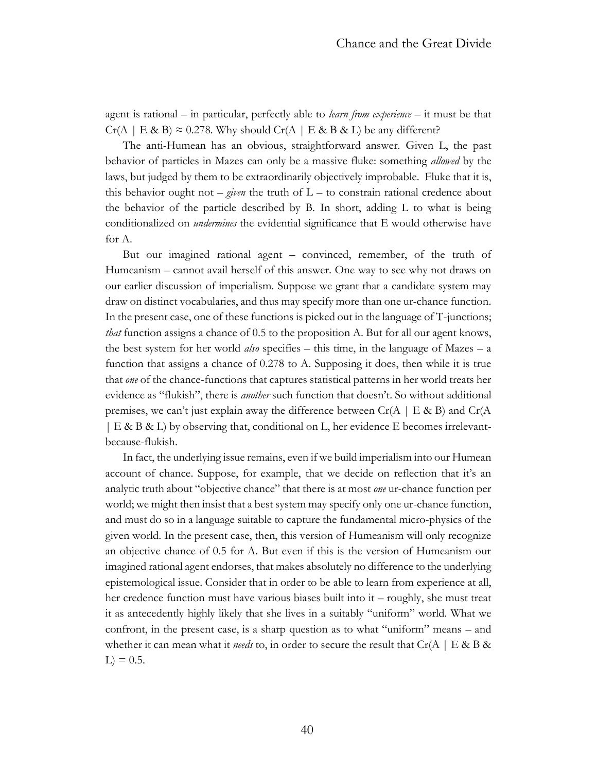agent is rational – in particular, perfectly able to *learn from experience* – it must be that $Cr(A \mid E \& B) \approx 0.278$. Why should $Cr(A \mid E \& B \& L)$ be any different?

The anti-Humean has an obvious, straightforward answer. Given L, the past behavior of particles in Mazes can only be a massive fluke: something *allowed* by the laws, but judged by them to be extraordinarily objectively improbable. Fluke that it is, this behavior ought not – *given* the truth of L – to constrain rational credence about the behavior of the particle described by B. In short, adding L to what is being conditionalized on *undermines* the evidential significance that E would otherwise have for A.

But our imagined rational agent – convinced, remember, of the truth of Humeanism – cannot avail herself of this answer. One way to see why not draws on our earlier discussion of imperialism. Suppose we grant that a candidate system may draw on distinct vocabularies, and thus may specify more than one ur-chance function. In the present case, one of these functions is picked out in the language of T-junctions; *that* function assigns a chance of 0.5 to the proposition A. But for all our agent knows, the best system for her world *also* specifies – this time, in the language of Mazes – a function that assigns a chance of 0.278 to A. Supposing it does, then while it is true that *one* of the chance-functions that captures statistical patterns in her world treats her evidence as "flukish", there is *another* such function that doesn't. So without additional premises, we can't just explain away the difference between $Cr(A \mid E \& B)$ and $Cr(A \mid E \& B \& L)$ by observing that, conditional on L, her evidence E becomes irrelevant-because-flukish.

In fact, the underlying issue remains, even if we build imperialism into our Humean account of chance. Suppose, for example, that we decide on reflection that it's an analytic truth about "objective chance" that there is at most *one* ur-chance function per world; we might then insist that a best system may specify only one ur-chance function, and must do so in a language suitable to capture the fundamental micro-physics of the given world. In the present case, then, this version of Humeanism will only recognize an objective chance of 0.5 for A. But even if this is the version of Humeanism our imagined rational agent endorses, that makes absolutely no difference to the underlying epistemological issue. Consider that in order to be able to learn from experience at all, her credence function must have various biases built into it – roughly, she must treat it as antecedently highly likely that she lives in a suitably "uniform" world. What we confront, in the present case, is a sharp question as to what "uniform" means – and whether it can mean what it *needs* to, in order to secure the result that $Cr(A \mid E \& B \& L) = 0.5$.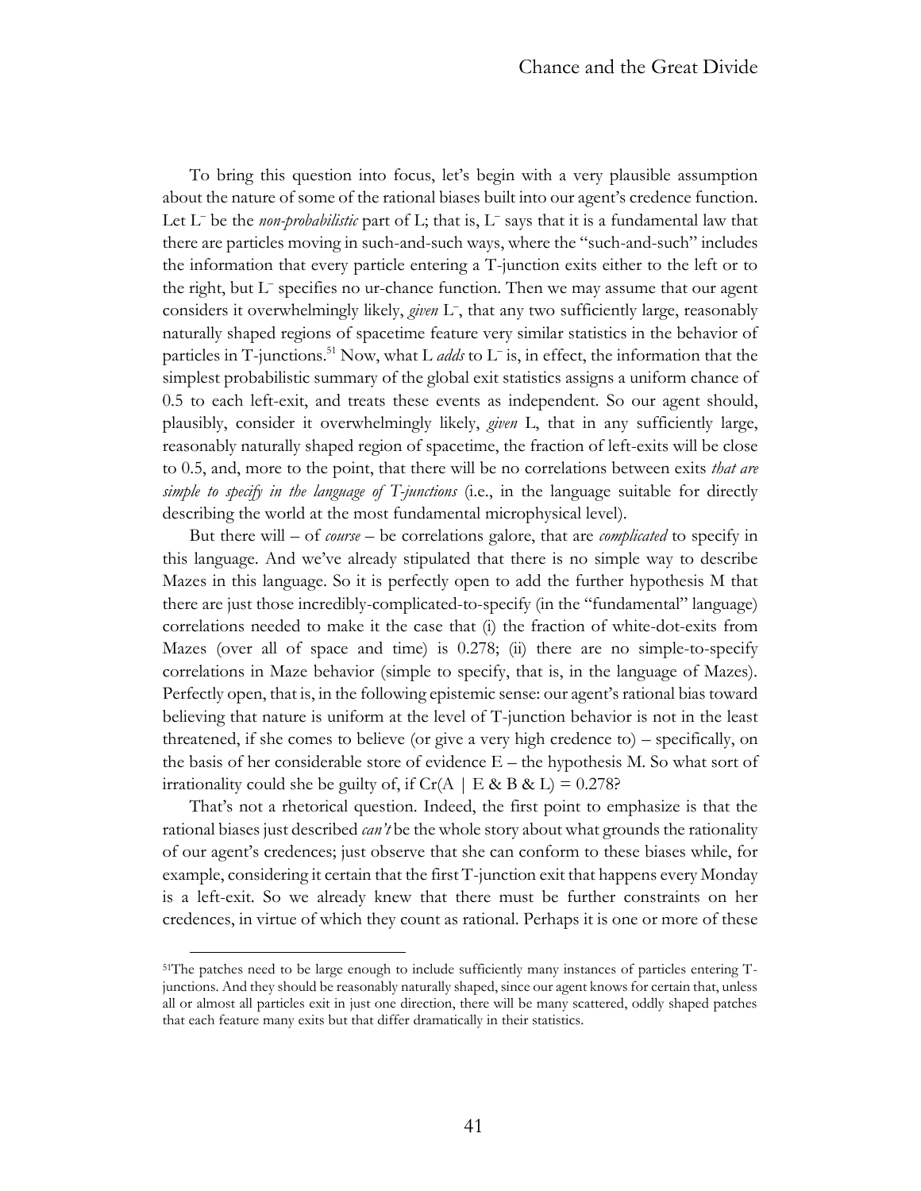To bring this question into focus, let's begin with a very plausible assumption about the nature of some of the rational biases built into our agent's credence function. Let $L^-$ be the *non-probabilistic* part of L; that is, $L^-$ says that it is a fundamental law that there are particles moving in such-and-such ways, where the "such-and-such" includes the information that every particle entering a T-junction exits either to the left or to the right, but $L^-$ specifies no ur-chance function. Then we may assume that our agent considers it overwhelmingly likely, *given* $L^-$, that any two sufficiently large, reasonably naturally shaped regions of spacetime feature very similar statistics in the behavior of particles in T-junctions.[51] Now, what L *adds* to $L^-$ is, in effect, the information that the simplest probabilistic summary of the global exit statistics assigns a uniform chance of 0.5 to each left-exit, and treats these events as independent. So our agent should, plausibly, consider it overwhelmingly likely, *given* L, that in any sufficiently large, reasonably naturally shaped region of spacetime, the fraction of left-exits will be close to 0.5, and, more to the point, that there will be no correlations between exits *that are simple to specify in the language of T-junctions* (i.e., in the language suitable for directly describing the world at the most fundamental microphysical level).

But there will – of *course* – be correlations galore, that are *complicated* to specify in this language. And we've already stipulated that there is no simple way to describe Mazes in this language. So it is perfectly open to add the further hypothesis M that there are just those incredibly-complicated-to-specify (in the "fundamental" language) correlations needed to make it the case that (i) the fraction of white-dot-exits from Mazes (over all of space and time) is 0.278; (ii) there are no simple-to-specify correlations in Maze behavior (simple to specify, that is, in the language of Mazes). Perfectly open, that is, in the following epistemic sense: our agent's rational bias toward believing that nature is uniform at the level of T-junction behavior is not in the least threatened, if she comes to believe (or give a very high credence to) – specifically, on the basis of her considerable store of evidence E – the hypothesis M. So what sort of irrationality could she be guilty of, if $Cr(A \mid E \,\&\, B \,\&\, L) = 0.278$?

That's not a rhetorical question. Indeed, the first point to emphasize is that the rational biases just described *can't* be the whole story about what grounds the rationality of our agent's credences; just observe that she can conform to these biases while, for example, considering it certain that the first T-junction exit that happens every Monday is a left-exit. So we already knew that there must be further constraints on her credences, in virtue of which they count as rational. Perhaps it is one or more of these

[51] The patches need to be large enough to include sufficiently many instances of particles entering T-junctions. And they should be reasonably naturally shaped, since our agent knows for certain that, unless all or almost all particles exit in just one direction, there will be many scattered, oddly shaped patches that each feature many exits but that differ dramatically in their statistics.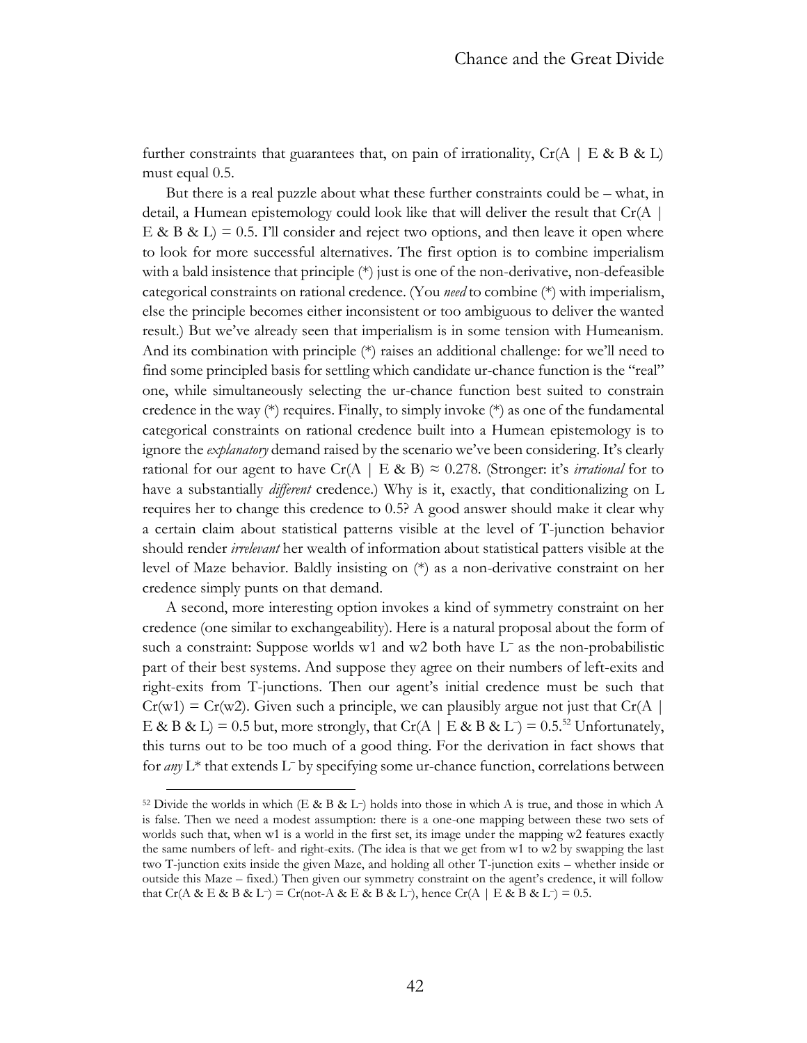further constraints that guarantees that, on pain of irrationality, Cr(A | E & B & L) must equal 0.5.

But there is a real puzzle about what these further constraints could be – what, in detail, a Humean epistemology could look like that will deliver the result that Cr(A | E & B & L) = 0.5. I'll consider and reject two options, and then leave it open where to look for more successful alternatives. The first option is to combine imperialism with a bald insistence that principle (*) just is one of the non-derivative, non-defeasible categorical constraints on rational credence. (You *need* to combine (*) with imperialism, else the principle becomes either inconsistent or too ambiguous to deliver the wanted result.) But we've already seen that imperialism is in some tension with Humeanism. And its combination with principle (*) raises an additional challenge: for we'll need to find some principled basis for settling which candidate ur-chance function is the "real" one, while simultaneously selecting the ur-chance function best suited to constrain credence in the way (*) requires. Finally, to simply invoke (*) as one of the fundamental categorical constraints on rational credence built into a Humean epistemology is to ignore the *explanatory* demand raised by the scenario we've been considering. It's clearly rational for our agent to have Cr(A | E & B) ≈ 0.278. (Stronger: it's *irrational* for to have a substantially *different* credence.) Why is it, exactly, that conditionalizing on L requires her to change this credence to 0.5? A good answer should make it clear why a certain claim about statistical patterns visible at the level of T-junction behavior should render *irrelevant* her wealth of information about statistical patters visible at the level of Maze behavior. Baldly insisting on (*) as a non-derivative constraint on her credence simply punts on that demand.

A second, more interesting option invokes a kind of symmetry constraint on her credence (one similar to exchangeability). Here is a natural proposal about the form of such a constraint: Suppose worlds w1 and w2 both have $L^-$ as the non-probabilistic part of their best systems. And suppose they agree on their numbers of left-exits and right-exits from T-junctions. Then our agent's initial credence must be such that Cr(w1) = Cr(w2). Given such a principle, we can plausibly argue not just that Cr(A | E & B & L) = 0.5 but, more strongly, that Cr(A | E & B & $L^-$) = 0.5.[52] Unfortunately, this turns out to be too much of a good thing. For the derivation in fact shows that for *any* $L^*$ that extends $L^-$ by specifying some ur-chance function, correlations between

[52] Divide the worlds in which (E & B & $L^-$) holds into those in which A is true, and those in which A is false. Then we need a modest assumption: there is a one-one mapping between these two sets of worlds such that, when w1 is a world in the first set, its image under the mapping w2 features exactly the same numbers of left- and right-exits. (The idea is that we get from w1 to w2 by swapping the last two T-junction exits inside the given Maze, and holding all other T-junction exits – whether inside or outside this Maze – fixed.) Then given our symmetry constraint on the agent's credence, it will follow that Cr(A & E & B & $L^-$) = Cr(not-A & E & B & $L^-$), hence Cr(A | E & B & $L^-$) = 0.5.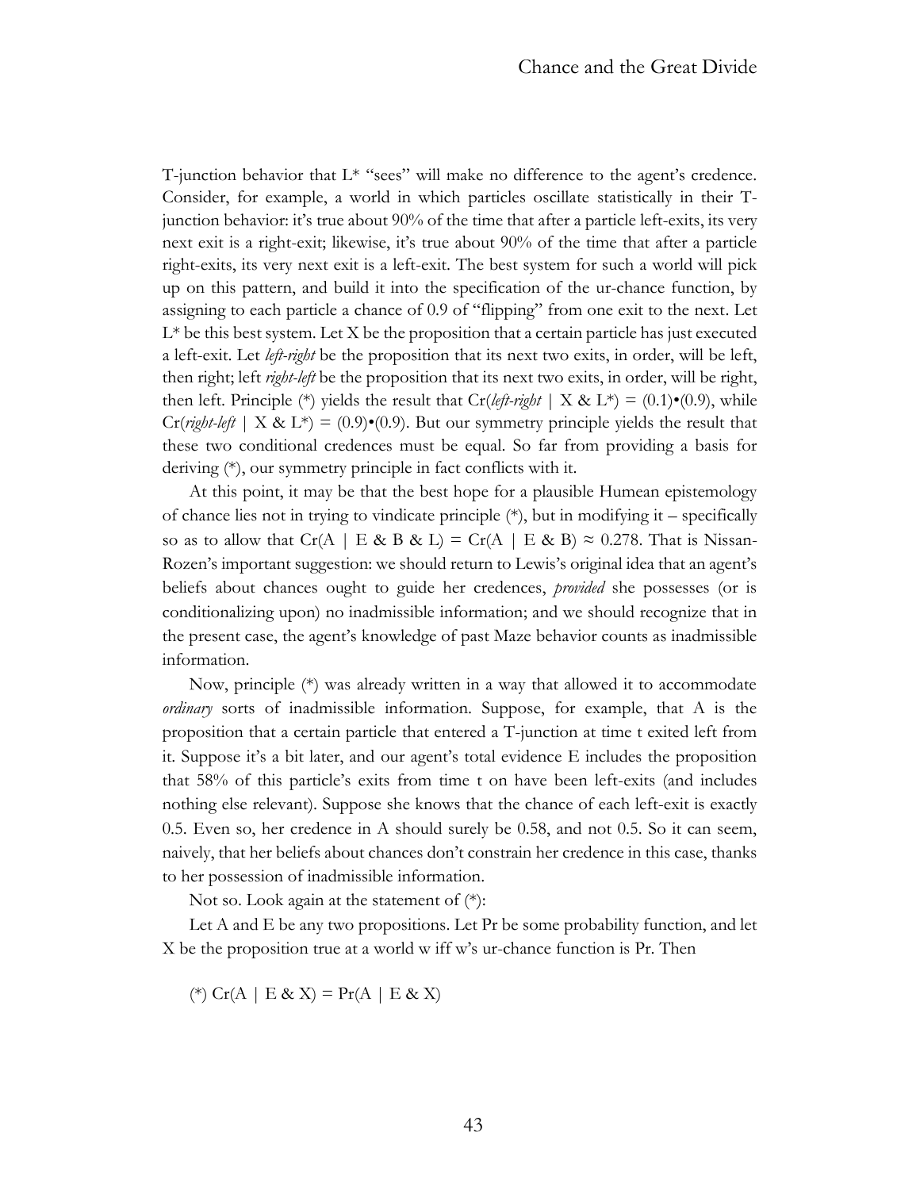T-junction behavior that L* "sees" will make no difference to the agent's credence. Consider, for example, a world in which particles oscillate statistically in their T-junction behavior: it's true about 90% of the time that after a particle left-exits, its very next exit is a right-exit; likewise, it's true about 90% of the time that after a particle right-exits, its very next exit is a left-exit. The best system for such a world will pick up on this pattern, and build it into the specification of the ur-chance function, by assigning to each particle a chance of 0.9 of "flipping" from one exit to the next. Let L* be this best system. Let X be the proposition that a certain particle has just executed a left-exit. Let *left-right* be the proposition that its next two exits, in order, will be left, then right; left *right-left* be the proposition that its next two exits, in order, will be right, then left. Principle (*) yields the result that Cr(*left-right* | X & L*) = (0.1)•(0.9), while Cr(*right-left* | X & L*) = (0.9)•(0.9). But our symmetry principle yields the result that these two conditional credences must be equal. So far from providing a basis for deriving (*), our symmetry principle in fact conflicts with it.

At this point, it may be that the best hope for a plausible Humean epistemology of chance lies not in trying to vindicate principle (*), but in modifying it – specifically so as to allow that Cr(A | E & B & L) = Cr(A | E & B) ≈ 0.278. That is Nissan-Rozen's important suggestion: we should return to Lewis's original idea that an agent's beliefs about chances ought to guide her credences, *provided* she possesses (or is conditionalizing upon) no inadmissible information; and we should recognize that in the present case, the agent's knowledge of past Maze behavior counts as inadmissible information.

Now, principle (*) was already written in a way that allowed it to accommodate *ordinary* sorts of inadmissible information. Suppose, for example, that A is the proposition that a certain particle that entered a T-junction at time t exited left from it. Suppose it's a bit later, and our agent's total evidence E includes the proposition that 58% of this particle's exits from time t on have been left-exits (and includes nothing else relevant). Suppose she knows that the chance of each left-exit is exactly 0.5. Even so, her credence in A should surely be 0.58, and not 0.5. So it can seem, naively, that her beliefs about chances don't constrain her credence in this case, thanks to her possession of inadmissible information.

Not so. Look again at the statement of (*):

Let A and E be any two propositions. Let Pr be some probability function, and let X be the proposition true at a world w iff w's ur-chance function is Pr. Then

(*) Cr(A | E & X) = Pr(A | E & X)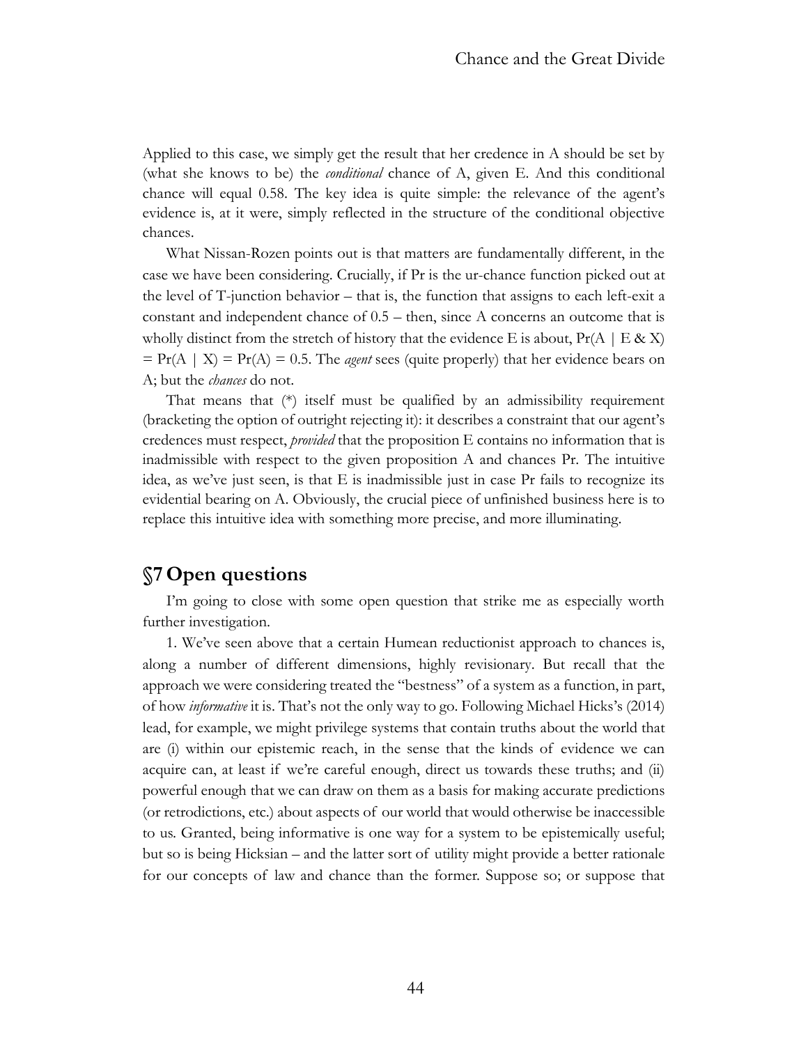Applied to this case, we simply get the result that her credence in A should be set by (what she knows to be) the *conditional* chance of A, given E. And this conditional chance will equal 0.58. The key idea is quite simple: the relevance of the agent's evidence is, at it were, simply reflected in the structure of the conditional objective chances.

What Nissan-Rozen points out is that matters are fundamentally different, in the case we have been considering. Crucially, if Pr is the ur-chance function picked out at the level of T-junction behavior – that is, the function that assigns to each left-exit a constant and independent chance of 0.5 – then, since A concerns an outcome that is wholly distinct from the stretch of history that the evidence E is about, $Pr(A \mid E \& X) = Pr(A \mid X) = Pr(A) = 0.5$. The *agent* sees (quite properly) that her evidence bears on A; but the *chances* do not.

That means that (*) itself must be qualified by an admissibility requirement (bracketing the option of outright rejecting it): it describes a constraint that our agent's credences must respect, *provided* that the proposition E contains no information that is inadmissible with respect to the given proposition A and chances Pr. The intuitive idea, as we've just seen, is that E is inadmissible just in case Pr fails to recognize its evidential bearing on A. Obviously, the crucial piece of unfinished business here is to replace this intuitive idea with something more precise, and more illuminating.

## §7 Open questions

I'm going to close with some open question that strike me as especially worth further investigation.

1. We've seen above that a certain Humean reductionist approach to chances is, along a number of different dimensions, highly revisionary. But recall that the approach we were considering treated the "bestness" of a system as a function, in part, of how *informative* it is. That's not the only way to go. Following Michael Hicks's (2014) lead, for example, we might privilege systems that contain truths about the world that are (i) within our epistemic reach, in the sense that the kinds of evidence we can acquire can, at least if we're careful enough, direct us towards these truths; and (ii) powerful enough that we can draw on them as a basis for making accurate predictions (or retrodictions, etc.) about aspects of our world that would otherwise be inaccessible to us. Granted, being informative is one way for a system to be epistemically useful; but so is being Hicksian – and the latter sort of utility might provide a better rationale for our concepts of law and chance than the former. Suppose so; or suppose that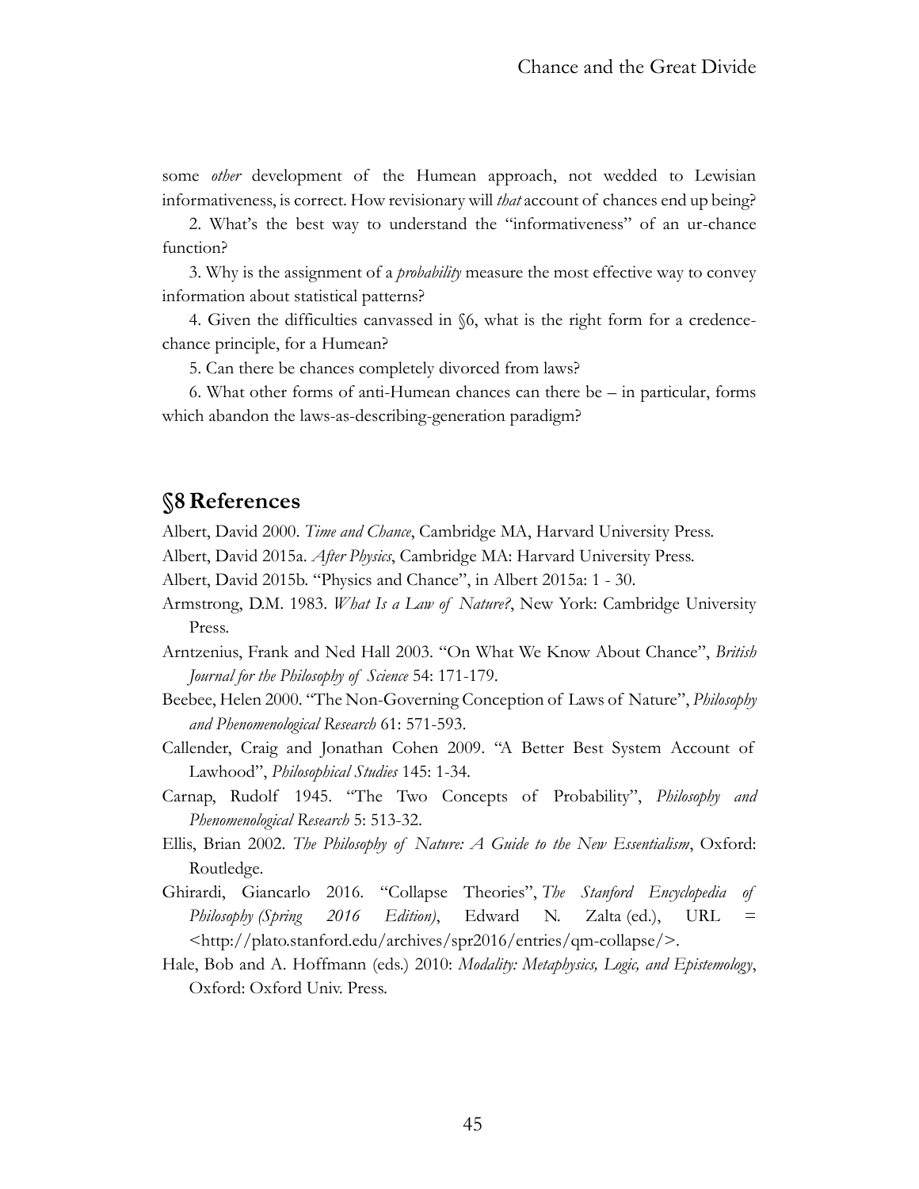some *other* development of the Humean approach, not wedded to Lewisian informativeness, is correct. How revisionary will *that* account of chances end up being?

2. What's the best way to understand the "informativeness" of an ur-chance function?

3. Why is the assignment of a *probability* measure the most effective way to convey information about statistical patterns?

4. Given the difficulties canvassed in §6, what is the right form for a credence-chance principle, for a Humean?

5. Can there be chances completely divorced from laws?

6. What other forms of anti-Humean chances can there be – in particular, forms which abandon the laws-as-describing-generation paradigm?

## §8 References

Albert, David 2000. *Time and Chance*, Cambridge MA, Harvard University Press.

Albert, David 2015a. *After Physics*, Cambridge MA: Harvard University Press.

Albert, David 2015b. "Physics and Chance", in Albert 2015a: 1 - 30.

Armstrong, D.M. 1983. *What Is a Law of Nature?*, New York: Cambridge University Press.

Arntzenius, Frank and Ned Hall 2003. "On What We Know About Chance", *British Journal for the Philosophy of Science* 54: 171-179.

Beebee, Helen 2000. "The Non-Governing Conception of Laws of Nature", *Philosophy and Phenomenological Research* 61: 571-593.

Callender, Craig and Jonathan Cohen 2009. "A Better Best System Account of Lawhood", *Philosophical Studies* 145: 1-34.

Carnap, Rudolf 1945. "The Two Concepts of Probability", *Philosophy and Phenomenological Research* 5: 513-32.

Ellis, Brian 2002. *The Philosophy of Nature: A Guide to the New Essentialism*, Oxford: Routledge.

Ghirardi, Giancarlo 2016. "Collapse Theories", *The Stanford Encyclopedia of Philosophy (Spring 2016 Edition)*, Edward N. Zalta (ed.), URL = <http://plato.stanford.edu/archives/spr2016/entries/qm-collapse/>.

Hale, Bob and A. Hoffmann (eds.) 2010: *Modality: Metaphysics, Logic, and Epistemology*, Oxford: Oxford Univ. Press.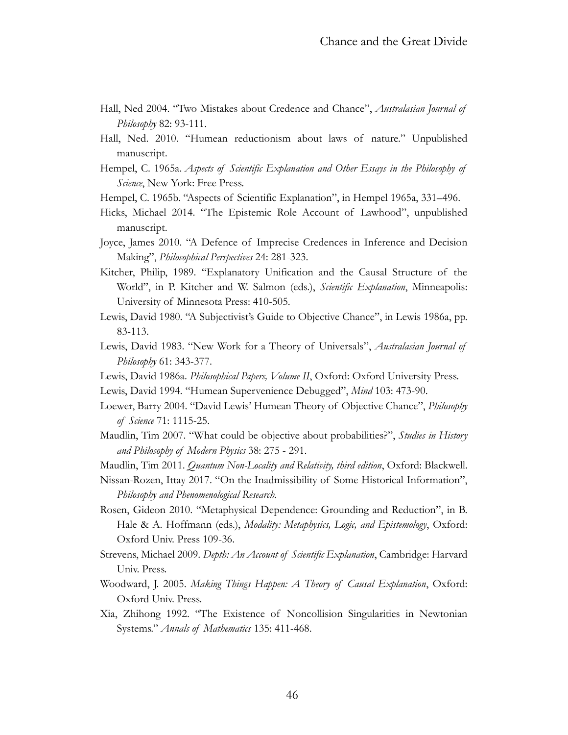Hall, Ned 2004. "Two Mistakes about Credence and Chance", *Australasian Journal of Philosophy* 82: 93-111.

Hall, Ned. 2010. "Humean reductionism about laws of nature." Unpublished manuscript.

Hempel, C. 1965a. *Aspects of Scientific Explanation and Other Essays in the Philosophy of Science*, New York: Free Press.

Hempel, C. 1965b. "Aspects of Scientific Explanation", in Hempel 1965a, 331–496.

Hicks, Michael 2014. "The Epistemic Role Account of Lawhood", unpublished manuscript.

Joyce, James 2010. "A Defence of Imprecise Credences in Inference and Decision Making", *Philosophical Perspectives* 24: 281-323.

Kitcher, Philip, 1989. "Explanatory Unification and the Causal Structure of the World", in P. Kitcher and W. Salmon (eds.), *Scientific Explanation*, Minneapolis: University of Minnesota Press: 410-505.

Lewis, David 1980. "A Subjectivist's Guide to Objective Chance", in Lewis 1986a, pp. 83-113.

Lewis, David 1983. "New Work for a Theory of Universals", *Australasian Journal of Philosophy* 61: 343-377.

Lewis, David 1986a. *Philosophical Papers, Volume II*, Oxford: Oxford University Press.

Lewis, David 1994. "Humean Supervenience Debugged", *Mind* 103: 473-90.

Loewer, Barry 2004. "David Lewis' Humean Theory of Objective Chance", *Philosophy of Science* 71: 1115-25.

Maudlin, Tim 2007. "What could be objective about probabilities?", *Studies in History and Philosophy of Modern Physics* 38: 275 - 291.

Maudlin, Tim 2011. *Quantum Non-Locality and Relativity, third edition*, Oxford: Blackwell.

Nissan-Rozen, Ittay 2017. "On the Inadmissibility of Some Historical Information", *Philosophy and Phenomenological Research.*

Rosen, Gideon 2010. "Metaphysical Dependence: Grounding and Reduction", in B. Hale & A. Hoffmann (eds.), *Modality: Metaphysics, Logic, and Epistemology*, Oxford: Oxford Univ. Press 109-36.

Strevens, Michael 2009. *Depth: An Account of Scientific Explanation*, Cambridge: Harvard Univ. Press.

Woodward, J. 2005. *Making Things Happen: A Theory of Causal Explanation*, Oxford: Oxford Univ. Press.

Xia, Zhihong 1992. "The Existence of Noncollision Singularities in Newtonian Systems." *Annals of Mathematics* 135: 411-468.